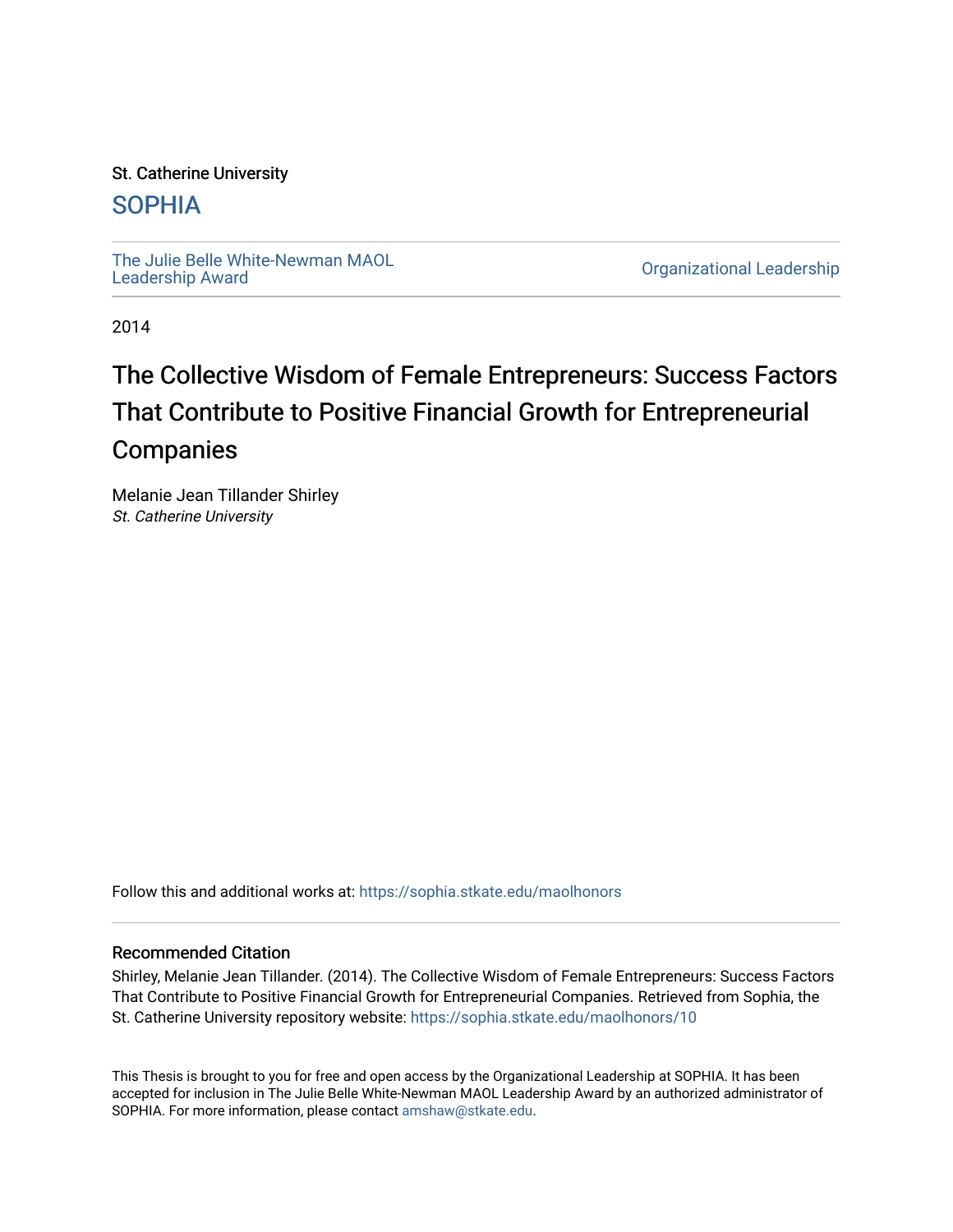St. Catherine University

# SOPHIA

The Julie Belle White-Newman MAOL Leadership Award

Organizational Leadership

2014

# The Collective Wisdom of Female Entrepreneurs: Success Factors That Contribute to Positive Financial Growth for Entrepreneurial Companies

Melanie Jean Tillander Shirley
*St. Catherine University*

Follow this and additional works at: https://sophia.stkate.edu/maolhonors

## Recommended Citation

Shirley, Melanie Jean Tillander. (2014). The Collective Wisdom of Female Entrepreneurs: Success Factors That Contribute to Positive Financial Growth for Entrepreneurial Companies. Retrieved from Sophia, the St. Catherine University repository website: https://sophia.stkate.edu/maolhonors/10

This Thesis is brought to you for free and open access by the Organizational Leadership at SOPHIA. It has been accepted for inclusion in The Julie Belle White-Newman MAOL Leadership Award by an authorized administrator of SOPHIA. For more information, please contact amshaw@stkate.edu.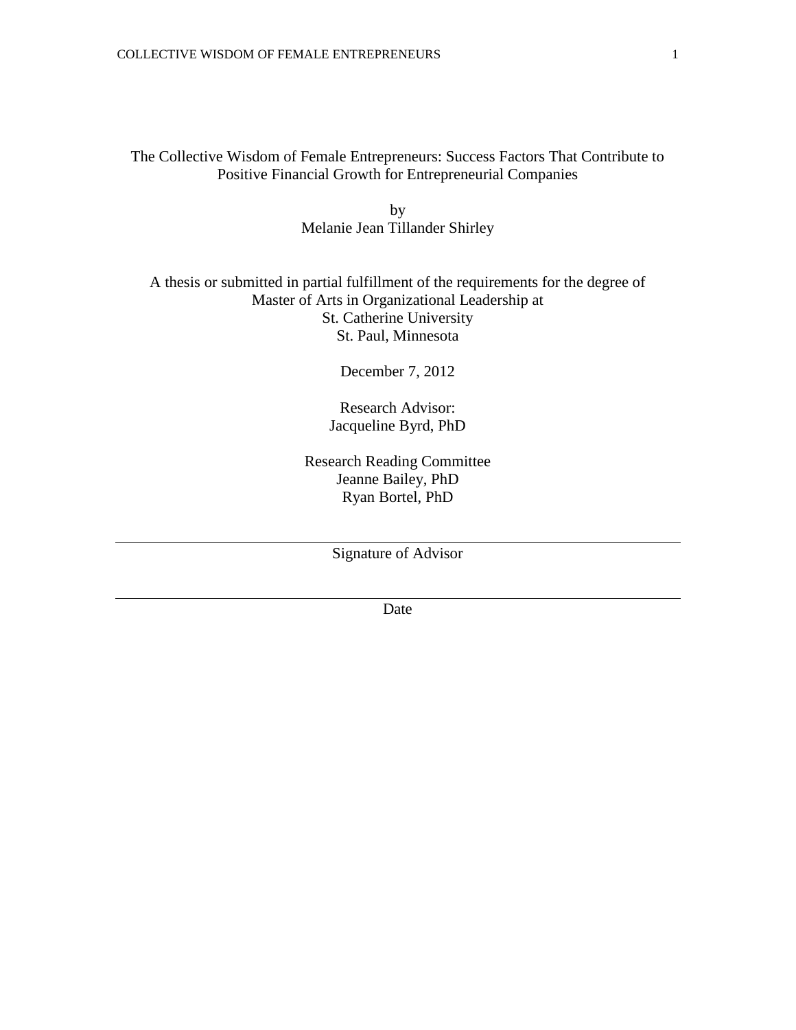# The Collective Wisdom of Female Entrepreneurs: Success Factors That Contribute to Positive Financial Growth for Entrepreneurial Companies

by

Melanie Jean Tillander Shirley

A thesis or submitted in partial fulfillment of the requirements for the degree of Master of Arts in Organizational Leadership at St. Catherine University St. Paul, Minnesota

December 7, 2012

Research Advisor:
Jacqueline Byrd, PhD

Research Reading Committee
Jeanne Bailey, PhD
Ryan Bortel, PhD

---

Signature of Advisor

---

Date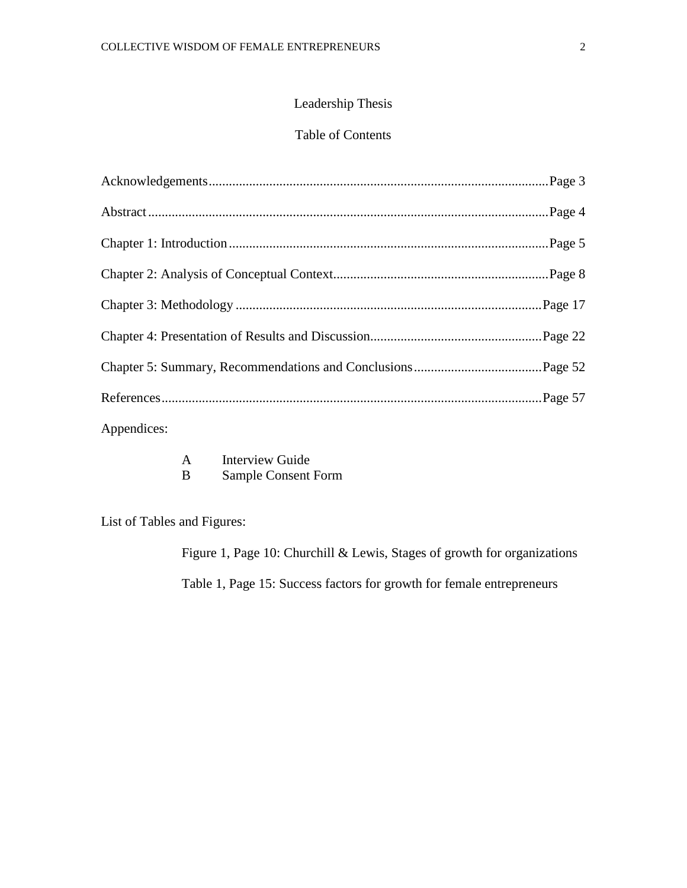# Leadership Thesis

## Table of Contents

Acknowledgements....................................................................................................Page 3

Abstract......................................................................................................................Page 4

Chapter 1: Introduction..............................................................................................Page 5

Chapter 2: Analysis of Conceptual Context...............................................................Page 8

Chapter 3: Methodology..........................................................................................Page 17

Chapter 4: Presentation of Results and Discussion...................................................Page 22

Chapter 5: Summary, Recommendations and Conclusions......................................Page 52

References................................................................................................................Page 57

Appendices:

- A Interview Guide
- B Sample Consent Form

List of Tables and Figures:

- Figure 1, Page 10: Churchill & Lewis, Stages of growth for organizations
- Table 1, Page 15: Success factors for growth for female entrepreneurs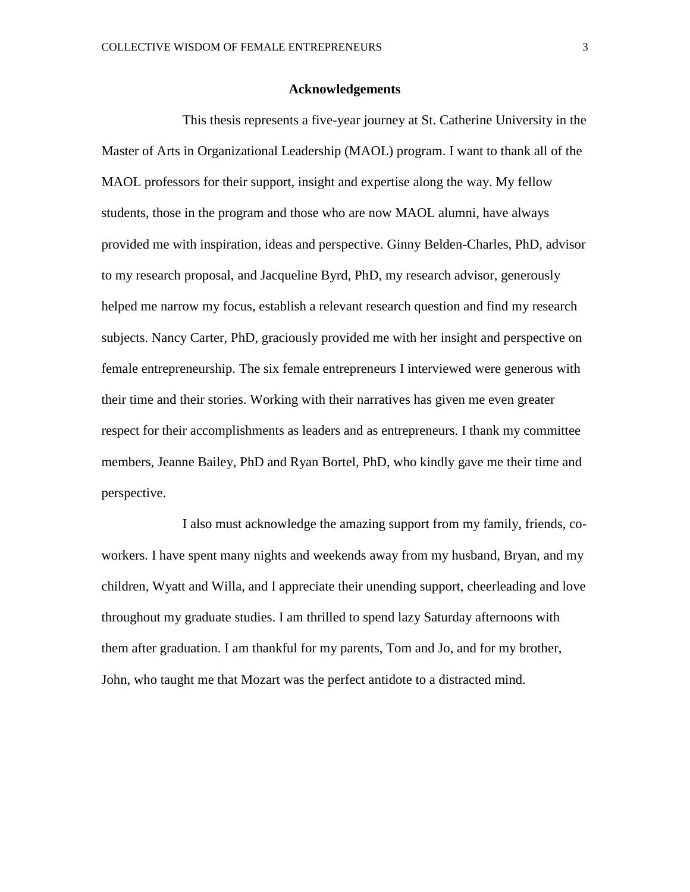## Acknowledgements

This thesis represents a five-year journey at St. Catherine University in the Master of Arts in Organizational Leadership (MAOL) program. I want to thank all of the MAOL professors for their support, insight and expertise along the way. My fellow students, those in the program and those who are now MAOL alumni, have always provided me with inspiration, ideas and perspective. Ginny Belden-Charles, PhD, advisor to my research proposal, and Jacqueline Byrd, PhD, my research advisor, generously helped me narrow my focus, establish a relevant research question and find my research subjects. Nancy Carter, PhD, graciously provided me with her insight and perspective on female entrepreneurship. The six female entrepreneurs I interviewed were generous with their time and their stories. Working with their narratives has given me even greater respect for their accomplishments as leaders and as entrepreneurs. I thank my committee members, Jeanne Bailey, PhD and Ryan Bortel, PhD, who kindly gave me their time and perspective.

I also must acknowledge the amazing support from my family, friends, co-workers. I have spent many nights and weekends away from my husband, Bryan, and my children, Wyatt and Willa, and I appreciate their unending support, cheerleading and love throughout my graduate studies. I am thrilled to spend lazy Saturday afternoons with them after graduation. I am thankful for my parents, Tom and Jo, and for my brother, John, who taught me that Mozart was the perfect antidote to a distracted mind.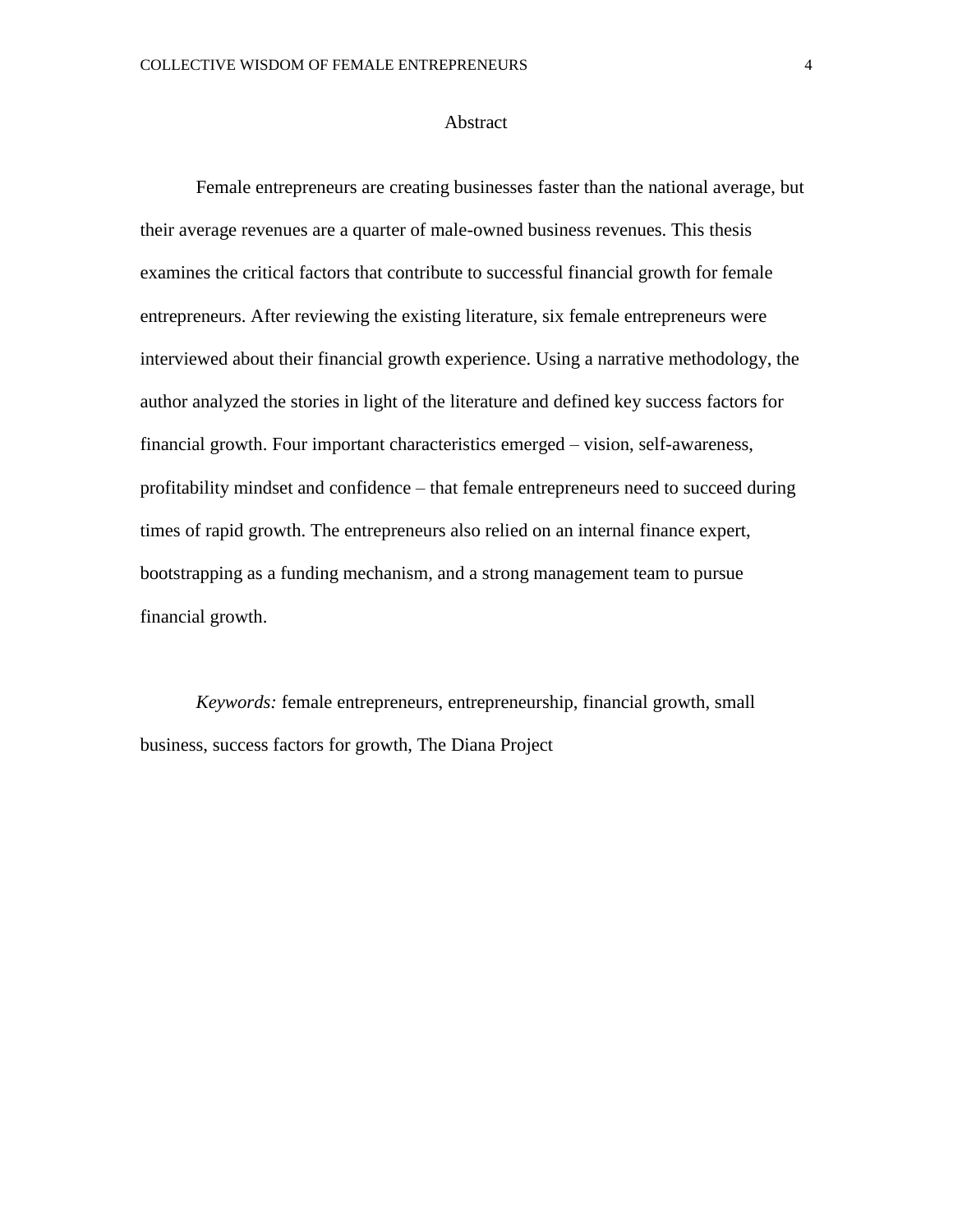# Abstract

Female entrepreneurs are creating businesses faster than the national average, but their average revenues are a quarter of male-owned business revenues. This thesis examines the critical factors that contribute to successful financial growth for female entrepreneurs. After reviewing the existing literature, six female entrepreneurs were interviewed about their financial growth experience. Using a narrative methodology, the author analyzed the stories in light of the literature and defined key success factors for financial growth. Four important characteristics emerged – vision, self-awareness, profitability mindset and confidence – that female entrepreneurs need to succeed during times of rapid growth. The entrepreneurs also relied on an internal finance expert, bootstrapping as a funding mechanism, and a strong management team to pursue financial growth.

*Keywords:* female entrepreneurs, entrepreneurship, financial growth, small business, success factors for growth, The Diana Project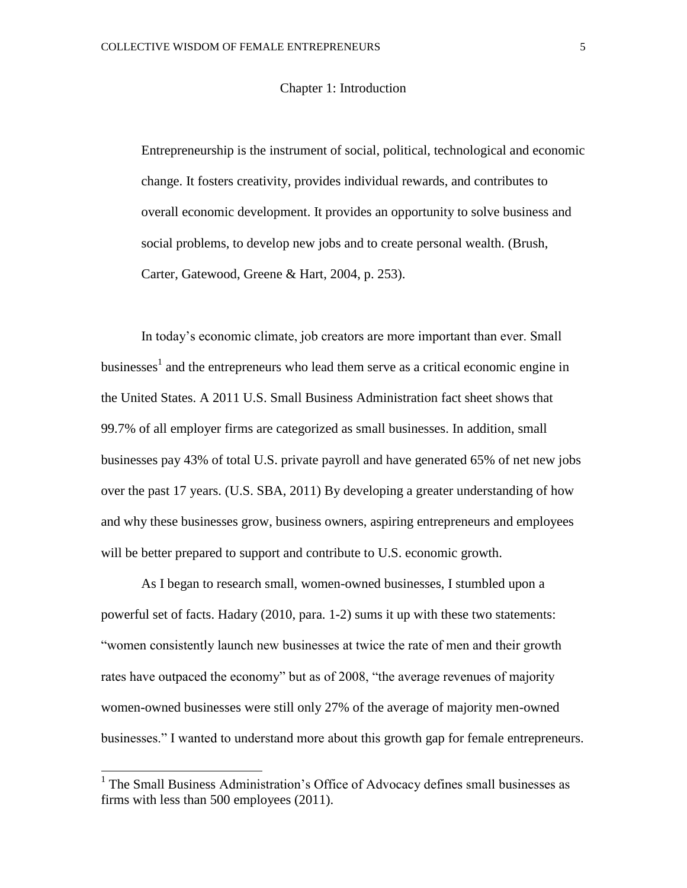# Chapter 1: Introduction

> Entrepreneurship is the instrument of social, political, technological and economic change. It fosters creativity, provides individual rewards, and contributes to overall economic development. It provides an opportunity to solve business and social problems, to develop new jobs and to create personal wealth. (Brush, Carter, Gatewood, Greene & Hart, 2004, p. 253).

In today's economic climate, job creators are more important than ever. Small businesses[1] and the entrepreneurs who lead them serve as a critical economic engine in the United States. A 2011 U.S. Small Business Administration fact sheet shows that 99.7% of all employer firms are categorized as small businesses. In addition, small businesses pay 43% of total U.S. private payroll and have generated 65% of net new jobs over the past 17 years. (U.S. SBA, 2011) By developing a greater understanding of how and why these businesses grow, business owners, aspiring entrepreneurs and employees will be better prepared to support and contribute to U.S. economic growth.

As I began to research small, women-owned businesses, I stumbled upon a powerful set of facts. Hadary (2010, para. 1-2) sums it up with these two statements: "women consistently launch new businesses at twice the rate of men and their growth rates have outpaced the economy" but as of 2008, "the average revenues of majority women-owned businesses were still only 27% of the average of majority men-owned businesses." I wanted to understand more about this growth gap for female entrepreneurs.

---

[1] The Small Business Administration's Office of Advocacy defines small businesses as firms with less than 500 employees (2011).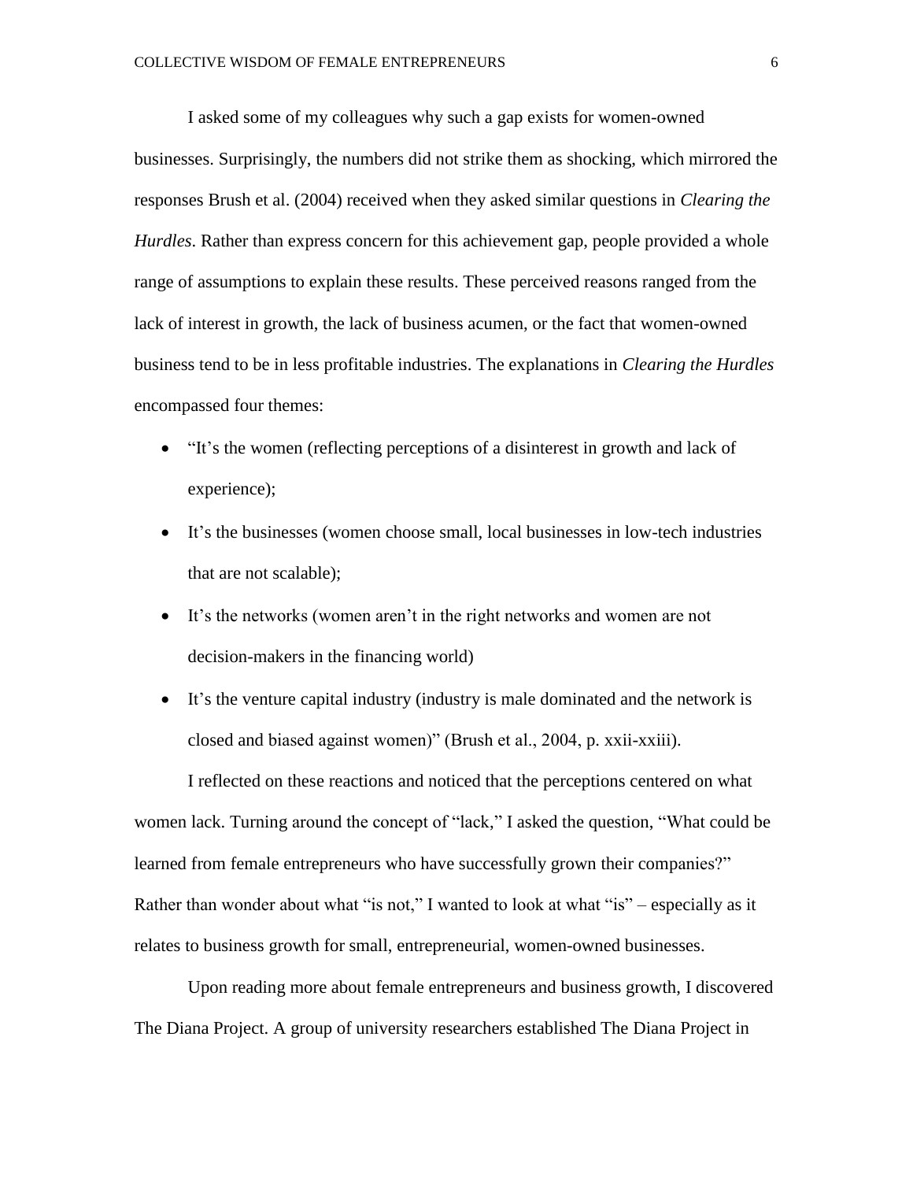I asked some of my colleagues why such a gap exists for women-owned businesses. Surprisingly, the numbers did not strike them as shocking, which mirrored the responses Brush et al. (2004) received when they asked similar questions in *Clearing the Hurdles*. Rather than express concern for this achievement gap, people provided a whole range of assumptions to explain these results. These perceived reasons ranged from the lack of interest in growth, the lack of business acumen, or the fact that women-owned business tend to be in less profitable industries. The explanations in *Clearing the Hurdles* encompassed four themes:

- "It's the women (reflecting perceptions of a disinterest in growth and lack of experience);
- It's the businesses (women choose small, local businesses in low-tech industries that are not scalable);
- It's the networks (women aren't in the right networks and women are not decision-makers in the financing world)
- It's the venture capital industry (industry is male dominated and the network is closed and biased against women)" (Brush et al., 2004, p. xxii-xxiii).

I reflected on these reactions and noticed that the perceptions centered on what women lack. Turning around the concept of "lack," I asked the question, "What could be learned from female entrepreneurs who have successfully grown their companies?" Rather than wonder about what "is not," I wanted to look at what "is" – especially as it relates to business growth for small, entrepreneurial, women-owned businesses.

Upon reading more about female entrepreneurs and business growth, I discovered The Diana Project. A group of university researchers established The Diana Project in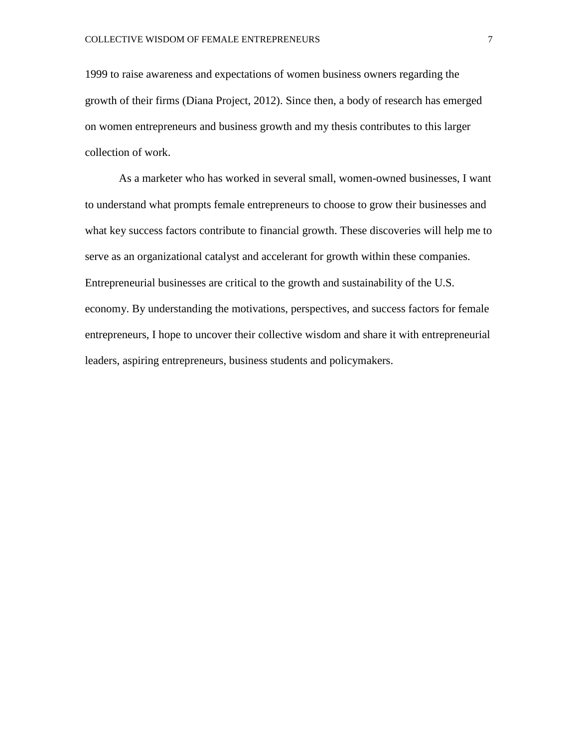1999 to raise awareness and expectations of women business owners regarding the growth of their firms (Diana Project, 2012). Since then, a body of research has emerged on women entrepreneurs and business growth and my thesis contributes to this larger collection of work.

As a marketer who has worked in several small, women-owned businesses, I want to understand what prompts female entrepreneurs to choose to grow their businesses and what key success factors contribute to financial growth. These discoveries will help me to serve as an organizational catalyst and accelerant for growth within these companies. Entrepreneurial businesses are critical to the growth and sustainability of the U.S. economy. By understanding the motivations, perspectives, and success factors for female entrepreneurs, I hope to uncover their collective wisdom and share it with entrepreneurial leaders, aspiring entrepreneurs, business students and policymakers.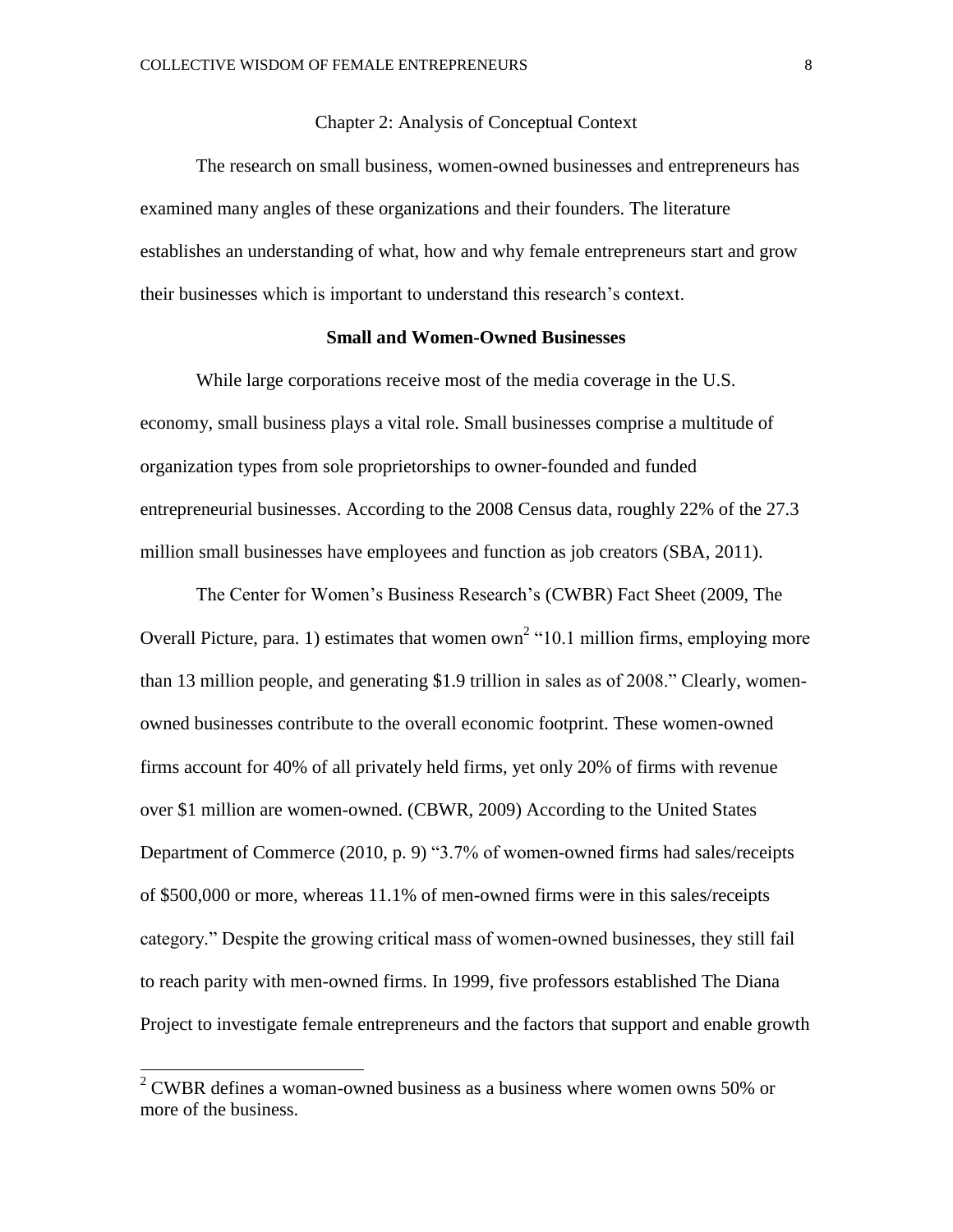## Chapter 2: Analysis of Conceptual Context

The research on small business, women-owned businesses and entrepreneurs has examined many angles of these organizations and their founders. The literature establishes an understanding of what, how and why female entrepreneurs start and grow their businesses which is important to understand this research's context.

### Small and Women-Owned Businesses

While large corporations receive most of the media coverage in the U.S. economy, small business plays a vital role. Small businesses comprise a multitude of organization types from sole proprietorships to owner-founded and funded entrepreneurial businesses. According to the 2008 Census data, roughly 22% of the 27.3 million small businesses have employees and function as job creators (SBA, 2011).

The Center for Women's Business Research's (CWBR) Fact Sheet (2009, The Overall Picture, para. 1) estimates that women own[2] "10.1 million firms, employing more than 13 million people, and generating $1.9 trillion in sales as of 2008." Clearly, women-owned businesses contribute to the overall economic footprint. These women-owned firms account for 40% of all privately held firms, yet only 20% of firms with revenue over $1 million are women-owned. (CBWR, 2009) According to the United States Department of Commerce (2010, p. 9) "3.7% of women-owned firms had sales/receipts of $500,000 or more, whereas 11.1% of men-owned firms were in this sales/receipts category." Despite the growing critical mass of women-owned businesses, they still fail to reach parity with men-owned firms. In 1999, five professors established The Diana Project to investigate female entrepreneurs and the factors that support and enable growth

---

[2] CWBR defines a woman-owned business as a business where women owns 50% or more of the business.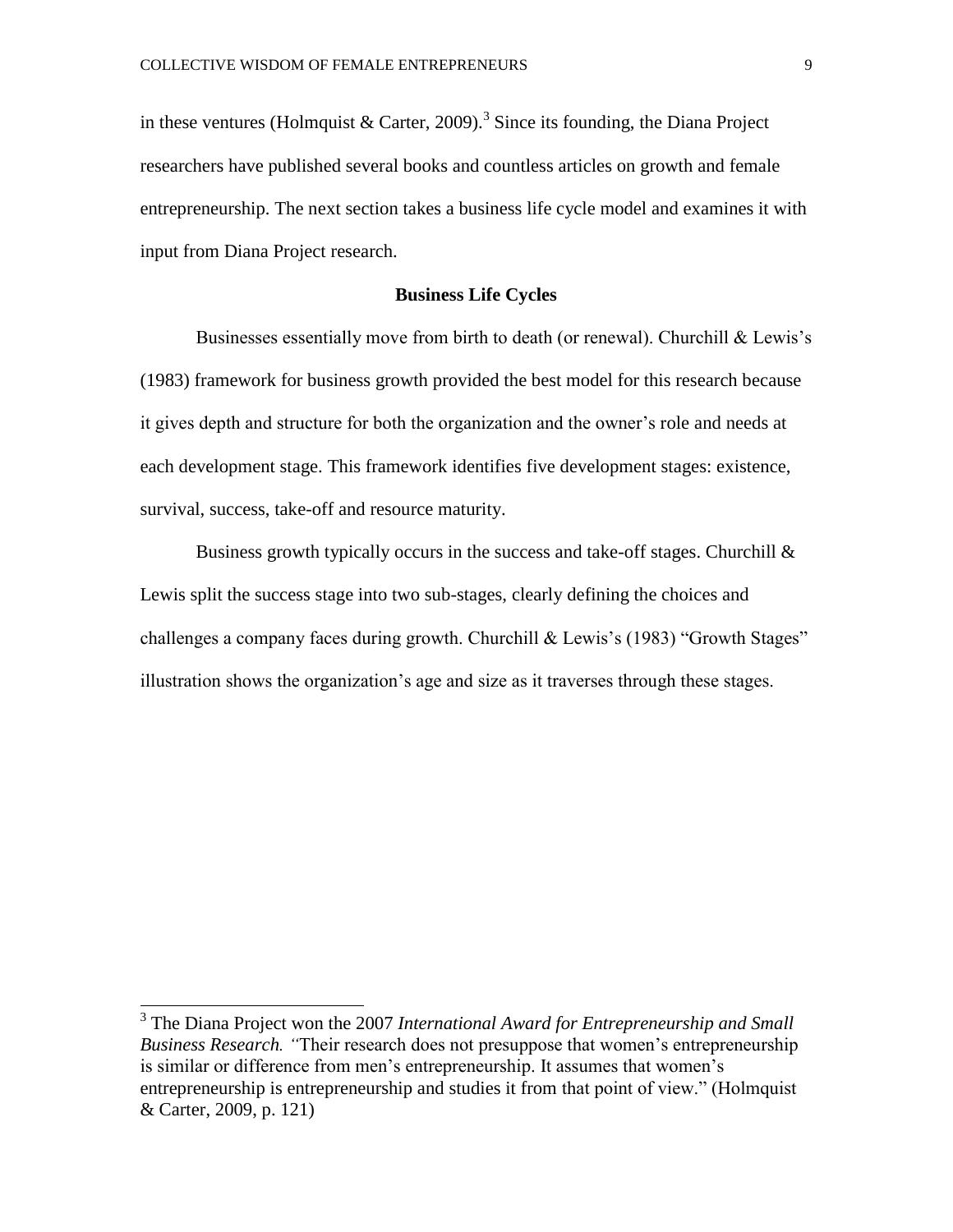in these ventures (Holmquist & Carter, 2009).[3] Since its founding, the Diana Project researchers have published several books and countless articles on growth and female entrepreneurship. The next section takes a business life cycle model and examines it with input from Diana Project research.

## Business Life Cycles

Businesses essentially move from birth to death (or renewal). Churchill & Lewis's (1983) framework for business growth provided the best model for this research because it gives depth and structure for both the organization and the owner's role and needs at each development stage. This framework identifies five development stages: existence, survival, success, take-off and resource maturity.

Business growth typically occurs in the success and take-off stages. Churchill & Lewis split the success stage into two sub-stages, clearly defining the choices and challenges a company faces during growth. Churchill & Lewis's (1983) "Growth Stages" illustration shows the organization's age and size as it traverses through these stages.

---

[3] The Diana Project won the 2007 *International Award for Entrepreneurship and Small Business Research. "*Their research does not presuppose that women's entrepreneurship is similar or difference from men's entrepreneurship. It assumes that women's entrepreneurship is entrepreneurship and studies it from that point of view." (Holmquist & Carter, 2009, p. 121)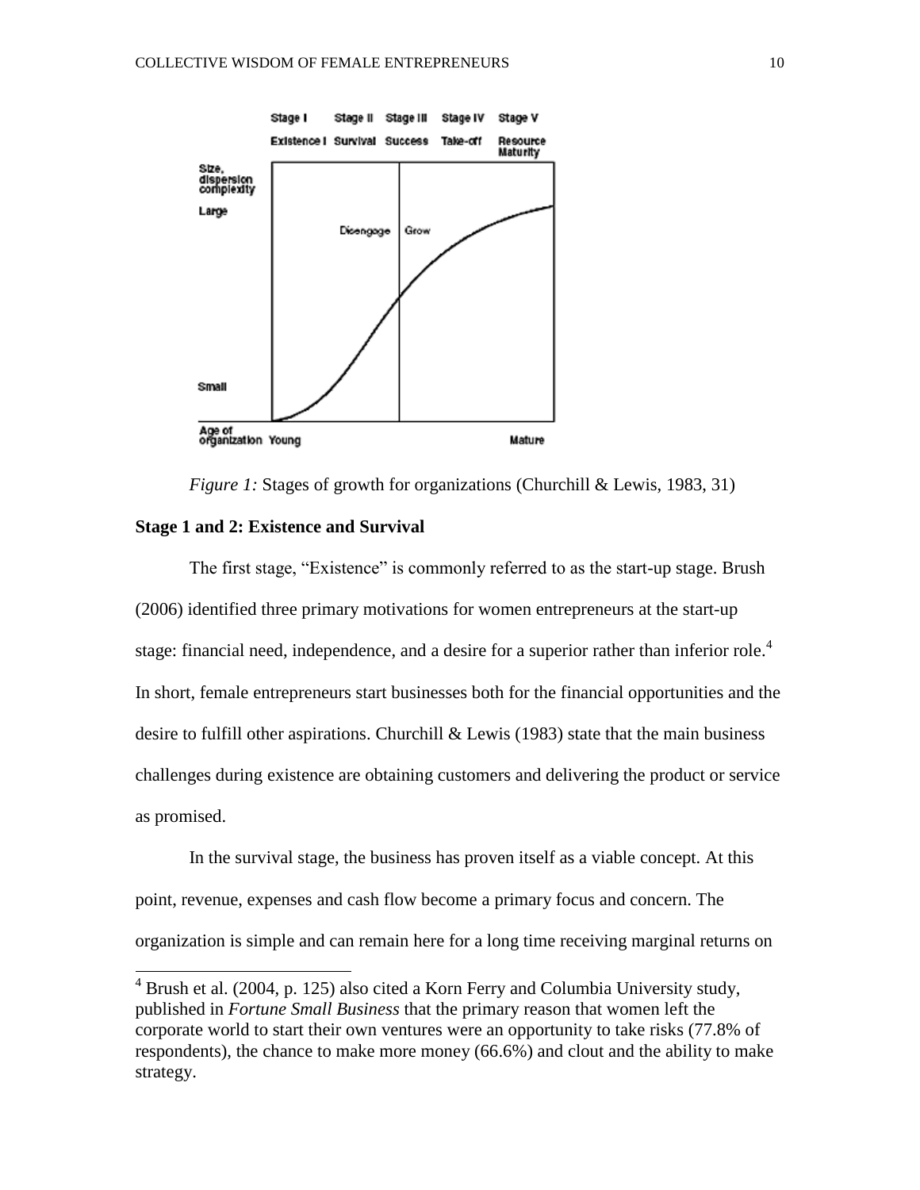*Figure 1:* Stages of growth for organizations (Churchill & Lewis, 1983, 31)

### Stage 1 and 2: Existence and Survival

The first stage, "Existence" is commonly referred to as the start-up stage. Brush (2006) identified three primary motivations for women entrepreneurs at the start-up stage: financial need, independence, and a desire for a superior rather than inferior role.[4] In short, female entrepreneurs start businesses both for the financial opportunities and the desire to fulfill other aspirations. Churchill & Lewis (1983) state that the main business challenges during existence are obtaining customers and delivering the product or service as promised.

In the survival stage, the business has proven itself as a viable concept. At this point, revenue, expenses and cash flow become a primary focus and concern. The organization is simple and can remain here for a long time receiving marginal returns on

---

[4] Brush et al. (2004, p. 125) also cited a Korn Ferry and Columbia University study, published in *Fortune Small Business* that the primary reason that women left the corporate world to start their own ventures were an opportunity to take risks (77.8% of respondents), the chance to make more money (66.6%) and clout and the ability to make strategy.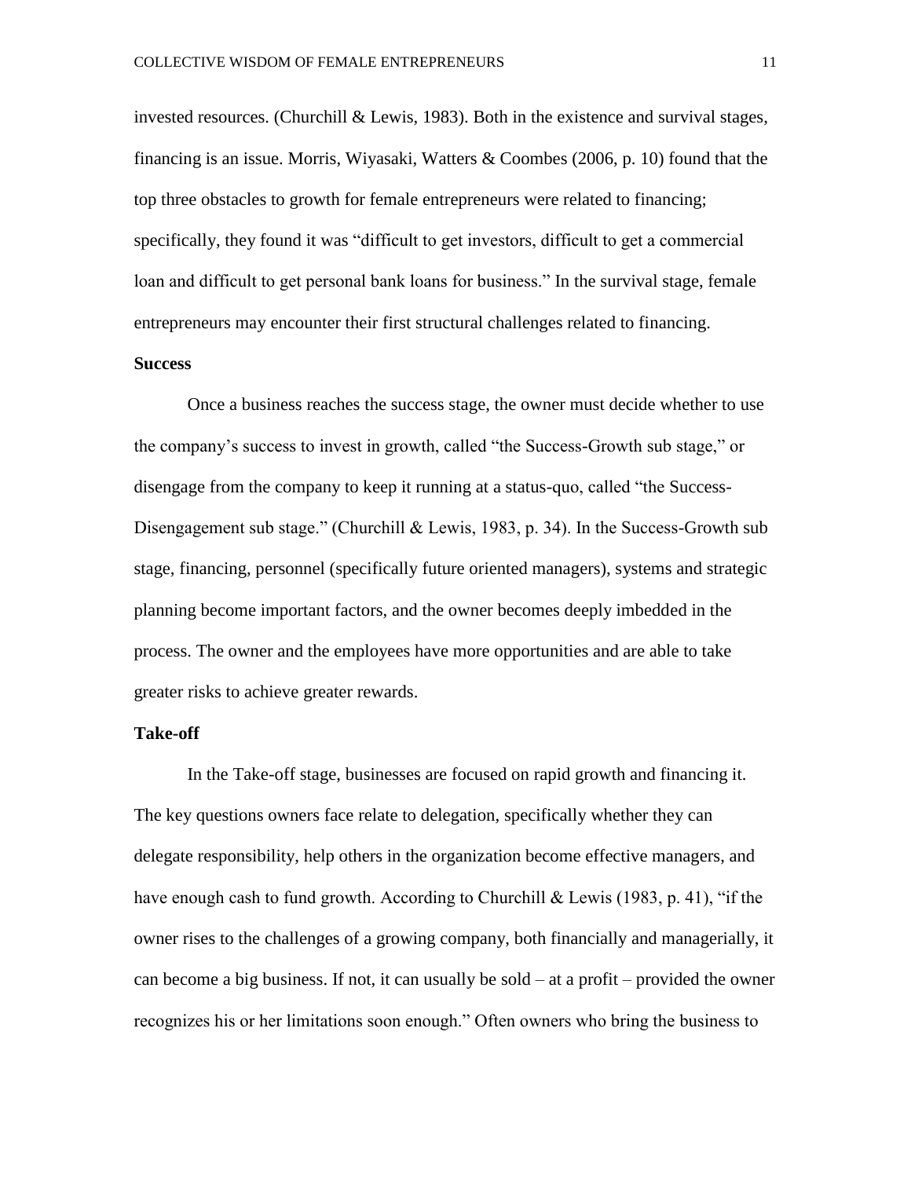invested resources. (Churchill & Lewis, 1983). Both in the existence and survival stages, financing is an issue. Morris, Wiyasaki, Watters & Coombes (2006, p. 10) found that the top three obstacles to growth for female entrepreneurs were related to financing; specifically, they found it was "difficult to get investors, difficult to get a commercial loan and difficult to get personal bank loans for business." In the survival stage, female entrepreneurs may encounter their first structural challenges related to financing.

**Success**

Once a business reaches the success stage, the owner must decide whether to use the company's success to invest in growth, called "the Success-Growth sub stage," or disengage from the company to keep it running at a status-quo, called "the Success-Disengagement sub stage." (Churchill & Lewis, 1983, p. 34). In the Success-Growth sub stage, financing, personnel (specifically future oriented managers), systems and strategic planning become important factors, and the owner becomes deeply imbedded in the process. The owner and the employees have more opportunities and are able to take greater risks to achieve greater rewards.

**Take-off**

In the Take-off stage, businesses are focused on rapid growth and financing it. The key questions owners face relate to delegation, specifically whether they can delegate responsibility, help others in the organization become effective managers, and have enough cash to fund growth. According to Churchill & Lewis (1983, p. 41), "if the owner rises to the challenges of a growing company, both financially and managerially, it can become a big business. If not, it can usually be sold – at a profit – provided the owner recognizes his or her limitations soon enough." Often owners who bring the business to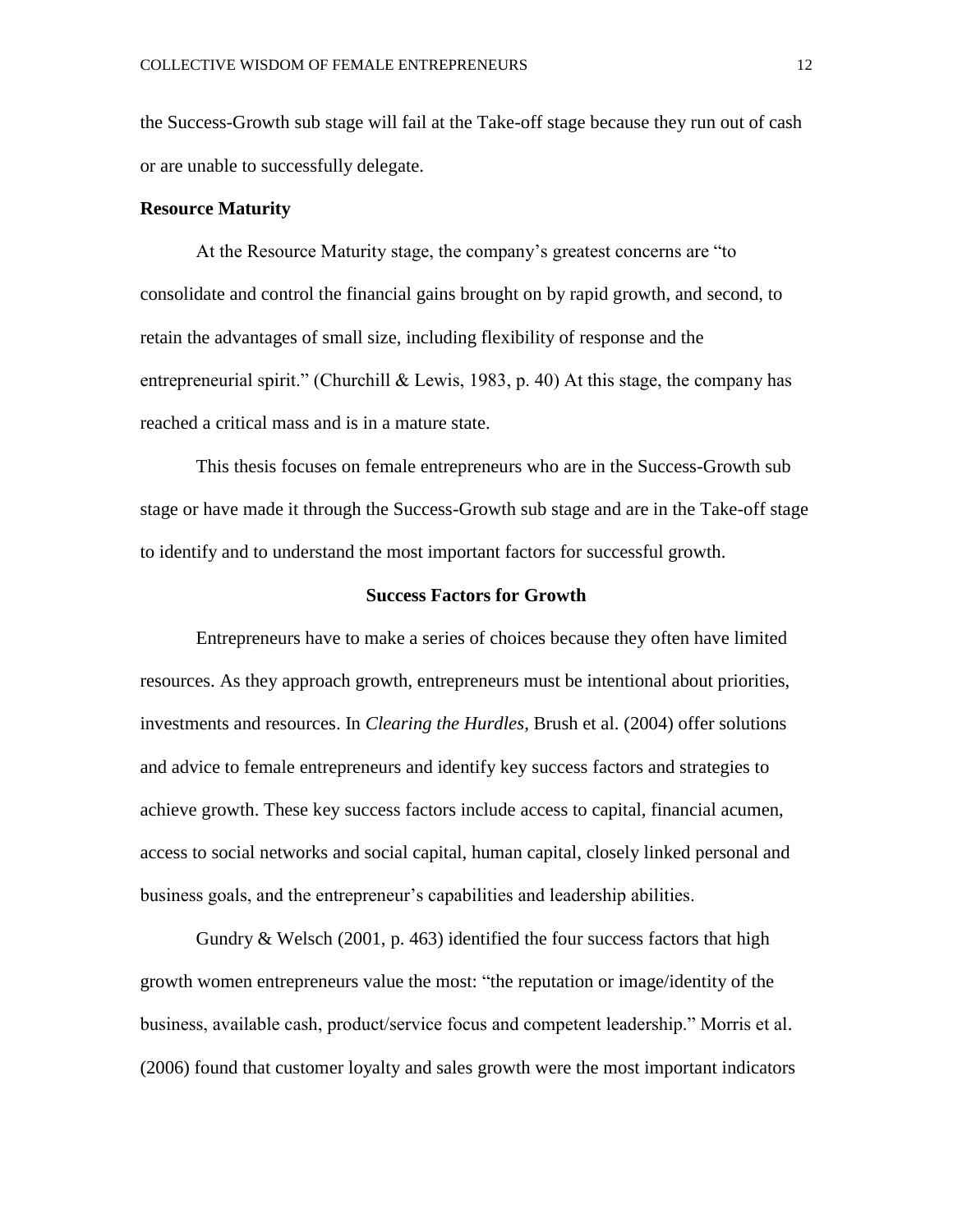the Success-Growth sub stage will fail at the Take-off stage because they run out of cash or are unable to successfully delegate.

### Resource Maturity

At the Resource Maturity stage, the company's greatest concerns are "to consolidate and control the financial gains brought on by rapid growth, and second, to retain the advantages of small size, including flexibility of response and the entrepreneurial spirit." (Churchill & Lewis, 1983, p. 40) At this stage, the company has reached a critical mass and is in a mature state.

This thesis focuses on female entrepreneurs who are in the Success-Growth sub stage or have made it through the Success-Growth sub stage and are in the Take-off stage to identify and to understand the most important factors for successful growth.

## Success Factors for Growth

Entrepreneurs have to make a series of choices because they often have limited resources. As they approach growth, entrepreneurs must be intentional about priorities, investments and resources. In *Clearing the Hurdles*, Brush et al. (2004) offer solutions and advice to female entrepreneurs and identify key success factors and strategies to achieve growth. These key success factors include access to capital, financial acumen, access to social networks and social capital, human capital, closely linked personal and business goals, and the entrepreneur's capabilities and leadership abilities.

Gundry & Welsch (2001, p. 463) identified the four success factors that high growth women entrepreneurs value the most: "the reputation or image/identity of the business, available cash, product/service focus and competent leadership." Morris et al. (2006) found that customer loyalty and sales growth were the most important indicators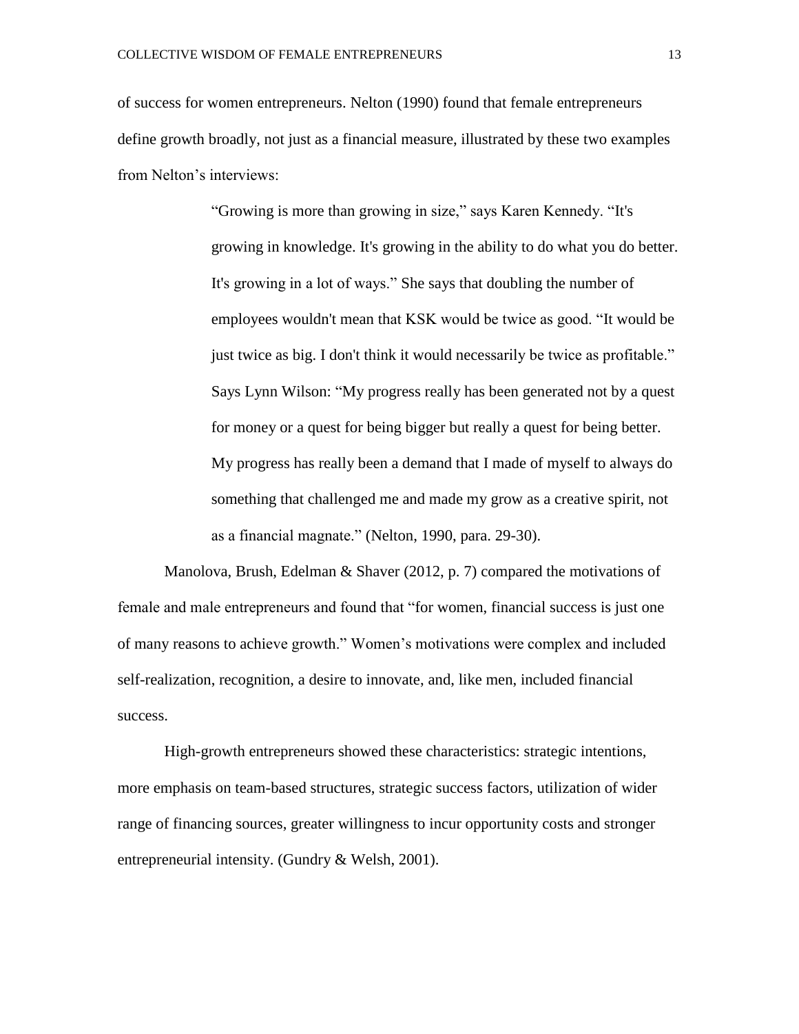of success for women entrepreneurs. Nelton (1990) found that female entrepreneurs define growth broadly, not just as a financial measure, illustrated by these two examples from Nelton's interviews:

> "Growing is more than growing in size," says Karen Kennedy. "It's growing in knowledge. It's growing in the ability to do what you do better. It's growing in a lot of ways." She says that doubling the number of employees wouldn't mean that KSK would be twice as good. "It would be just twice as big. I don't think it would necessarily be twice as profitable." Says Lynn Wilson: "My progress really has been generated not by a quest for money or a quest for being bigger but really a quest for being better. My progress has really been a demand that I made of myself to always do something that challenged me and made my grow as a creative spirit, not as a financial magnate." (Nelton, 1990, para. 29-30).

Manolova, Brush, Edelman & Shaver (2012, p. 7) compared the motivations of female and male entrepreneurs and found that "for women, financial success is just one of many reasons to achieve growth." Women's motivations were complex and included self-realization, recognition, a desire to innovate, and, like men, included financial success.

High-growth entrepreneurs showed these characteristics: strategic intentions, more emphasis on team-based structures, strategic success factors, utilization of wider range of financing sources, greater willingness to incur opportunity costs and stronger entrepreneurial intensity. (Gundry & Welsh, 2001).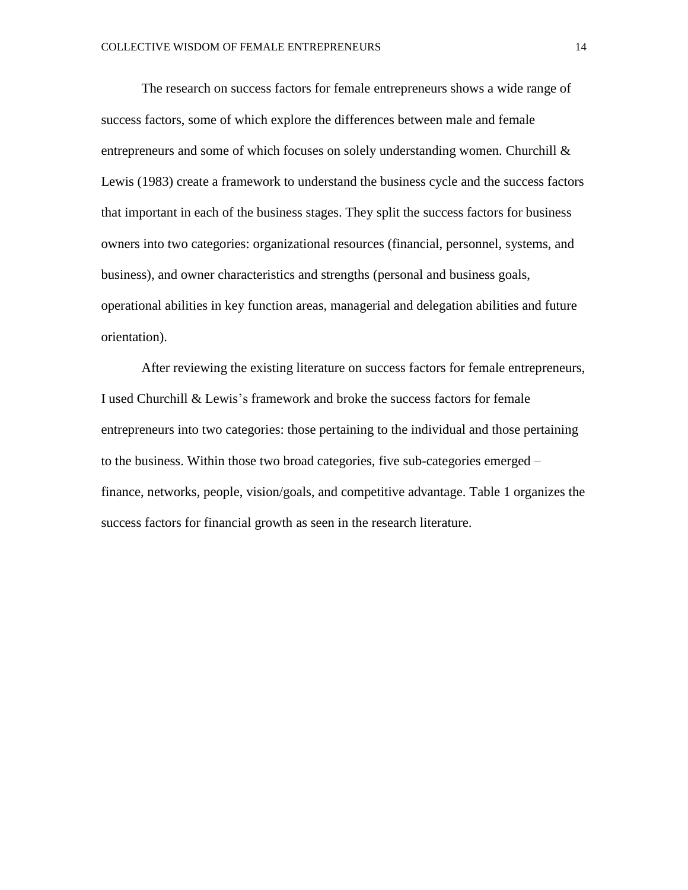The research on success factors for female entrepreneurs shows a wide range of success factors, some of which explore the differences between male and female entrepreneurs and some of which focuses on solely understanding women. Churchill & Lewis (1983) create a framework to understand the business cycle and the success factors that important in each of the business stages. They split the success factors for business owners into two categories: organizational resources (financial, personnel, systems, and business), and owner characteristics and strengths (personal and business goals, operational abilities in key function areas, managerial and delegation abilities and future orientation).

After reviewing the existing literature on success factors for female entrepreneurs, I used Churchill & Lewis's framework and broke the success factors for female entrepreneurs into two categories: those pertaining to the individual and those pertaining to the business. Within those two broad categories, five sub-categories emerged – finance, networks, people, vision/goals, and competitive advantage. Table 1 organizes the success factors for financial growth as seen in the research literature.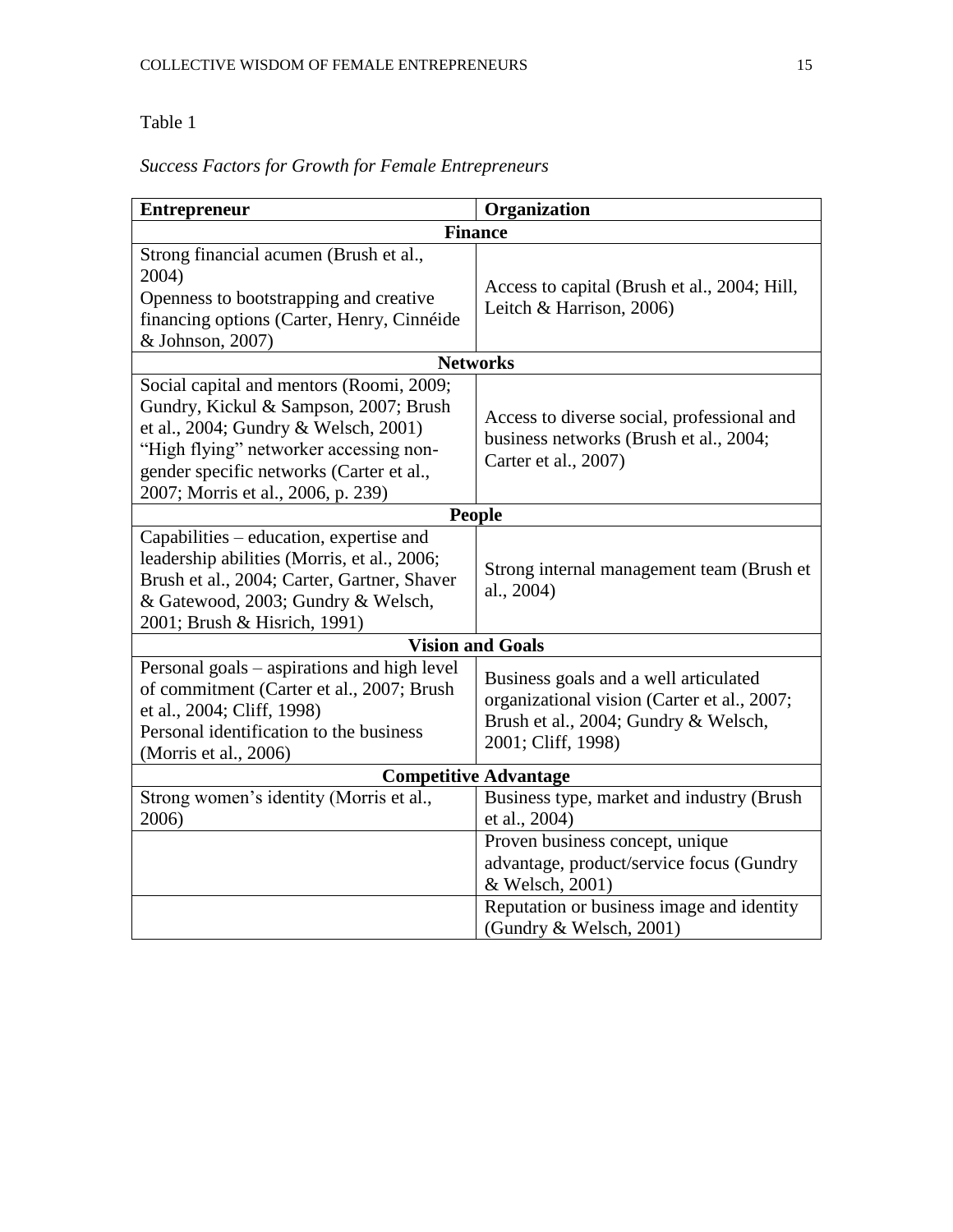Table 1

*Success Factors for Growth for Female Entrepreneurs*

| Entrepreneur | Organization |
|---|---|
| **Finance** | |
| Strong financial acumen (Brush et al., 2004)<br>Openness to bootstrapping and creative financing options (Carter, Henry, Cinnéide & Johnson, 2007) | Access to capital (Brush et al., 2004; Hill, Leitch & Harrison, 2006) |
| **Networks** | |
| Social capital and mentors (Roomi, 2009; Gundry, Kickul & Sampson, 2007; Brush et al., 2004; Gundry & Welsch, 2001)<br>"High flying" networker accessing non-gender specific networks (Carter et al., 2007; Morris et al., 2006, p. 239) | Access to diverse social, professional and business networks (Brush et al., 2004; Carter et al., 2007) |
| **People** | |
| Capabilities – education, expertise and leadership abilities (Morris, et al., 2006; Brush et al., 2004; Carter, Gartner, Shaver & Gatewood, 2003; Gundry & Welsch, 2001; Brush & Hisrich, 1991) | Strong internal management team (Brush et al., 2004) |
| **Vision and Goals** | |
| Personal goals – aspirations and high level of commitment (Carter et al., 2007; Brush et al., 2004; Cliff, 1998)<br>Personal identification to the business (Morris et al., 2006) | Business goals and a well articulated organizational vision (Carter et al., 2007; Brush et al., 2004; Gundry & Welsch, 2001; Cliff, 1998) |
| **Competitive Advantage** | |
| Strong women's identity (Morris et al., 2006) | Business type, market and industry (Brush et al., 2004) |
| | Proven business concept, unique advantage, product/service focus (Gundry & Welsch, 2001) |
| | Reputation or business image and identity (Gundry & Welsch, 2001) |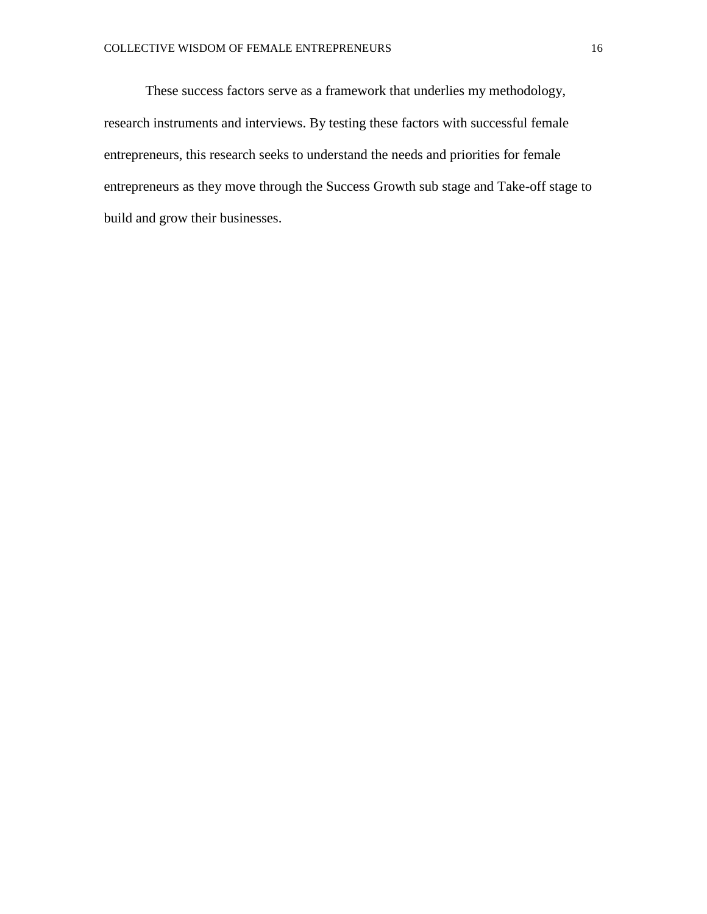These success factors serve as a framework that underlies my methodology, research instruments and interviews. By testing these factors with successful female entrepreneurs, this research seeks to understand the needs and priorities for female entrepreneurs as they move through the Success Growth sub stage and Take-off stage to build and grow their businesses.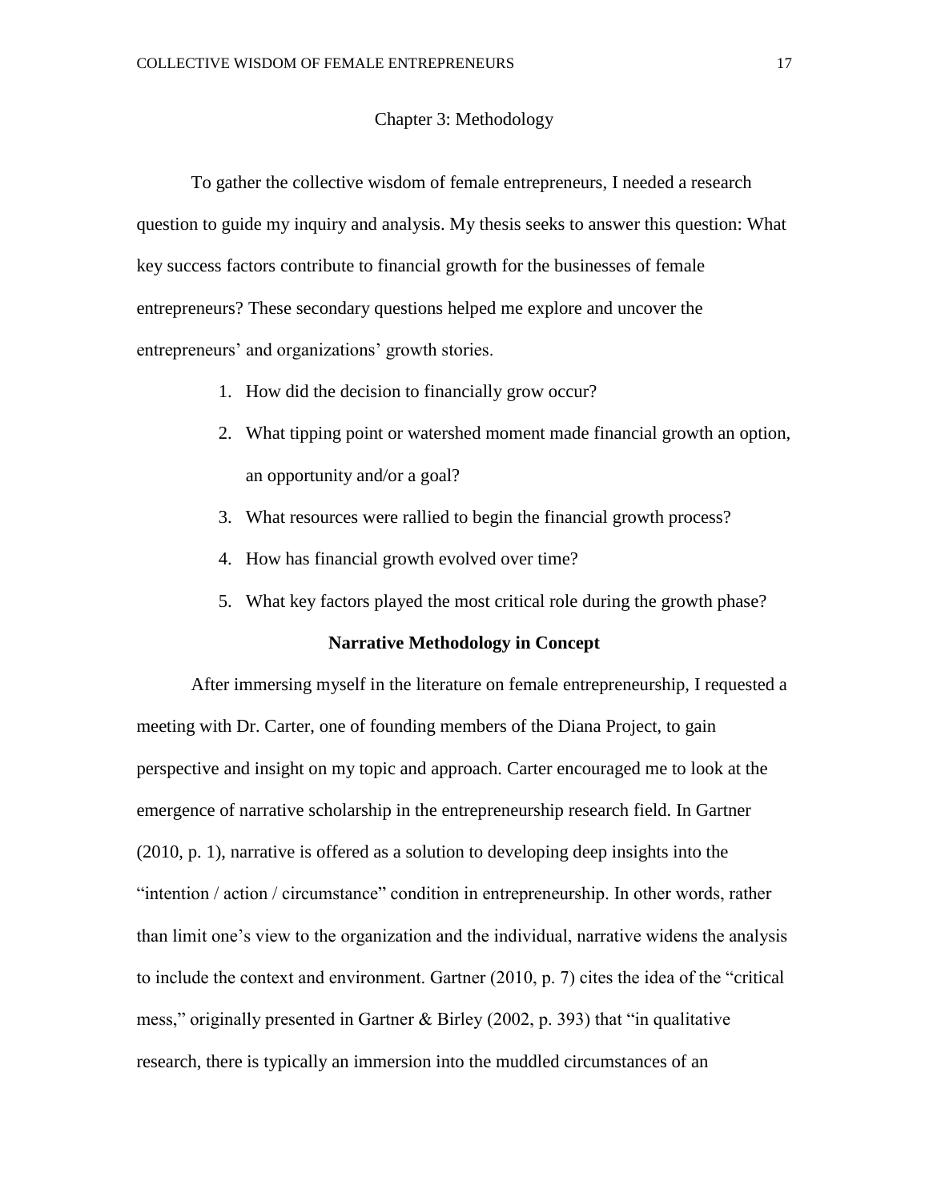# Chapter 3: Methodology

To gather the collective wisdom of female entrepreneurs, I needed a research question to guide my inquiry and analysis. My thesis seeks to answer this question: What key success factors contribute to financial growth for the businesses of female entrepreneurs? These secondary questions helped me explore and uncover the entrepreneurs' and organizations' growth stories.

1. How did the decision to financially grow occur?
2. What tipping point or watershed moment made financial growth an option, an opportunity and/or a goal?
3. What resources were rallied to begin the financial growth process?
4. How has financial growth evolved over time?
5. What key factors played the most critical role during the growth phase?

## Narrative Methodology in Concept

After immersing myself in the literature on female entrepreneurship, I requested a meeting with Dr. Carter, one of founding members of the Diana Project, to gain perspective and insight on my topic and approach. Carter encouraged me to look at the emergence of narrative scholarship in the entrepreneurship research field. In Gartner (2010, p. 1), narrative is offered as a solution to developing deep insights into the "intention / action / circumstance" condition in entrepreneurship. In other words, rather than limit one's view to the organization and the individual, narrative widens the analysis to include the context and environment. Gartner (2010, p. 7) cites the idea of the "critical mess," originally presented in Gartner & Birley (2002, p. 393) that "in qualitative research, there is typically an immersion into the muddled circumstances of an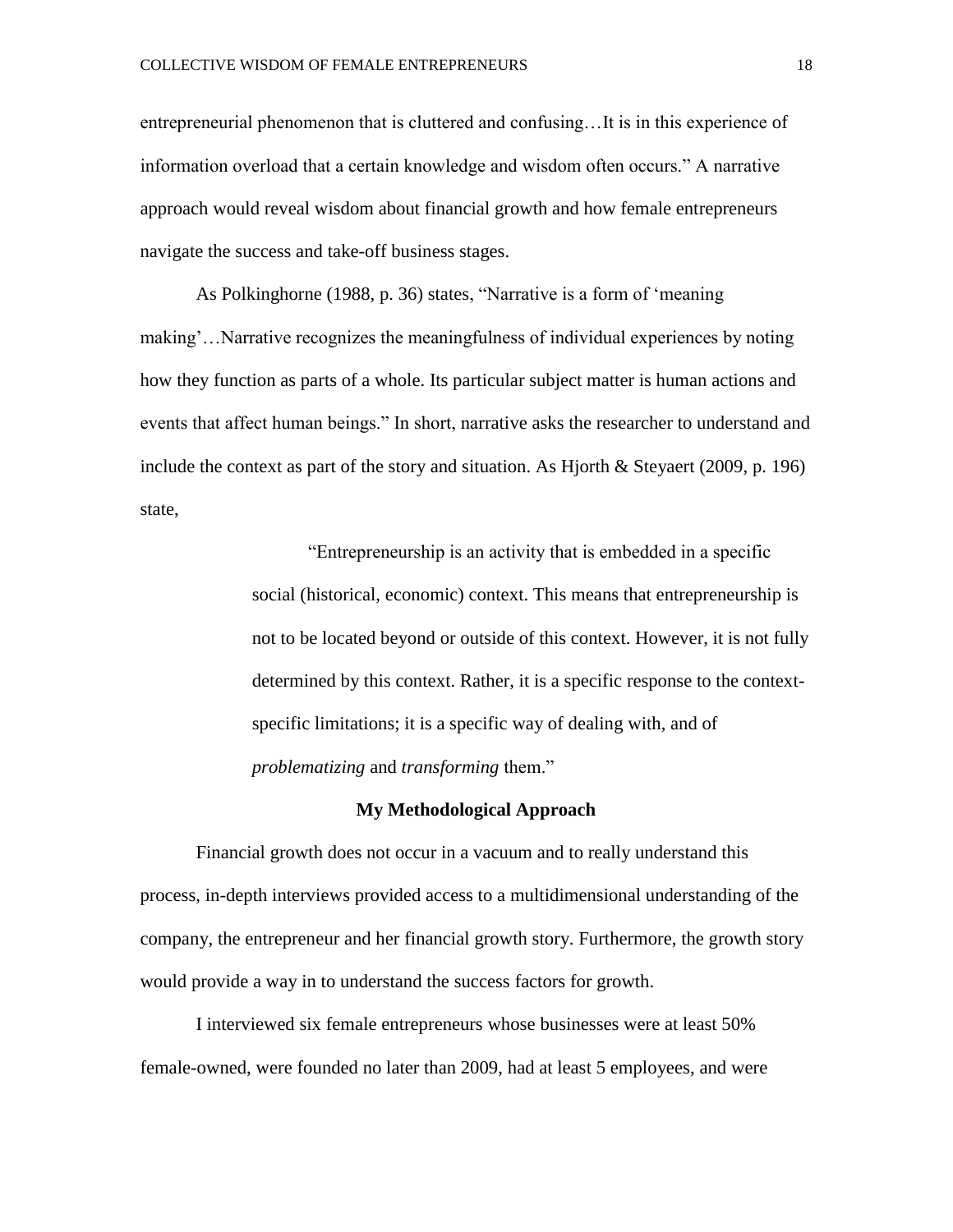entrepreneurial phenomenon that is cluttered and confusing…It is in this experience of information overload that a certain knowledge and wisdom often occurs." A narrative approach would reveal wisdom about financial growth and how female entrepreneurs navigate the success and take-off business stages.

As Polkinghorne (1988, p. 36) states, "Narrative is a form of 'meaning making'…Narrative recognizes the meaningfulness of individual experiences by noting how they function as parts of a whole. Its particular subject matter is human actions and events that affect human beings." In short, narrative asks the researcher to understand and include the context as part of the story and situation. As Hjorth & Steyaert (2009, p. 196) state,

> "Entrepreneurship is an activity that is embedded in a specific social (historical, economic) context. This means that entrepreneurship is not to be located beyond or outside of this context. However, it is not fully determined by this context. Rather, it is a specific response to the context-specific limitations; it is a specific way of dealing with, and of *problematizing* and *transforming* them."

## My Methodological Approach

Financial growth does not occur in a vacuum and to really understand this process, in-depth interviews provided access to a multidimensional understanding of the company, the entrepreneur and her financial growth story. Furthermore, the growth story would provide a way in to understand the success factors for growth.

I interviewed six female entrepreneurs whose businesses were at least 50% female-owned, were founded no later than 2009, had at least 5 employees, and were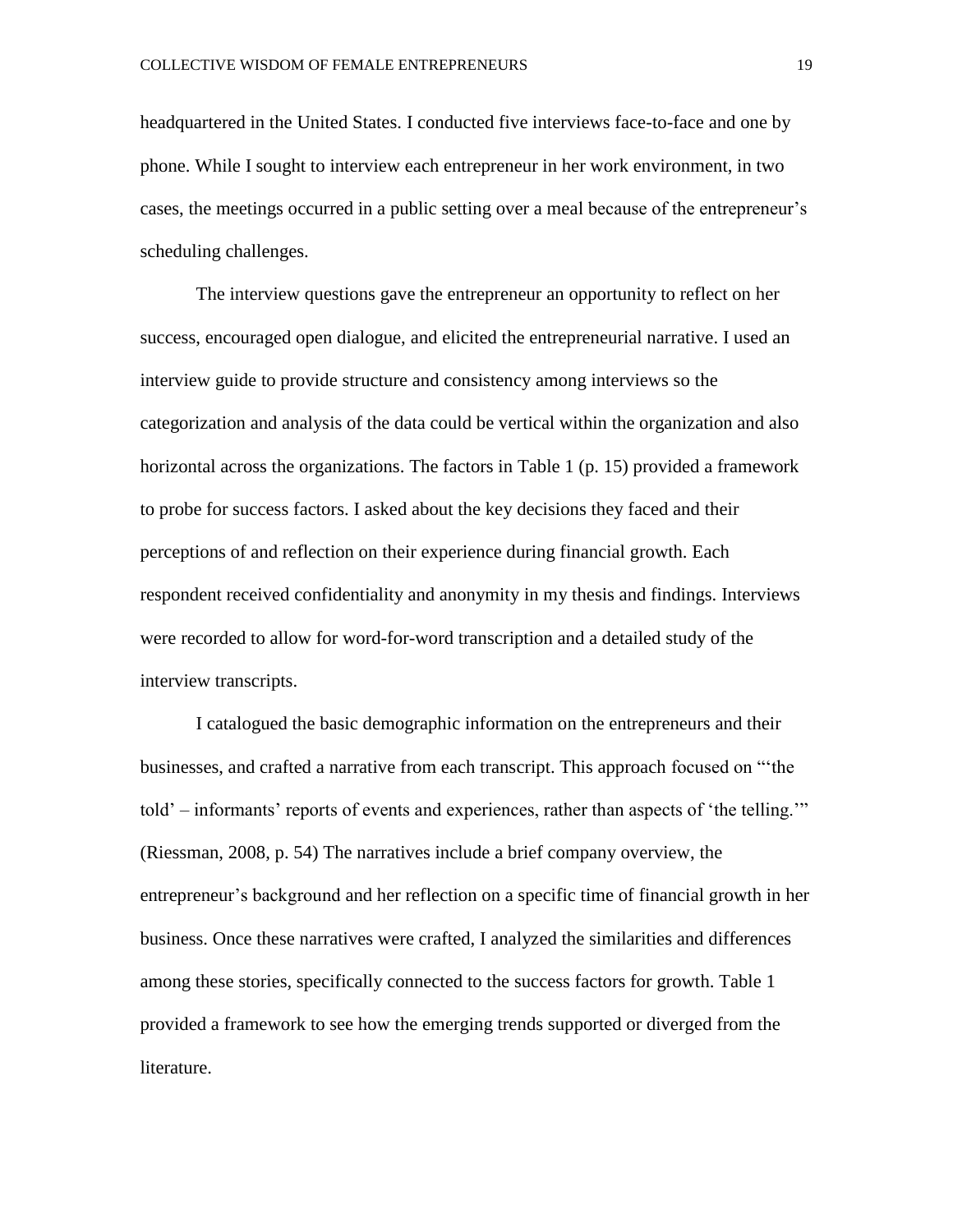headquartered in the United States. I conducted five interviews face-to-face and one by phone. While I sought to interview each entrepreneur in her work environment, in two cases, the meetings occurred in a public setting over a meal because of the entrepreneur's scheduling challenges.

The interview questions gave the entrepreneur an opportunity to reflect on her success, encouraged open dialogue, and elicited the entrepreneurial narrative. I used an interview guide to provide structure and consistency among interviews so the categorization and analysis of the data could be vertical within the organization and also horizontal across the organizations. The factors in Table 1 (p. 15) provided a framework to probe for success factors. I asked about the key decisions they faced and their perceptions of and reflection on their experience during financial growth. Each respondent received confidentiality and anonymity in my thesis and findings. Interviews were recorded to allow for word-for-word transcription and a detailed study of the interview transcripts.

I catalogued the basic demographic information on the entrepreneurs and their businesses, and crafted a narrative from each transcript. This approach focused on "'the told' – informants' reports of events and experiences, rather than aspects of 'the telling.'" (Riessman, 2008, p. 54) The narratives include a brief company overview, the entrepreneur's background and her reflection on a specific time of financial growth in her business. Once these narratives were crafted, I analyzed the similarities and differences among these stories, specifically connected to the success factors for growth. Table 1 provided a framework to see how the emerging trends supported or diverged from the literature.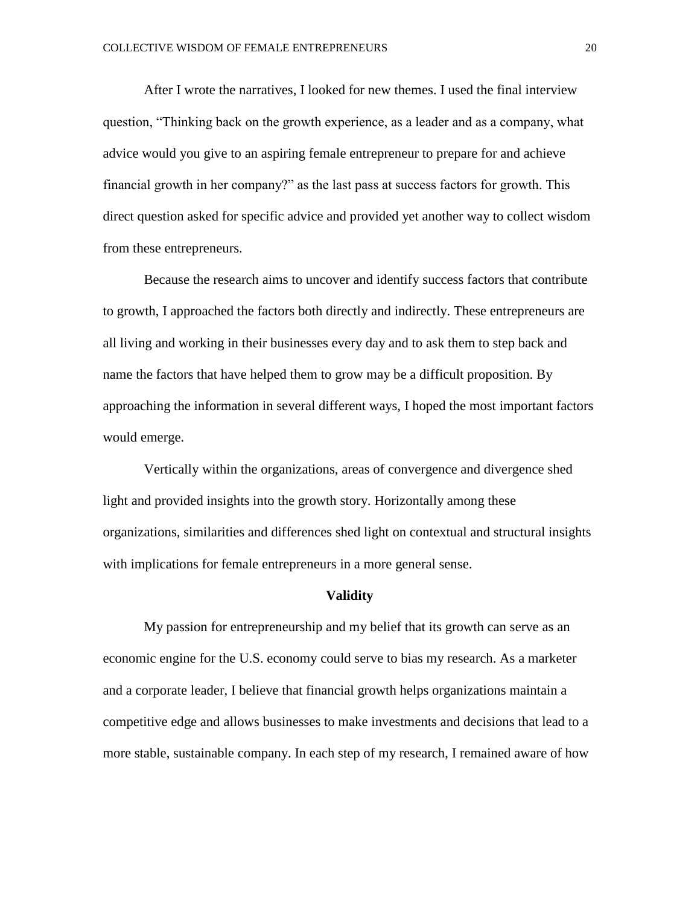After I wrote the narratives, I looked for new themes. I used the final interview question, "Thinking back on the growth experience, as a leader and as a company, what advice would you give to an aspiring female entrepreneur to prepare for and achieve financial growth in her company?" as the last pass at success factors for growth. This direct question asked for specific advice and provided yet another way to collect wisdom from these entrepreneurs.

Because the research aims to uncover and identify success factors that contribute to growth, I approached the factors both directly and indirectly. These entrepreneurs are all living and working in their businesses every day and to ask them to step back and name the factors that have helped them to grow may be a difficult proposition. By approaching the information in several different ways, I hoped the most important factors would emerge.

Vertically within the organizations, areas of convergence and divergence shed light and provided insights into the growth story. Horizontally among these organizations, similarities and differences shed light on contextual and structural insights with implications for female entrepreneurs in a more general sense.

## Validity

My passion for entrepreneurship and my belief that its growth can serve as an economic engine for the U.S. economy could serve to bias my research. As a marketer and a corporate leader, I believe that financial growth helps organizations maintain a competitive edge and allows businesses to make investments and decisions that lead to a more stable, sustainable company. In each step of my research, I remained aware of how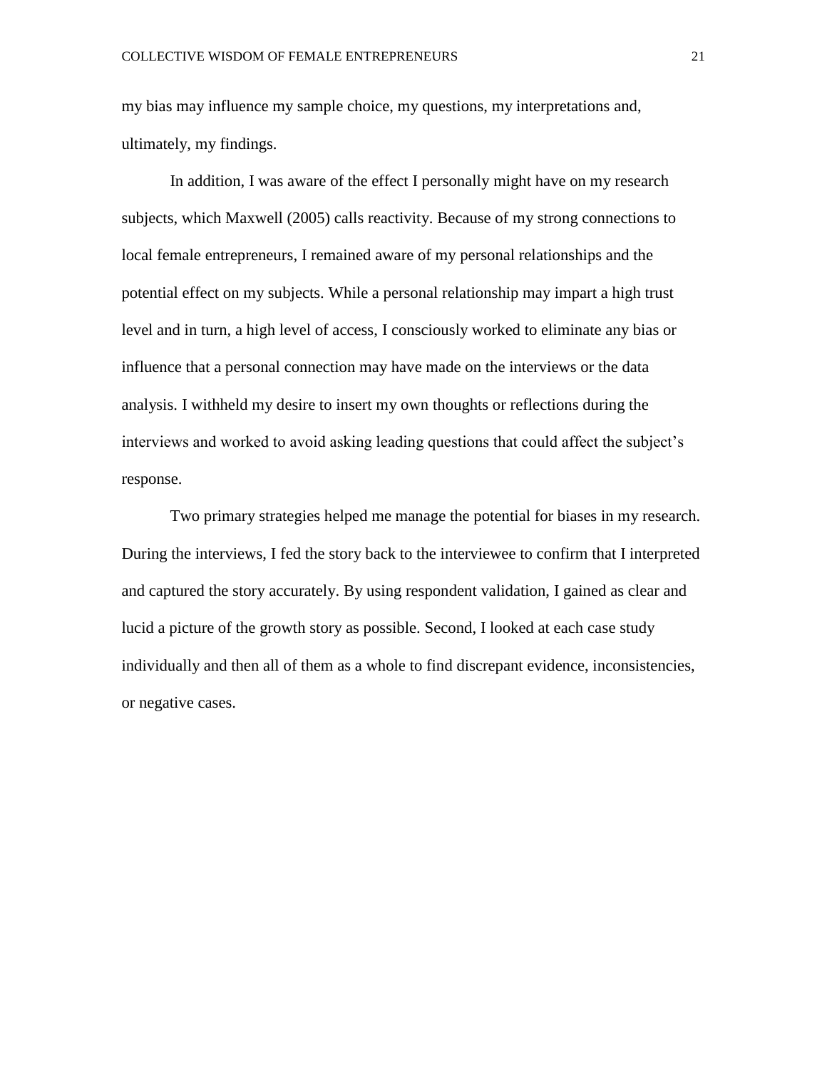my bias may influence my sample choice, my questions, my interpretations and, ultimately, my findings.

In addition, I was aware of the effect I personally might have on my research subjects, which Maxwell (2005) calls reactivity. Because of my strong connections to local female entrepreneurs, I remained aware of my personal relationships and the potential effect on my subjects. While a personal relationship may impart a high trust level and in turn, a high level of access, I consciously worked to eliminate any bias or influence that a personal connection may have made on the interviews or the data analysis. I withheld my desire to insert my own thoughts or reflections during the interviews and worked to avoid asking leading questions that could affect the subject's response.

Two primary strategies helped me manage the potential for biases in my research. During the interviews, I fed the story back to the interviewee to confirm that I interpreted and captured the story accurately. By using respondent validation, I gained as clear and lucid a picture of the growth story as possible. Second, I looked at each case study individually and then all of them as a whole to find discrepant evidence, inconsistencies, or negative cases.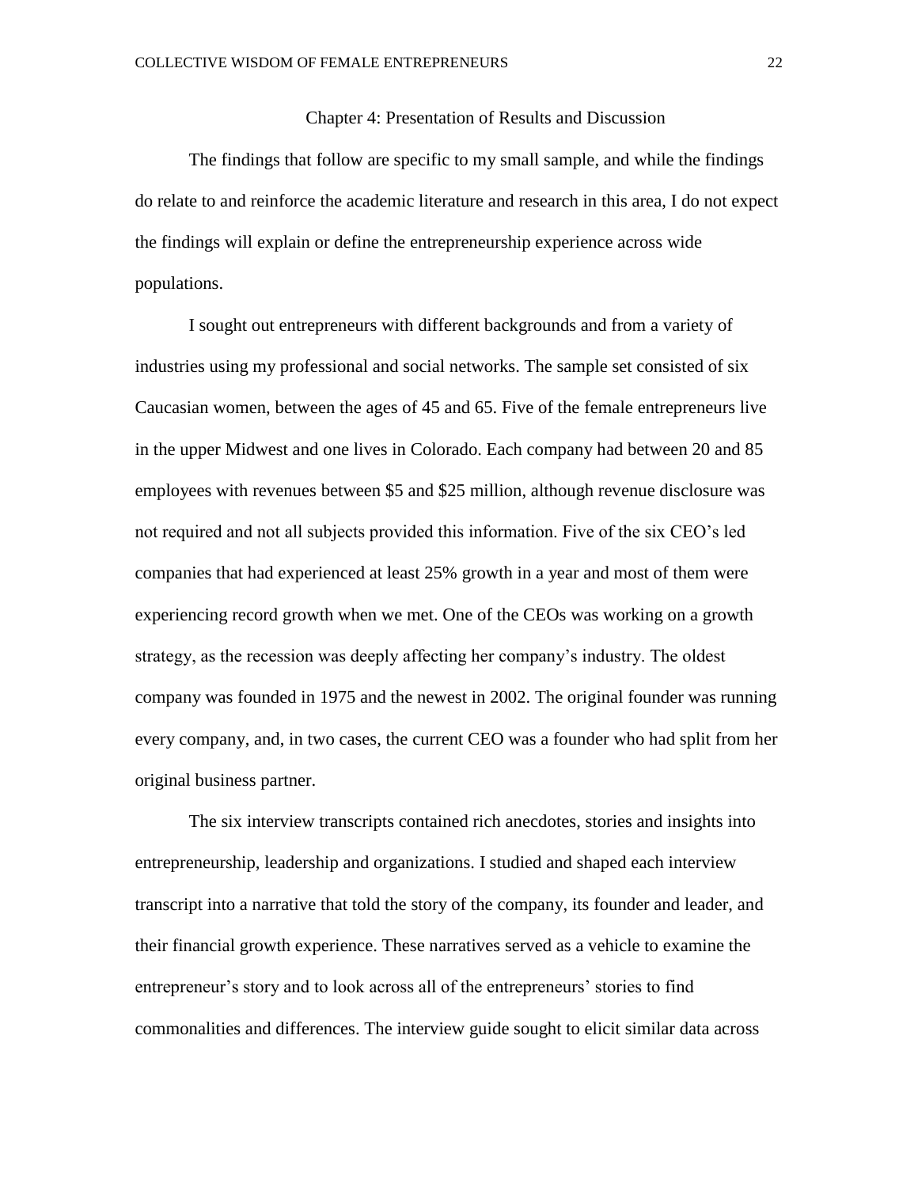# Chapter 4: Presentation of Results and Discussion

The findings that follow are specific to my small sample, and while the findings do relate to and reinforce the academic literature and research in this area, I do not expect the findings will explain or define the entrepreneurship experience across wide populations.

I sought out entrepreneurs with different backgrounds and from a variety of industries using my professional and social networks. The sample set consisted of six Caucasian women, between the ages of 45 and 65. Five of the female entrepreneurs live in the upper Midwest and one lives in Colorado. Each company had between 20 and 85 employees with revenues between $5 and $25 million, although revenue disclosure was not required and not all subjects provided this information. Five of the six CEO's led companies that had experienced at least 25% growth in a year and most of them were experiencing record growth when we met. One of the CEOs was working on a growth strategy, as the recession was deeply affecting her company's industry. The oldest company was founded in 1975 and the newest in 2002. The original founder was running every company, and, in two cases, the current CEO was a founder who had split from her original business partner.

The six interview transcripts contained rich anecdotes, stories and insights into entrepreneurship, leadership and organizations. I studied and shaped each interview transcript into a narrative that told the story of the company, its founder and leader, and their financial growth experience. These narratives served as a vehicle to examine the entrepreneur's story and to look across all of the entrepreneurs' stories to find commonalities and differences. The interview guide sought to elicit similar data across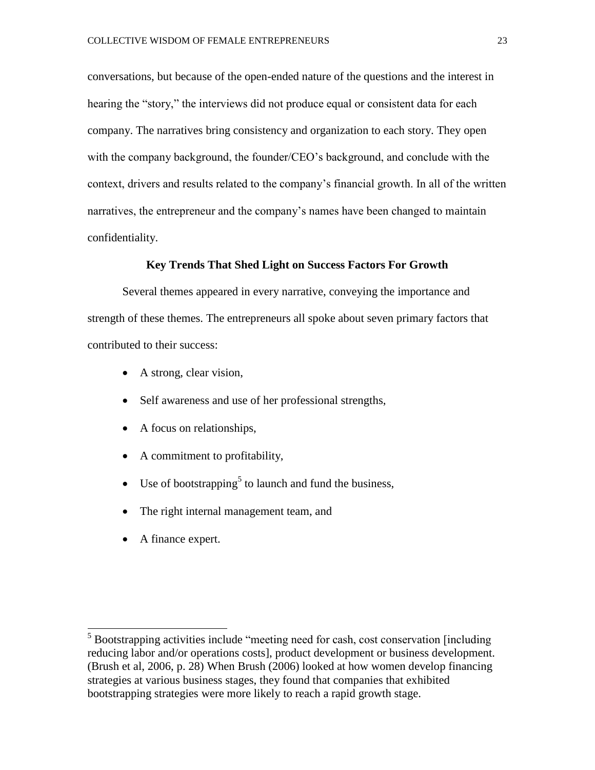conversations, but because of the open-ended nature of the questions and the interest in hearing the "story," the interviews did not produce equal or consistent data for each company. The narratives bring consistency and organization to each story. They open with the company background, the founder/CEO's background, and conclude with the context, drivers and results related to the company's financial growth. In all of the written narratives, the entrepreneur and the company's names have been changed to maintain confidentiality.

## Key Trends That Shed Light on Success Factors For Growth

Several themes appeared in every narrative, conveying the importance and strength of these themes. The entrepreneurs all spoke about seven primary factors that contributed to their success:

- A strong, clear vision,
- Self awareness and use of her professional strengths,
- A focus on relationships,
- A commitment to profitability,
- Use of bootstrapping[5] to launch and fund the business,
- The right internal management team, and
- A finance expert.

---

[5] Bootstrapping activities include "meeting need for cash, cost conservation [including reducing labor and/or operations costs], product development or business development. (Brush et al, 2006, p. 28) When Brush (2006) looked at how women develop financing strategies at various business stages, they found that companies that exhibited bootstrapping strategies were more likely to reach a rapid growth stage.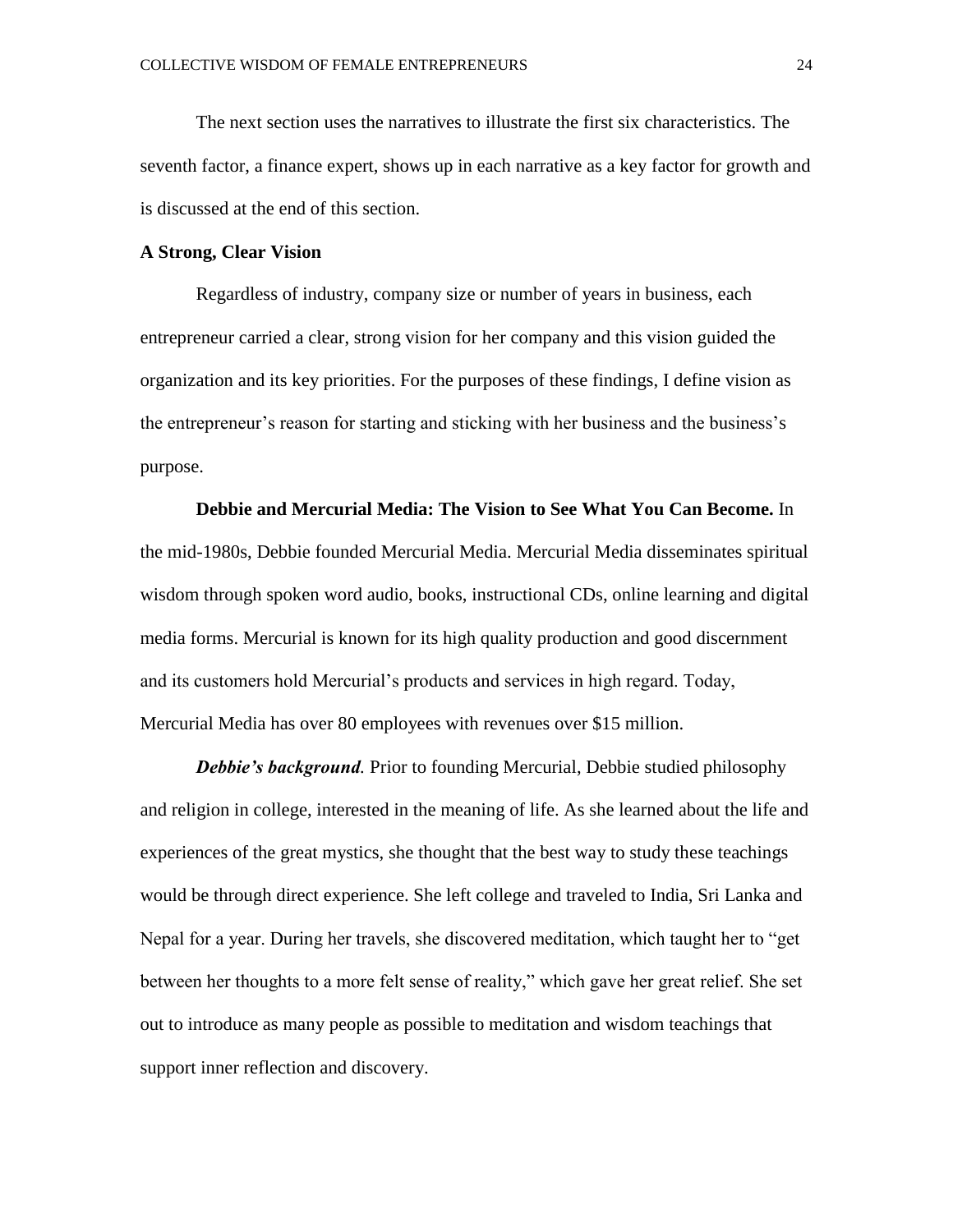The next section uses the narratives to illustrate the first six characteristics. The seventh factor, a finance expert, shows up in each narrative as a key factor for growth and is discussed at the end of this section.

## A Strong, Clear Vision

Regardless of industry, company size or number of years in business, each entrepreneur carried a clear, strong vision for her company and this vision guided the organization and its key priorities. For the purposes of these findings, I define vision as the entrepreneur's reason for starting and sticking with her business and the business's purpose.

**Debbie and Mercurial Media: The Vision to See What You Can Become.** In the mid-1980s, Debbie founded Mercurial Media. Mercurial Media disseminates spiritual wisdom through spoken word audio, books, instructional CDs, online learning and digital media forms. Mercurial is known for its high quality production and good discernment and its customers hold Mercurial's products and services in high regard. Today, Mercurial Media has over 80 employees with revenues over $15 million.

***Debbie's background.*** Prior to founding Mercurial, Debbie studied philosophy and religion in college, interested in the meaning of life. As she learned about the life and experiences of the great mystics, she thought that the best way to study these teachings would be through direct experience. She left college and traveled to India, Sri Lanka and Nepal for a year. During her travels, she discovered meditation, which taught her to "get between her thoughts to a more felt sense of reality," which gave her great relief. She set out to introduce as many people as possible to meditation and wisdom teachings that support inner reflection and discovery.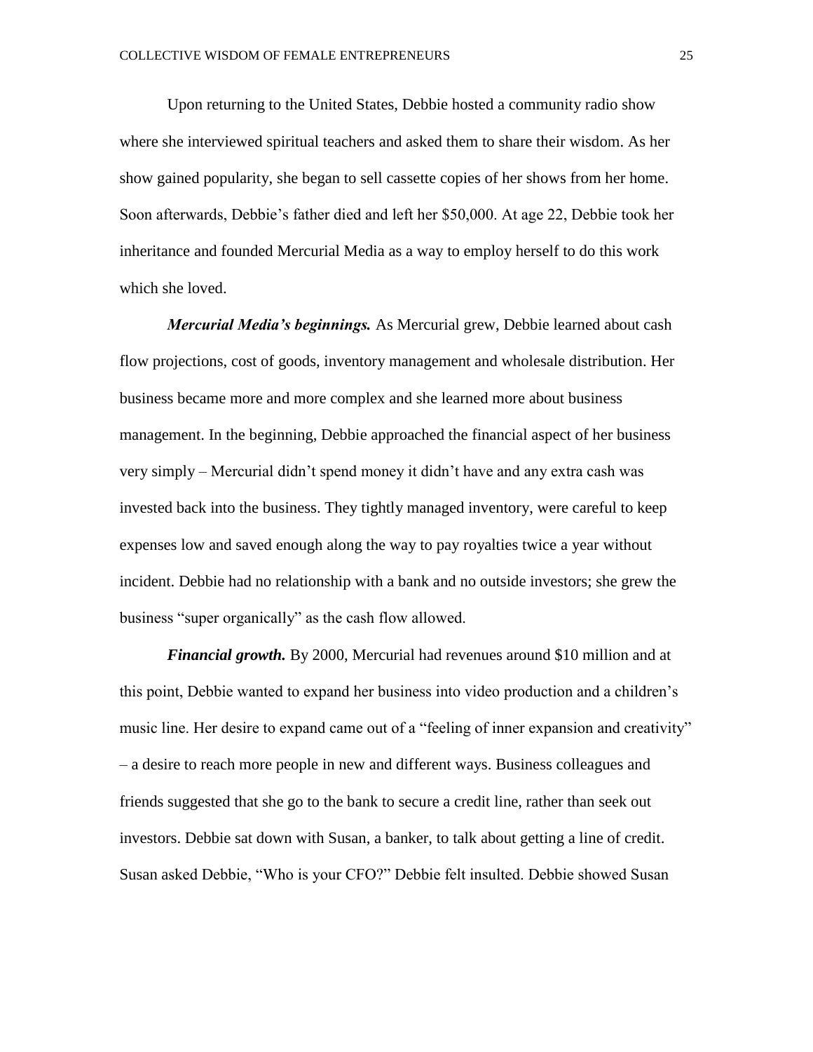Upon returning to the United States, Debbie hosted a community radio show where she interviewed spiritual teachers and asked them to share their wisdom. As her show gained popularity, she began to sell cassette copies of her shows from her home. Soon afterwards, Debbie's father died and left her $50,000. At age 22, Debbie took her inheritance and founded Mercurial Media as a way to employ herself to do this work which she loved.

***Mercurial Media's beginnings.*** As Mercurial grew, Debbie learned about cash flow projections, cost of goods, inventory management and wholesale distribution. Her business became more and more complex and she learned more about business management. In the beginning, Debbie approached the financial aspect of her business very simply – Mercurial didn't spend money it didn't have and any extra cash was invested back into the business. They tightly managed inventory, were careful to keep expenses low and saved enough along the way to pay royalties twice a year without incident. Debbie had no relationship with a bank and no outside investors; she grew the business "super organically" as the cash flow allowed.

***Financial growth.*** By 2000, Mercurial had revenues around $10 million and at this point, Debbie wanted to expand her business into video production and a children's music line. Her desire to expand came out of a "feeling of inner expansion and creativity" – a desire to reach more people in new and different ways. Business colleagues and friends suggested that she go to the bank to secure a credit line, rather than seek out investors. Debbie sat down with Susan, a banker, to talk about getting a line of credit. Susan asked Debbie, "Who is your CFO?" Debbie felt insulted. Debbie showed Susan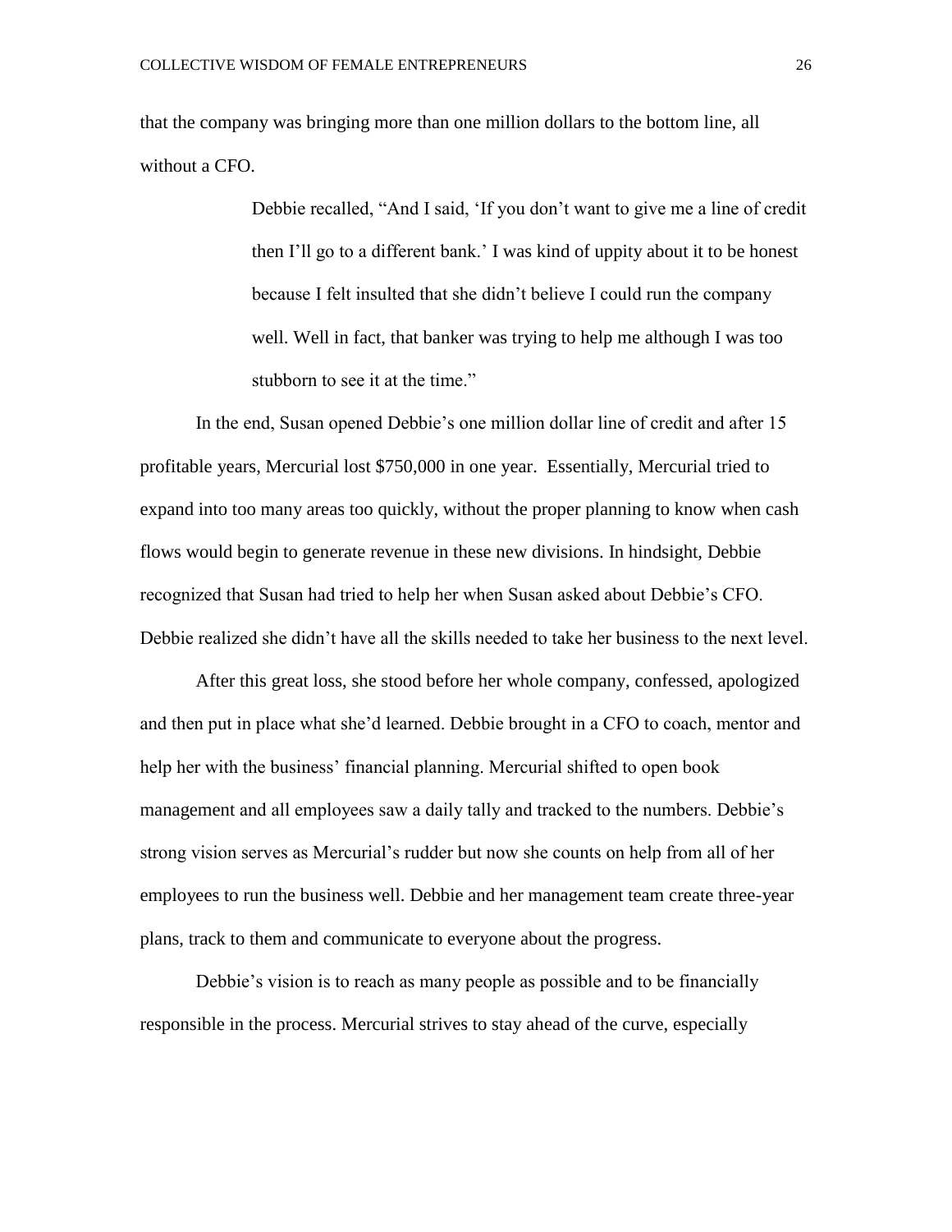that the company was bringing more than one million dollars to the bottom line, all without a CFO.

> Debbie recalled, "And I said, 'If you don't want to give me a line of credit then I'll go to a different bank.' I was kind of uppity about it to be honest because I felt insulted that she didn't believe I could run the company well. Well in fact, that banker was trying to help me although I was too stubborn to see it at the time."

In the end, Susan opened Debbie's one million dollar line of credit and after 15 profitable years, Mercurial lost $750,000 in one year. Essentially, Mercurial tried to expand into too many areas too quickly, without the proper planning to know when cash flows would begin to generate revenue in these new divisions. In hindsight, Debbie recognized that Susan had tried to help her when Susan asked about Debbie's CFO. Debbie realized she didn't have all the skills needed to take her business to the next level.

After this great loss, she stood before her whole company, confessed, apologized and then put in place what she'd learned. Debbie brought in a CFO to coach, mentor and help her with the business' financial planning. Mercurial shifted to open book management and all employees saw a daily tally and tracked to the numbers. Debbie's strong vision serves as Mercurial's rudder but now she counts on help from all of her employees to run the business well. Debbie and her management team create three-year plans, track to them and communicate to everyone about the progress.

Debbie's vision is to reach as many people as possible and to be financially responsible in the process. Mercurial strives to stay ahead of the curve, especially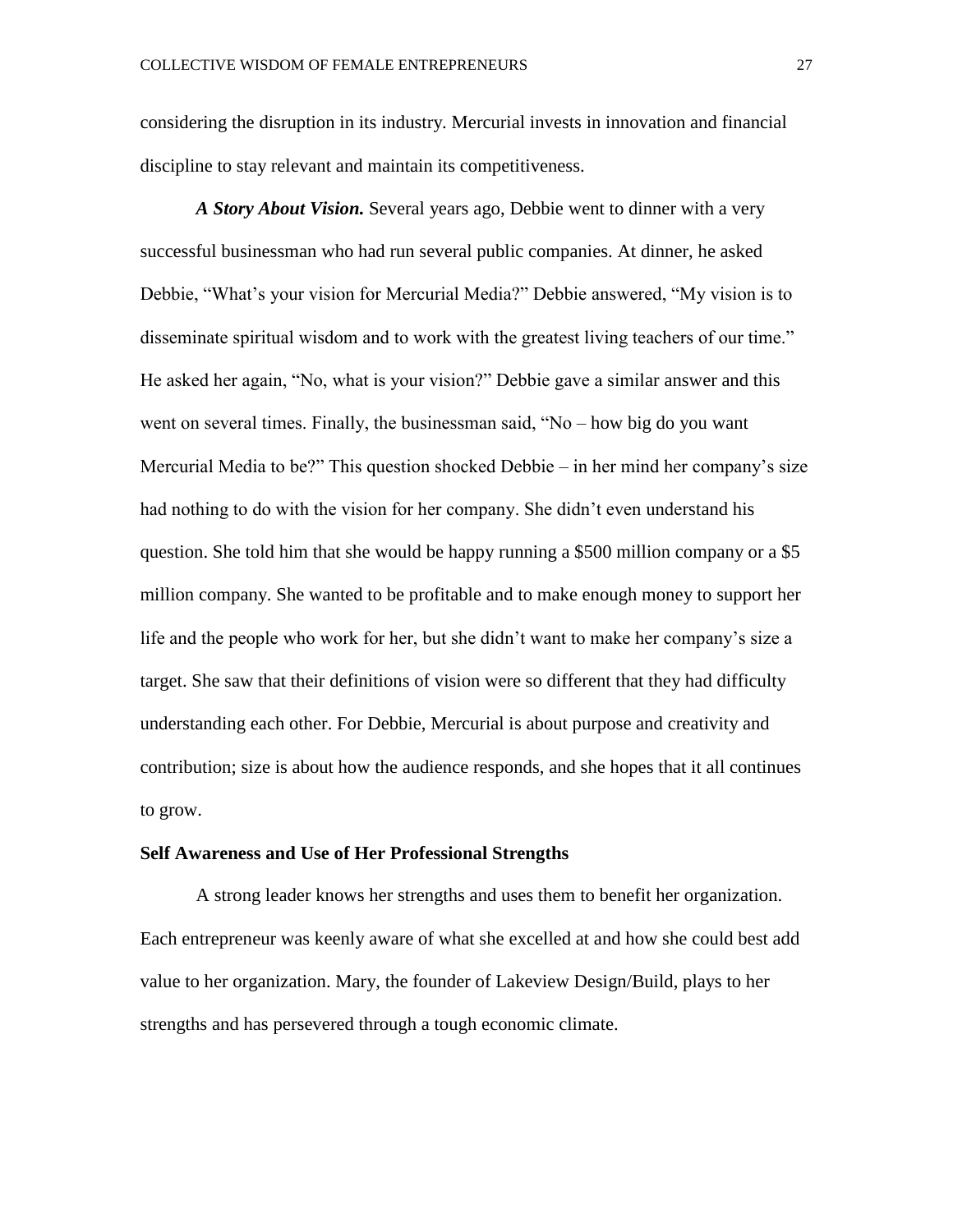considering the disruption in its industry. Mercurial invests in innovation and financial discipline to stay relevant and maintain its competitiveness.

***A Story About Vision.*** Several years ago, Debbie went to dinner with a very successful businessman who had run several public companies. At dinner, he asked Debbie, "What's your vision for Mercurial Media?" Debbie answered, "My vision is to disseminate spiritual wisdom and to work with the greatest living teachers of our time." He asked her again, "No, what is your vision?" Debbie gave a similar answer and this went on several times. Finally, the businessman said, "No – how big do you want Mercurial Media to be?" This question shocked Debbie – in her mind her company's size had nothing to do with the vision for her company. She didn't even understand his question. She told him that she would be happy running a $500 million company or a $5 million company. She wanted to be profitable and to make enough money to support her life and the people who work for her, but she didn't want to make her company's size a target. She saw that their definitions of vision were so different that they had difficulty understanding each other. For Debbie, Mercurial is about purpose and creativity and contribution; size is about how the audience responds, and she hopes that it all continues to grow.

**Self Awareness and Use of Her Professional Strengths**

A strong leader knows her strengths and uses them to benefit her organization. Each entrepreneur was keenly aware of what she excelled at and how she could best add value to her organization. Mary, the founder of Lakeview Design/Build, plays to her strengths and has persevered through a tough economic climate.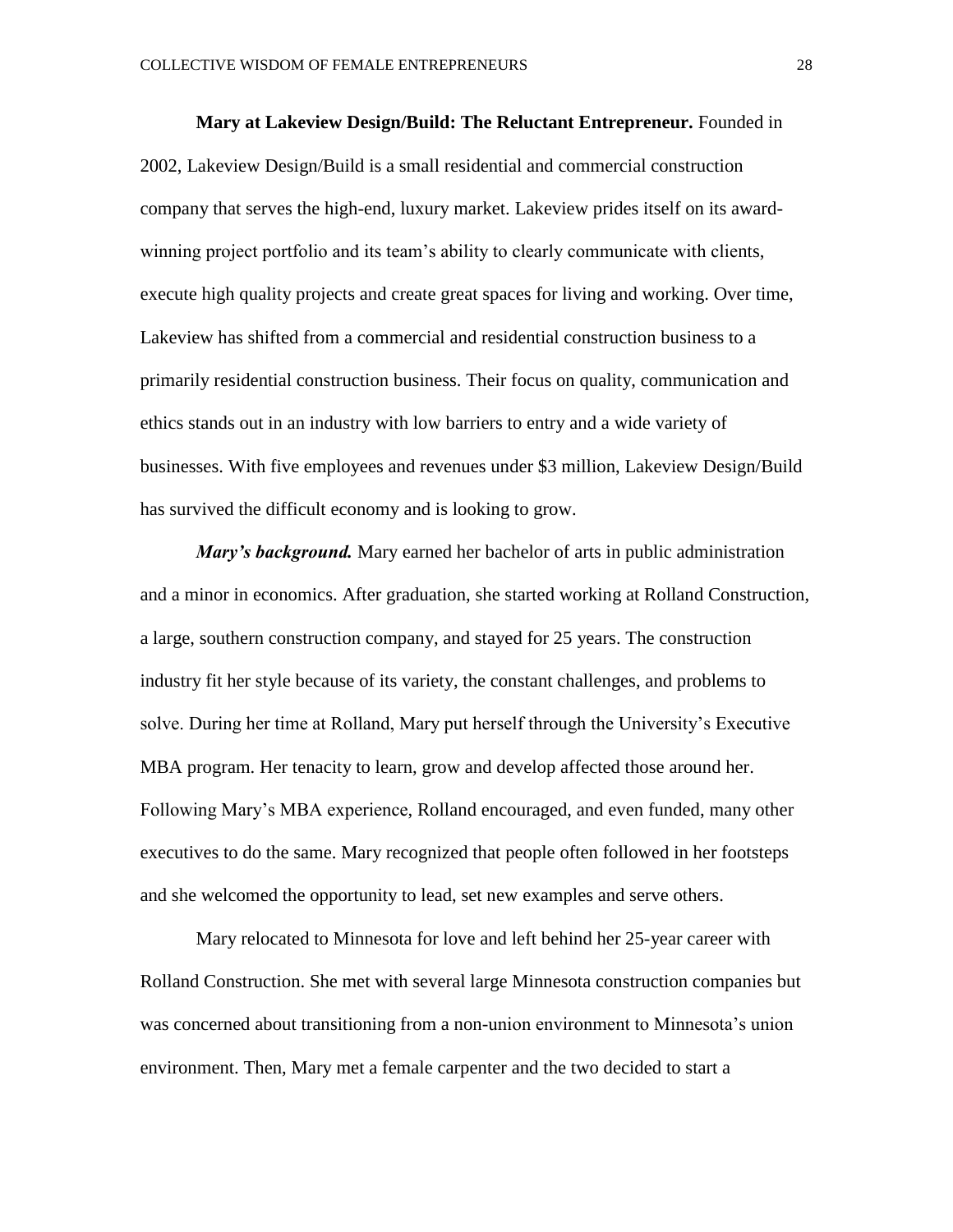**Mary at Lakeview Design/Build: The Reluctant Entrepreneur.** Founded in 2002, Lakeview Design/Build is a small residential and commercial construction company that serves the high-end, luxury market. Lakeview prides itself on its award-winning project portfolio and its team's ability to clearly communicate with clients, execute high quality projects and create great spaces for living and working. Over time, Lakeview has shifted from a commercial and residential construction business to a primarily residential construction business. Their focus on quality, communication and ethics stands out in an industry with low barriers to entry and a wide variety of businesses. With five employees and revenues under $3 million, Lakeview Design/Build has survived the difficult economy and is looking to grow.

***Mary's background.*** Mary earned her bachelor of arts in public administration and a minor in economics. After graduation, she started working at Rolland Construction, a large, southern construction company, and stayed for 25 years. The construction industry fit her style because of its variety, the constant challenges, and problems to solve. During her time at Rolland, Mary put herself through the University's Executive MBA program. Her tenacity to learn, grow and develop affected those around her. Following Mary's MBA experience, Rolland encouraged, and even funded, many other executives to do the same. Mary recognized that people often followed in her footsteps and she welcomed the opportunity to lead, set new examples and serve others.

Mary relocated to Minnesota for love and left behind her 25-year career with Rolland Construction. She met with several large Minnesota construction companies but was concerned about transitioning from a non-union environment to Minnesota's union environment. Then, Mary met a female carpenter and the two decided to start a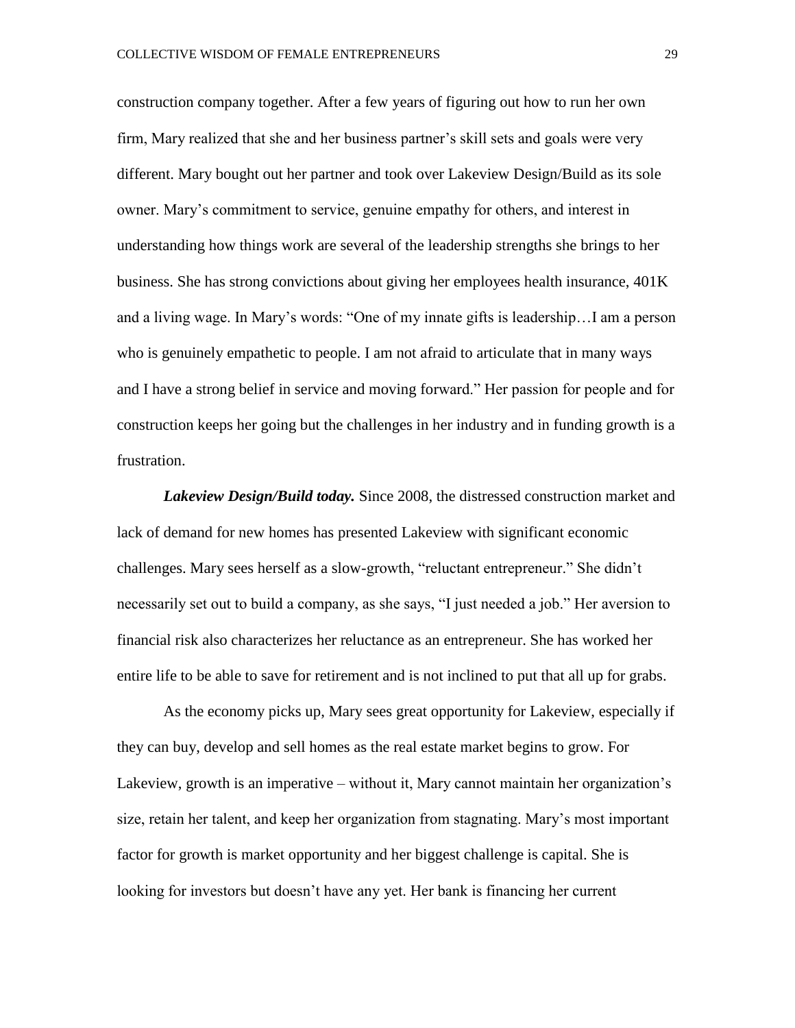construction company together. After a few years of figuring out how to run her own firm, Mary realized that she and her business partner's skill sets and goals were very different. Mary bought out her partner and took over Lakeview Design/Build as its sole owner. Mary's commitment to service, genuine empathy for others, and interest in understanding how things work are several of the leadership strengths she brings to her business. She has strong convictions about giving her employees health insurance, 401K and a living wage. In Mary's words: "One of my innate gifts is leadership…I am a person who is genuinely empathetic to people. I am not afraid to articulate that in many ways and I have a strong belief in service and moving forward." Her passion for people and for construction keeps her going but the challenges in her industry and in funding growth is a frustration.

***Lakeview Design/Build today.*** Since 2008, the distressed construction market and lack of demand for new homes has presented Lakeview with significant economic challenges. Mary sees herself as a slow-growth, "reluctant entrepreneur." She didn't necessarily set out to build a company, as she says, "I just needed a job." Her aversion to financial risk also characterizes her reluctance as an entrepreneur. She has worked her entire life to be able to save for retirement and is not inclined to put that all up for grabs.

As the economy picks up, Mary sees great opportunity for Lakeview, especially if they can buy, develop and sell homes as the real estate market begins to grow. For Lakeview, growth is an imperative – without it, Mary cannot maintain her organization's size, retain her talent, and keep her organization from stagnating. Mary's most important factor for growth is market opportunity and her biggest challenge is capital. She is looking for investors but doesn't have any yet. Her bank is financing her current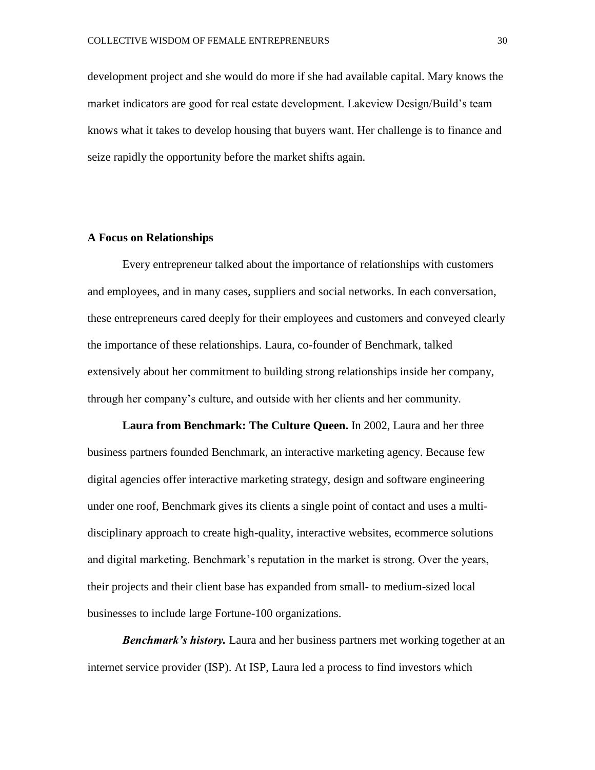development project and she would do more if she had available capital. Mary knows the market indicators are good for real estate development. Lakeview Design/Build's team knows what it takes to develop housing that buyers want. Her challenge is to finance and seize rapidly the opportunity before the market shifts again.

## A Focus on Relationships

Every entrepreneur talked about the importance of relationships with customers and employees, and in many cases, suppliers and social networks. In each conversation, these entrepreneurs cared deeply for their employees and customers and conveyed clearly the importance of these relationships. Laura, co-founder of Benchmark, talked extensively about her commitment to building strong relationships inside her company, through her company's culture, and outside with her clients and her community.

**Laura from Benchmark: The Culture Queen.** In 2002, Laura and her three business partners founded Benchmark, an interactive marketing agency. Because few digital agencies offer interactive marketing strategy, design and software engineering under one roof, Benchmark gives its clients a single point of contact and uses a multi-disciplinary approach to create high-quality, interactive websites, ecommerce solutions and digital marketing. Benchmark's reputation in the market is strong. Over the years, their projects and their client base has expanded from small- to medium-sized local businesses to include large Fortune-100 organizations.

***Benchmark's history.*** Laura and her business partners met working together at an internet service provider (ISP). At ISP, Laura led a process to find investors which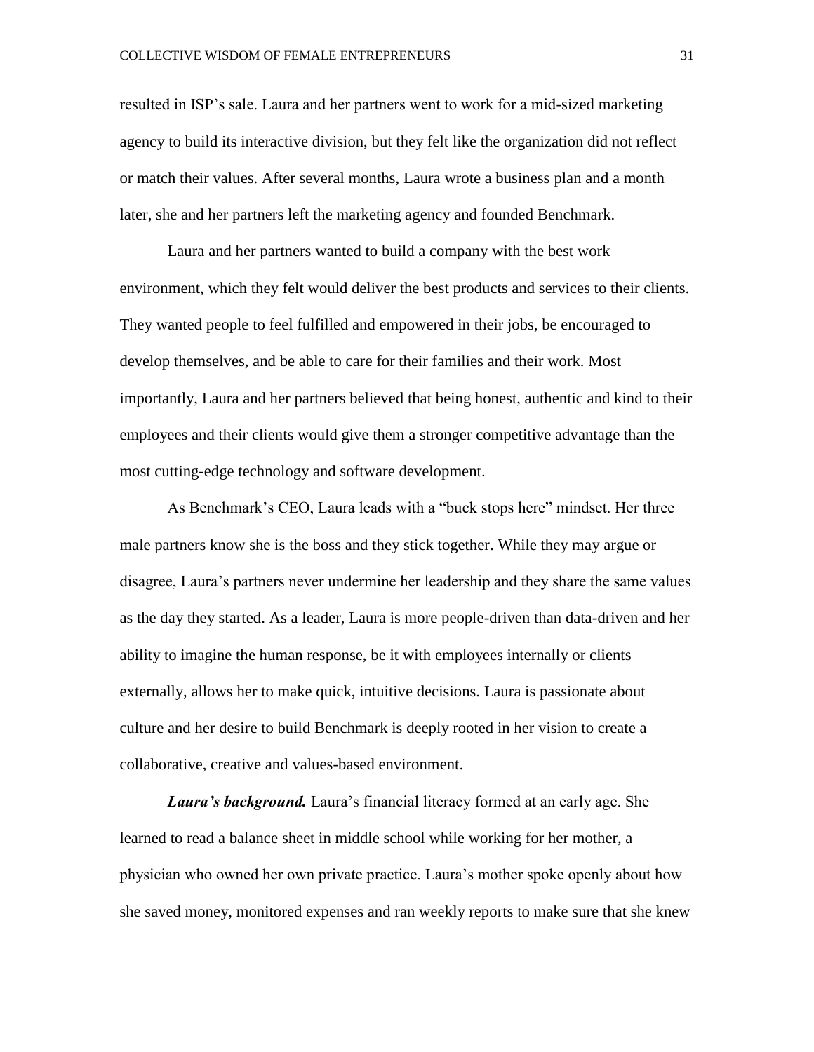resulted in ISP's sale. Laura and her partners went to work for a mid-sized marketing agency to build its interactive division, but they felt like the organization did not reflect or match their values. After several months, Laura wrote a business plan and a month later, she and her partners left the marketing agency and founded Benchmark.

Laura and her partners wanted to build a company with the best work environment, which they felt would deliver the best products and services to their clients. They wanted people to feel fulfilled and empowered in their jobs, be encouraged to develop themselves, and be able to care for their families and their work. Most importantly, Laura and her partners believed that being honest, authentic and kind to their employees and their clients would give them a stronger competitive advantage than the most cutting-edge technology and software development.

As Benchmark's CEO, Laura leads with a "buck stops here" mindset. Her three male partners know she is the boss and they stick together. While they may argue or disagree, Laura's partners never undermine her leadership and they share the same values as the day they started. As a leader, Laura is more people-driven than data-driven and her ability to imagine the human response, be it with employees internally or clients externally, allows her to make quick, intuitive decisions. Laura is passionate about culture and her desire to build Benchmark is deeply rooted in her vision to create a collaborative, creative and values-based environment.

***Laura's background.*** Laura's financial literacy formed at an early age. She learned to read a balance sheet in middle school while working for her mother, a physician who owned her own private practice. Laura's mother spoke openly about how she saved money, monitored expenses and ran weekly reports to make sure that she knew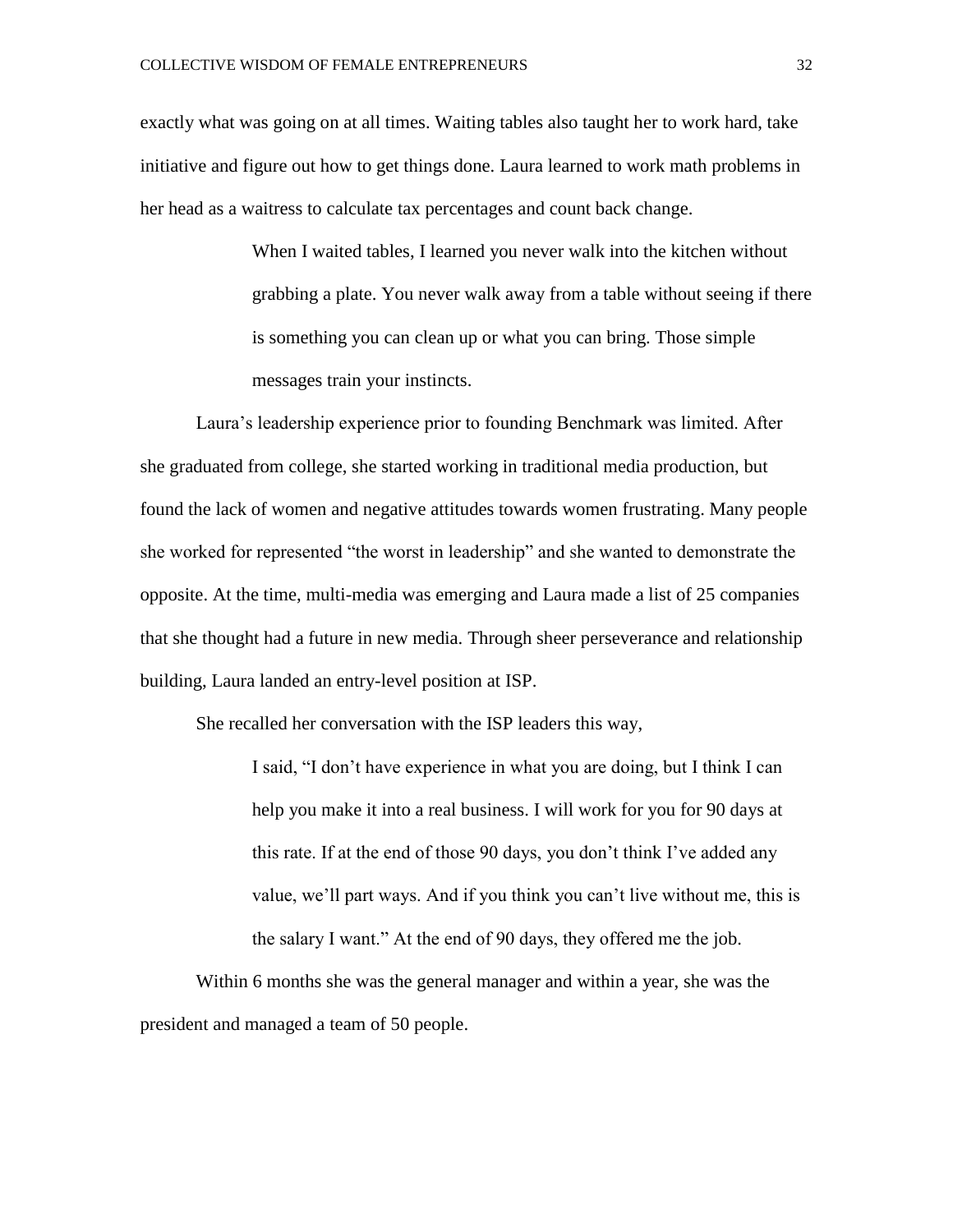exactly what was going on at all times. Waiting tables also taught her to work hard, take initiative and figure out how to get things done. Laura learned to work math problems in her head as a waitress to calculate tax percentages and count back change.

> When I waited tables, I learned you never walk into the kitchen without grabbing a plate. You never walk away from a table without seeing if there is something you can clean up or what you can bring. Those simple messages train your instincts.

Laura's leadership experience prior to founding Benchmark was limited. After she graduated from college, she started working in traditional media production, but found the lack of women and negative attitudes towards women frustrating. Many people she worked for represented "the worst in leadership" and she wanted to demonstrate the opposite. At the time, multi-media was emerging and Laura made a list of 25 companies that she thought had a future in new media. Through sheer perseverance and relationship building, Laura landed an entry-level position at ISP.

She recalled her conversation with the ISP leaders this way,

> I said, "I don't have experience in what you are doing, but I think I can help you make it into a real business. I will work for you for 90 days at this rate. If at the end of those 90 days, you don't think I've added any value, we'll part ways. And if you think you can't live without me, this is the salary I want." At the end of 90 days, they offered me the job.

Within 6 months she was the general manager and within a year, she was the president and managed a team of 50 people.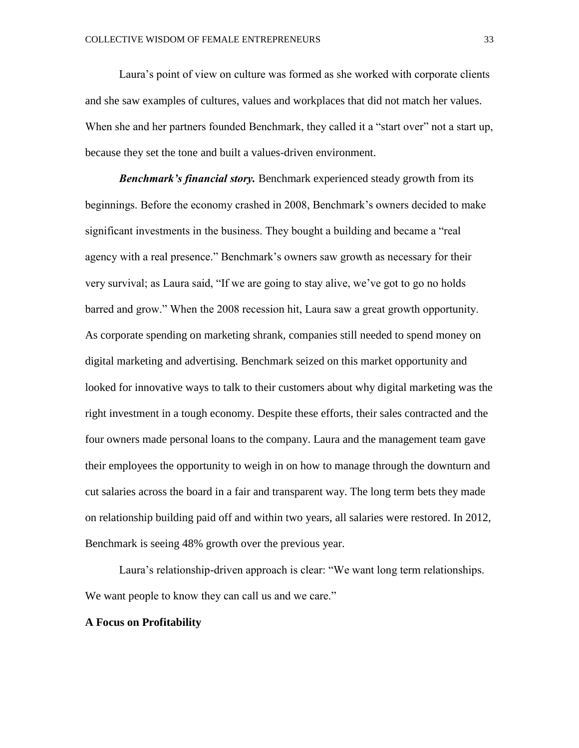Laura's point of view on culture was formed as she worked with corporate clients and she saw examples of cultures, values and workplaces that did not match her values. When she and her partners founded Benchmark, they called it a "start over" not a start up, because they set the tone and built a values-driven environment.

***Benchmark's financial story.*** Benchmark experienced steady growth from its beginnings. Before the economy crashed in 2008, Benchmark's owners decided to make significant investments in the business. They bought a building and became a "real agency with a real presence." Benchmark's owners saw growth as necessary for their very survival; as Laura said, "If we are going to stay alive, we've got to go no holds barred and grow." When the 2008 recession hit, Laura saw a great growth opportunity. As corporate spending on marketing shrank, companies still needed to spend money on digital marketing and advertising. Benchmark seized on this market opportunity and looked for innovative ways to talk to their customers about why digital marketing was the right investment in a tough economy. Despite these efforts, their sales contracted and the four owners made personal loans to the company. Laura and the management team gave their employees the opportunity to weigh in on how to manage through the downturn and cut salaries across the board in a fair and transparent way. The long term bets they made on relationship building paid off and within two years, all salaries were restored. In 2012, Benchmark is seeing 48% growth over the previous year.

Laura's relationship-driven approach is clear: "We want long term relationships. We want people to know they can call us and we care."

## A Focus on Profitability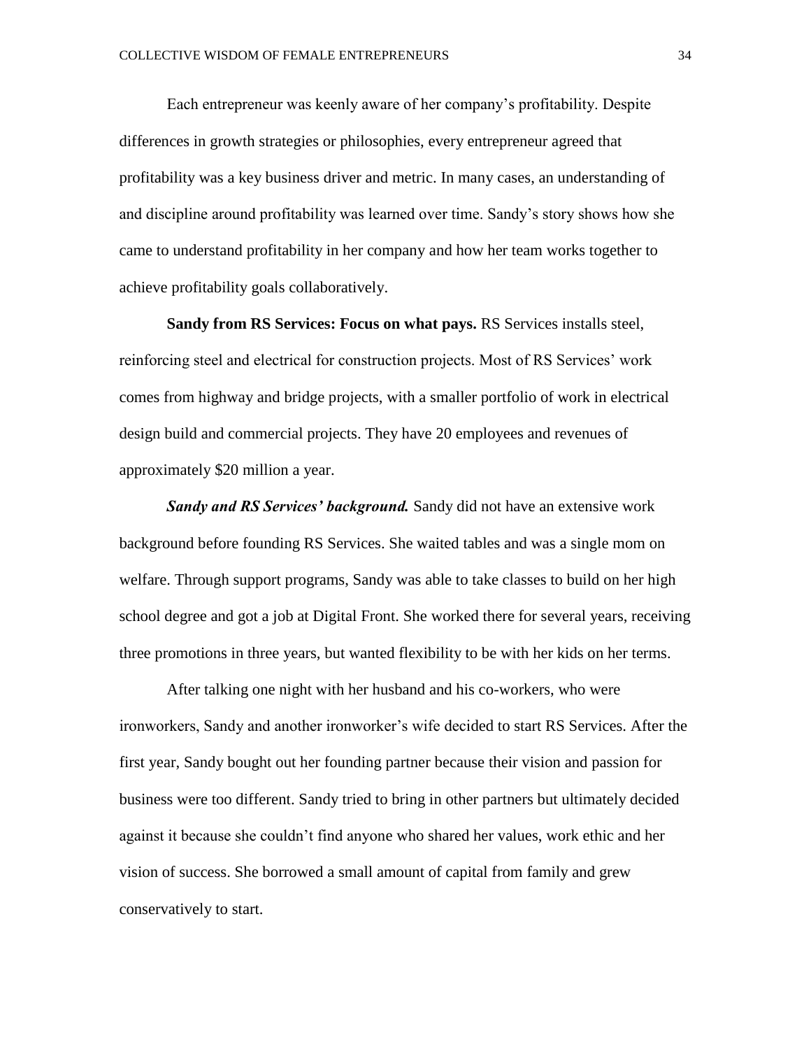Each entrepreneur was keenly aware of her company's profitability. Despite differences in growth strategies or philosophies, every entrepreneur agreed that profitability was a key business driver and metric. In many cases, an understanding of and discipline around profitability was learned over time. Sandy's story shows how she came to understand profitability in her company and how her team works together to achieve profitability goals collaboratively.

**Sandy from RS Services: Focus on what pays.** RS Services installs steel, reinforcing steel and electrical for construction projects. Most of RS Services' work comes from highway and bridge projects, with a smaller portfolio of work in electrical design build and commercial projects. They have 20 employees and revenues of approximately $20 million a year.

***Sandy and RS Services' background.*** Sandy did not have an extensive work background before founding RS Services. She waited tables and was a single mom on welfare. Through support programs, Sandy was able to take classes to build on her high school degree and got a job at Digital Front. She worked there for several years, receiving three promotions in three years, but wanted flexibility to be with her kids on her terms.

After talking one night with her husband and his co-workers, who were ironworkers, Sandy and another ironworker's wife decided to start RS Services. After the first year, Sandy bought out her founding partner because their vision and passion for business were too different. Sandy tried to bring in other partners but ultimately decided against it because she couldn't find anyone who shared her values, work ethic and her vision of success. She borrowed a small amount of capital from family and grew conservatively to start.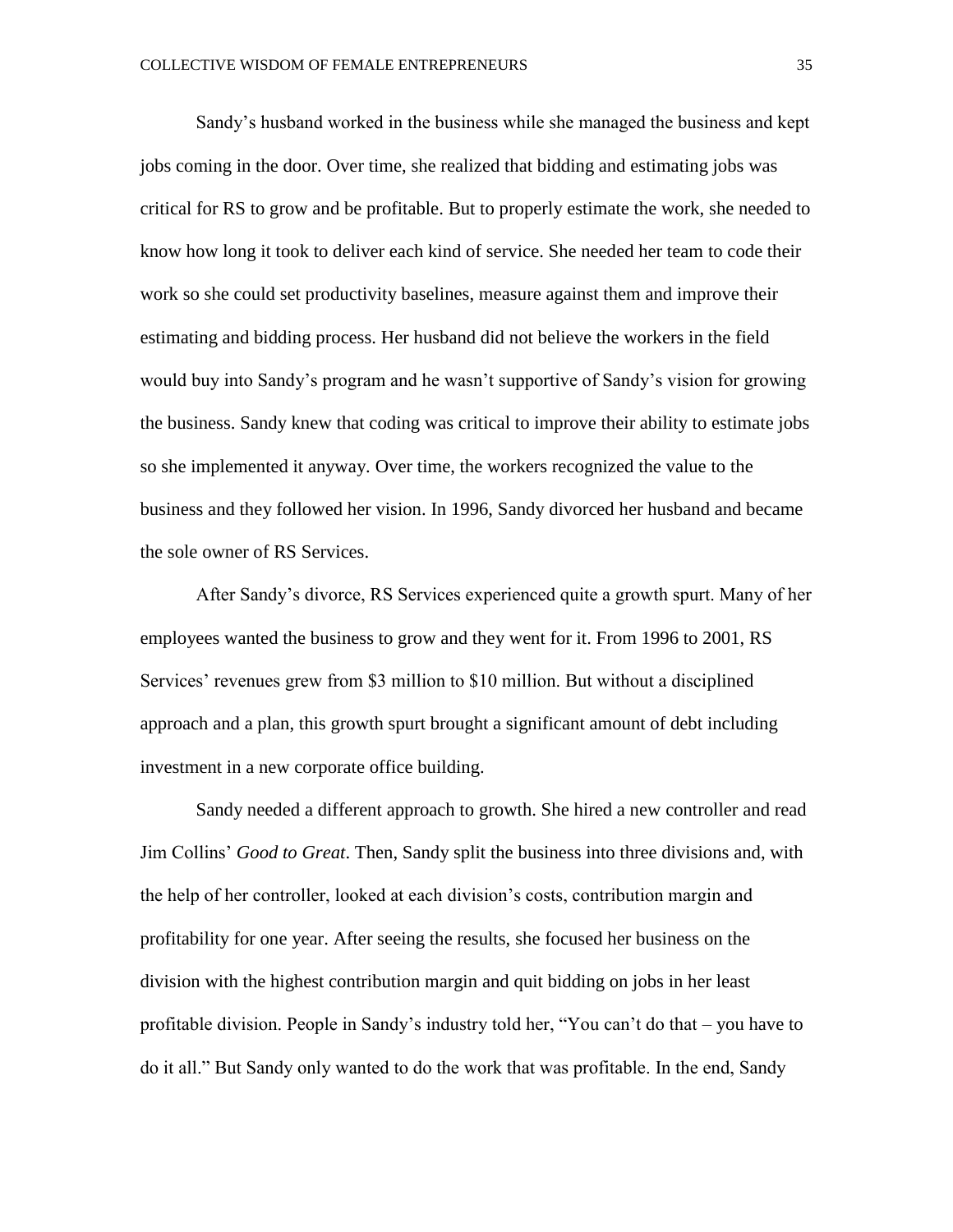Sandy's husband worked in the business while she managed the business and kept jobs coming in the door. Over time, she realized that bidding and estimating jobs was critical for RS to grow and be profitable. But to properly estimate the work, she needed to know how long it took to deliver each kind of service. She needed her team to code their work so she could set productivity baselines, measure against them and improve their estimating and bidding process. Her husband did not believe the workers in the field would buy into Sandy's program and he wasn't supportive of Sandy's vision for growing the business. Sandy knew that coding was critical to improve their ability to estimate jobs so she implemented it anyway. Over time, the workers recognized the value to the business and they followed her vision. In 1996, Sandy divorced her husband and became the sole owner of RS Services.

After Sandy's divorce, RS Services experienced quite a growth spurt. Many of her employees wanted the business to grow and they went for it. From 1996 to 2001, RS Services' revenues grew from $3 million to $10 million. But without a disciplined approach and a plan, this growth spurt brought a significant amount of debt including investment in a new corporate office building.

Sandy needed a different approach to growth. She hired a new controller and read Jim Collins' *Good to Great*. Then, Sandy split the business into three divisions and, with the help of her controller, looked at each division's costs, contribution margin and profitability for one year. After seeing the results, she focused her business on the division with the highest contribution margin and quit bidding on jobs in her least profitable division. People in Sandy's industry told her, "You can't do that – you have to do it all." But Sandy only wanted to do the work that was profitable. In the end, Sandy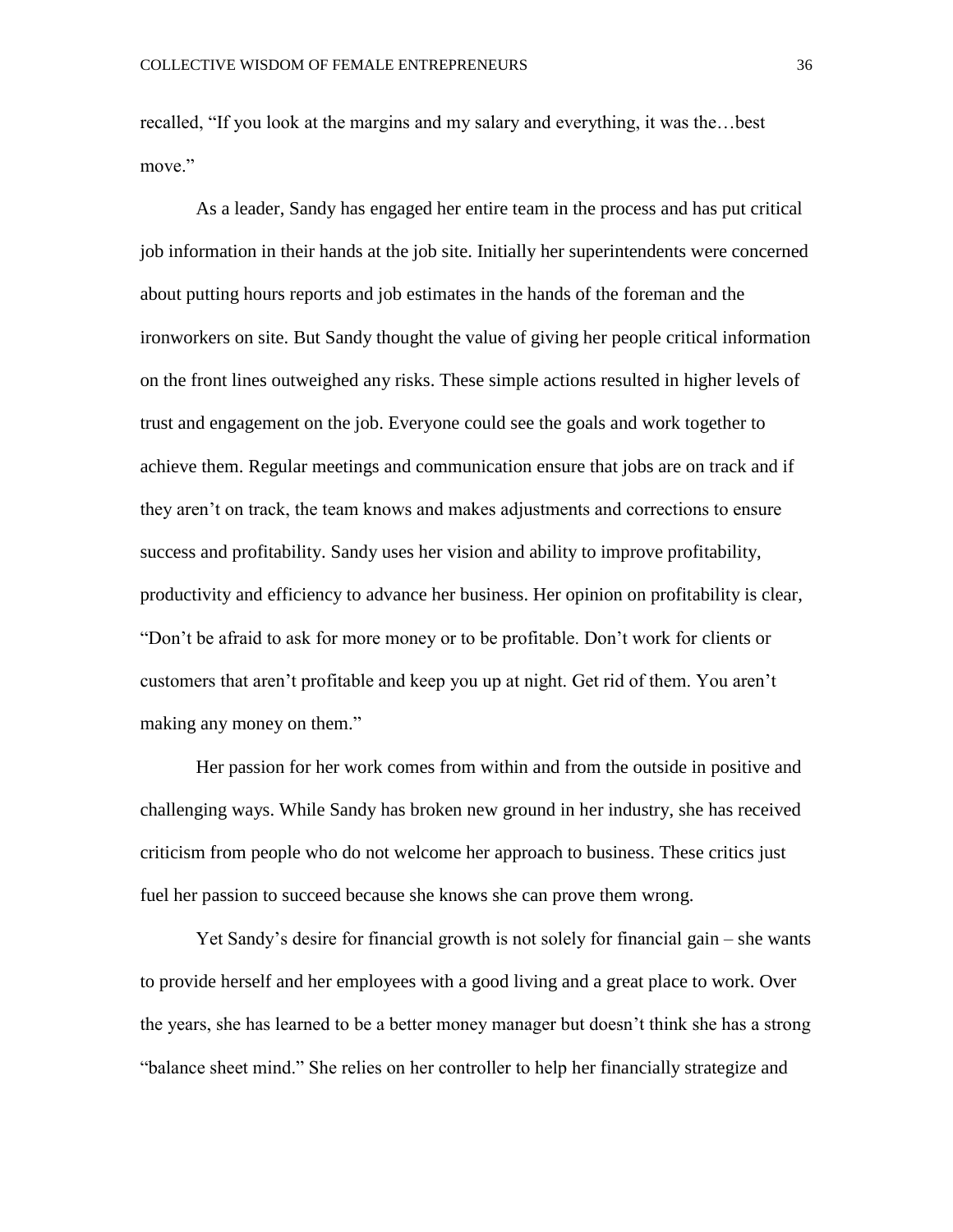recalled, "If you look at the margins and my salary and everything, it was the…best move."

As a leader, Sandy has engaged her entire team in the process and has put critical job information in their hands at the job site. Initially her superintendents were concerned about putting hours reports and job estimates in the hands of the foreman and the ironworkers on site. But Sandy thought the value of giving her people critical information on the front lines outweighed any risks. These simple actions resulted in higher levels of trust and engagement on the job. Everyone could see the goals and work together to achieve them. Regular meetings and communication ensure that jobs are on track and if they aren't on track, the team knows and makes adjustments and corrections to ensure success and profitability. Sandy uses her vision and ability to improve profitability, productivity and efficiency to advance her business. Her opinion on profitability is clear, "Don't be afraid to ask for more money or to be profitable. Don't work for clients or customers that aren't profitable and keep you up at night. Get rid of them. You aren't making any money on them."

Her passion for her work comes from within and from the outside in positive and challenging ways. While Sandy has broken new ground in her industry, she has received criticism from people who do not welcome her approach to business. These critics just fuel her passion to succeed because she knows she can prove them wrong.

Yet Sandy's desire for financial growth is not solely for financial gain – she wants to provide herself and her employees with a good living and a great place to work. Over the years, she has learned to be a better money manager but doesn't think she has a strong "balance sheet mind." She relies on her controller to help her financially strategize and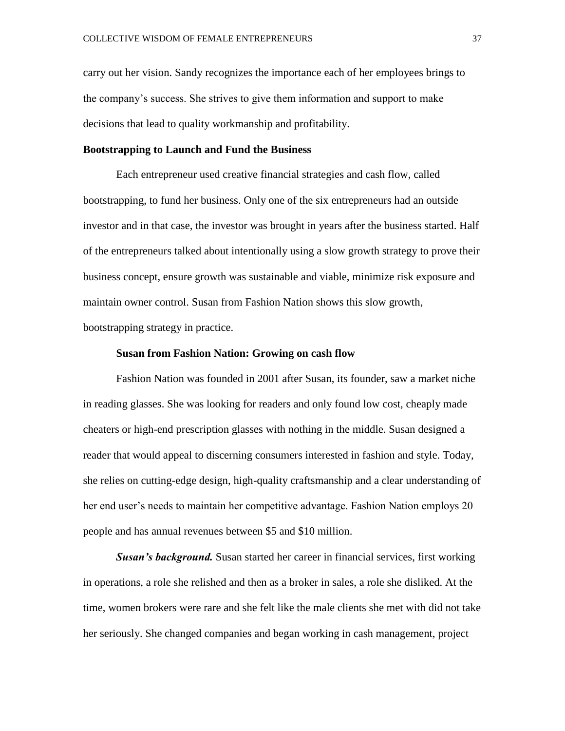carry out her vision. Sandy recognizes the importance each of her employees brings to the company's success. She strives to give them information and support to make decisions that lead to quality workmanship and profitability.

## Bootstrapping to Launch and Fund the Business

Each entrepreneur used creative financial strategies and cash flow, called bootstrapping, to fund her business. Only one of the six entrepreneurs had an outside investor and in that case, the investor was brought in years after the business started. Half of the entrepreneurs talked about intentionally using a slow growth strategy to prove their business concept, ensure growth was sustainable and viable, minimize risk exposure and maintain owner control. Susan from Fashion Nation shows this slow growth, bootstrapping strategy in practice.

### Susan from Fashion Nation: Growing on cash flow

Fashion Nation was founded in 2001 after Susan, its founder, saw a market niche in reading glasses. She was looking for readers and only found low cost, cheaply made cheaters or high-end prescription glasses with nothing in the middle. Susan designed a reader that would appeal to discerning consumers interested in fashion and style. Today, she relies on cutting-edge design, high-quality craftsmanship and a clear understanding of her end user's needs to maintain her competitive advantage. Fashion Nation employs 20 people and has annual revenues between $5 and $10 million.

***Susan's background.*** Susan started her career in financial services, first working in operations, a role she relished and then as a broker in sales, a role she disliked. At the time, women brokers were rare and she felt like the male clients she met with did not take her seriously. She changed companies and began working in cash management, project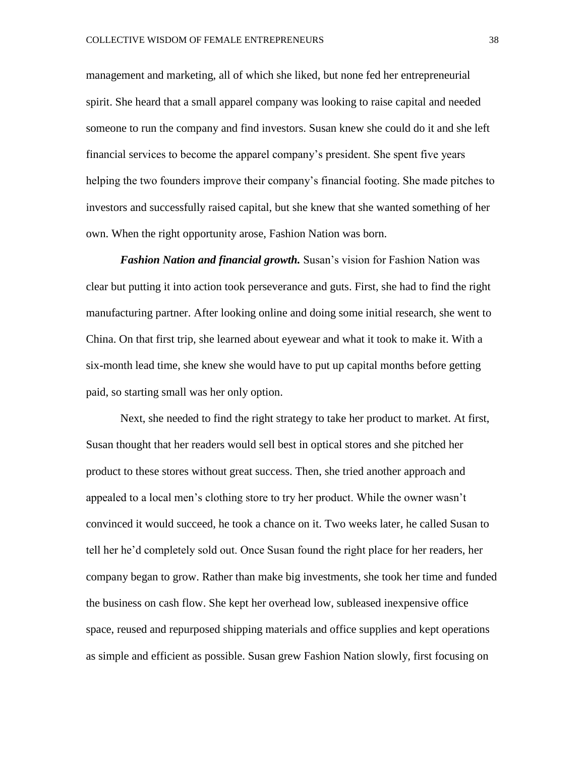management and marketing, all of which she liked, but none fed her entrepreneurial spirit. She heard that a small apparel company was looking to raise capital and needed someone to run the company and find investors. Susan knew she could do it and she left financial services to become the apparel company's president. She spent five years helping the two founders improve their company's financial footing. She made pitches to investors and successfully raised capital, but she knew that she wanted something of her own. When the right opportunity arose, Fashion Nation was born.

***Fashion Nation and financial growth.*** Susan's vision for Fashion Nation was clear but putting it into action took perseverance and guts. First, she had to find the right manufacturing partner. After looking online and doing some initial research, she went to China. On that first trip, she learned about eyewear and what it took to make it. With a six-month lead time, she knew she would have to put up capital months before getting paid, so starting small was her only option.

Next, she needed to find the right strategy to take her product to market. At first, Susan thought that her readers would sell best in optical stores and she pitched her product to these stores without great success. Then, she tried another approach and appealed to a local men's clothing store to try her product. While the owner wasn't convinced it would succeed, he took a chance on it. Two weeks later, he called Susan to tell her he'd completely sold out. Once Susan found the right place for her readers, her company began to grow. Rather than make big investments, she took her time and funded the business on cash flow. She kept her overhead low, subleased inexpensive office space, reused and repurposed shipping materials and office supplies and kept operations as simple and efficient as possible. Susan grew Fashion Nation slowly, first focusing on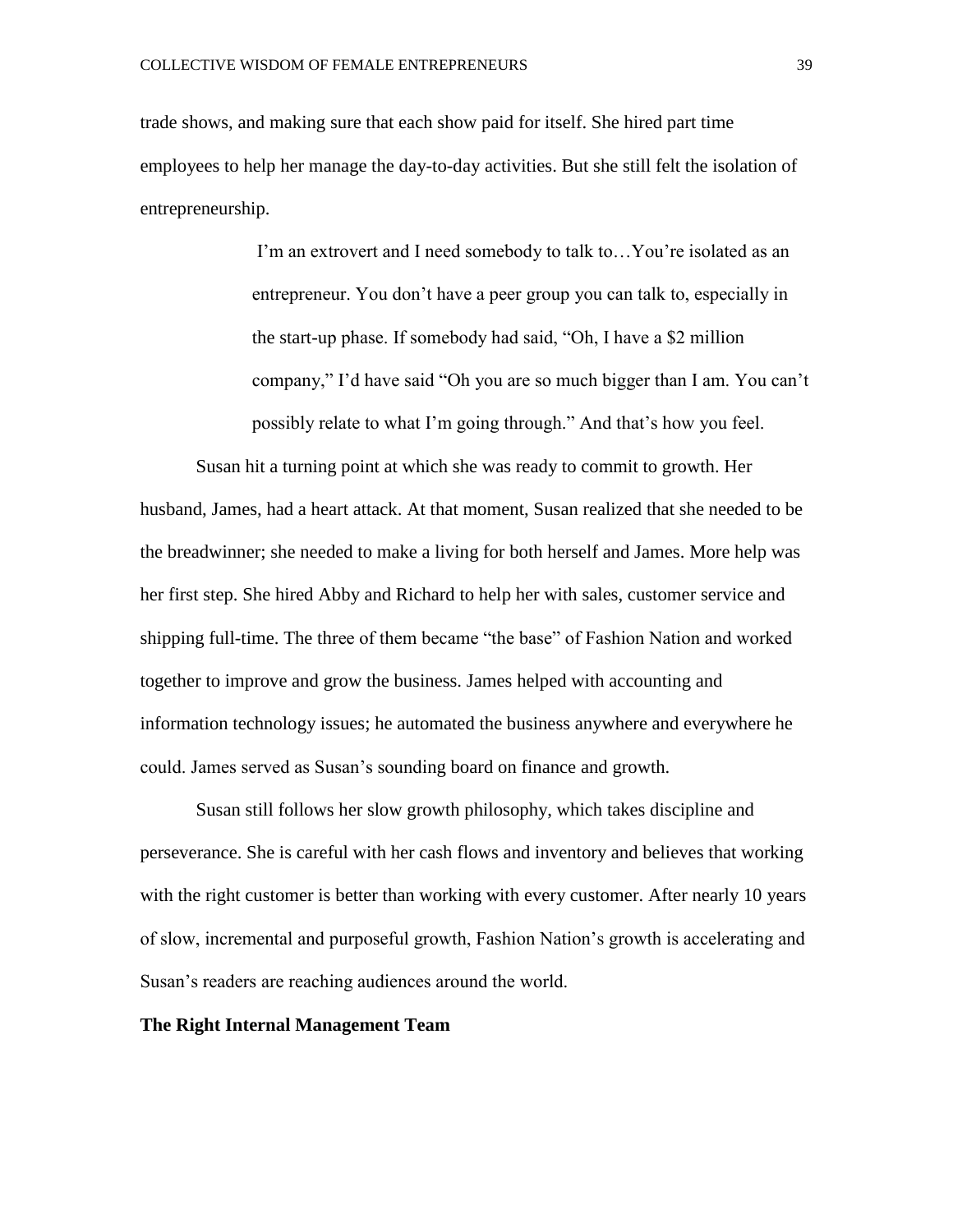trade shows, and making sure that each show paid for itself. She hired part time employees to help her manage the day-to-day activities. But she still felt the isolation of entrepreneurship.

> I'm an extrovert and I need somebody to talk to…You're isolated as an entrepreneur. You don't have a peer group you can talk to, especially in the start-up phase. If somebody had said, "Oh, I have a $2 million company," I'd have said "Oh you are so much bigger than I am. You can't possibly relate to what I'm going through." And that's how you feel.

Susan hit a turning point at which she was ready to commit to growth. Her husband, James, had a heart attack. At that moment, Susan realized that she needed to be the breadwinner; she needed to make a living for both herself and James. More help was her first step. She hired Abby and Richard to help her with sales, customer service and shipping full-time. The three of them became "the base" of Fashion Nation and worked together to improve and grow the business. James helped with accounting and information technology issues; he automated the business anywhere and everywhere he could. James served as Susan's sounding board on finance and growth.

Susan still follows her slow growth philosophy, which takes discipline and perseverance. She is careful with her cash flows and inventory and believes that working with the right customer is better than working with every customer. After nearly 10 years of slow, incremental and purposeful growth, Fashion Nation's growth is accelerating and Susan's readers are reaching audiences around the world.

**The Right Internal Management Team**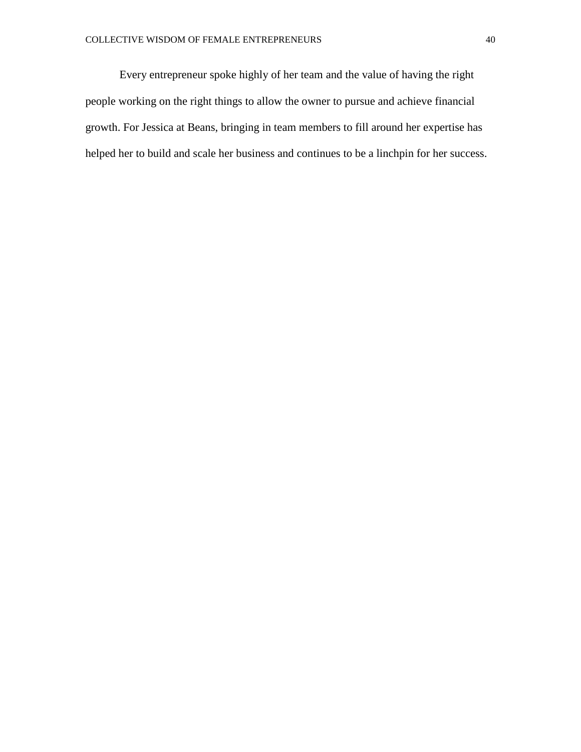Every entrepreneur spoke highly of her team and the value of having the right people working on the right things to allow the owner to pursue and achieve financial growth. For Jessica at Beans, bringing in team members to fill around her expertise has helped her to build and scale her business and continues to be a linchpin for her success.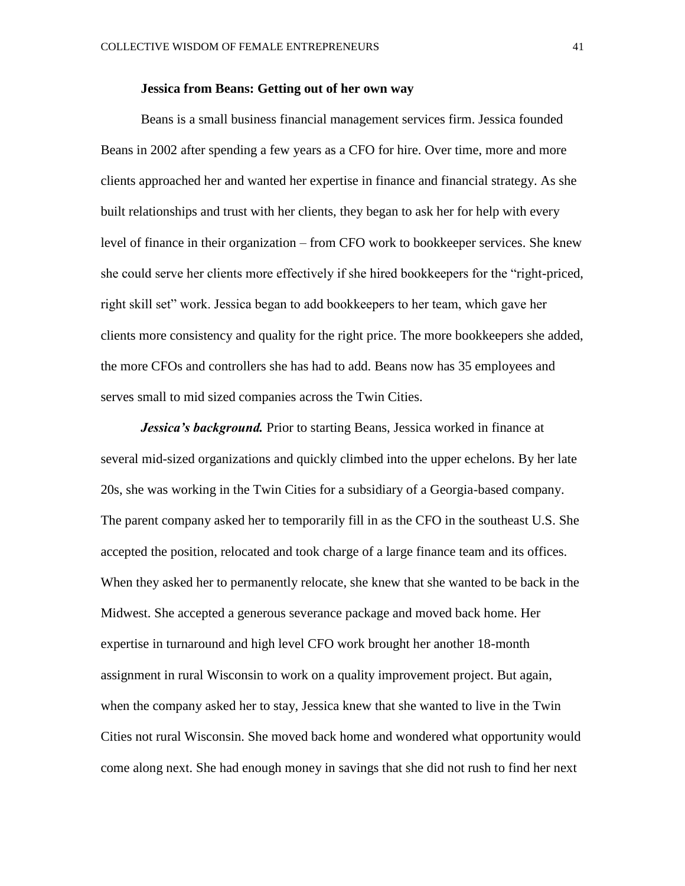### Jessica from Beans: Getting out of her own way

Beans is a small business financial management services firm. Jessica founded Beans in 2002 after spending a few years as a CFO for hire. Over time, more and more clients approached her and wanted her expertise in finance and financial strategy. As she built relationships and trust with her clients, they began to ask her for help with every level of finance in their organization – from CFO work to bookkeeper services. She knew she could serve her clients more effectively if she hired bookkeepers for the "right-priced, right skill set" work. Jessica began to add bookkeepers to her team, which gave her clients more consistency and quality for the right price. The more bookkeepers she added, the more CFOs and controllers she has had to add. Beans now has 35 employees and serves small to mid sized companies across the Twin Cities.

***Jessica's background.*** Prior to starting Beans, Jessica worked in finance at several mid-sized organizations and quickly climbed into the upper echelons. By her late 20s, she was working in the Twin Cities for a subsidiary of a Georgia-based company. The parent company asked her to temporarily fill in as the CFO in the southeast U.S. She accepted the position, relocated and took charge of a large finance team and its offices. When they asked her to permanently relocate, she knew that she wanted to be back in the Midwest. She accepted a generous severance package and moved back home. Her expertise in turnaround and high level CFO work brought her another 18-month assignment in rural Wisconsin to work on a quality improvement project. But again, when the company asked her to stay, Jessica knew that she wanted to live in the Twin Cities not rural Wisconsin. She moved back home and wondered what opportunity would come along next. She had enough money in savings that she did not rush to find her next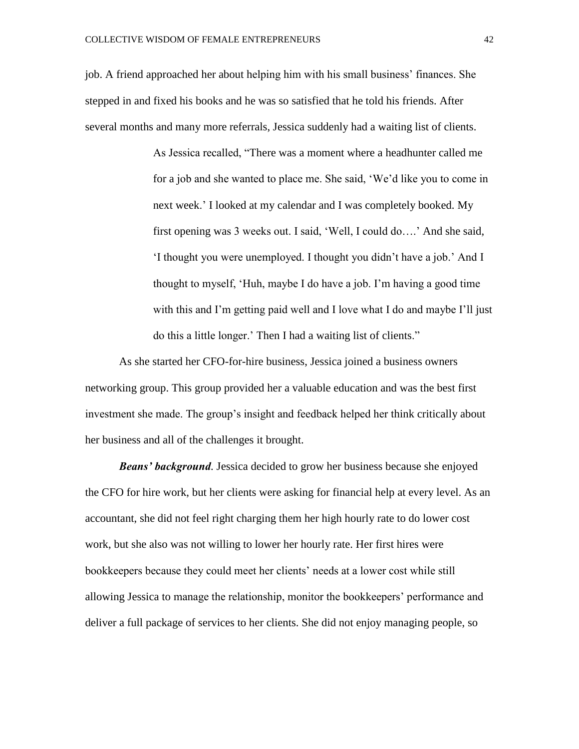job. A friend approached her about helping him with his small business' finances. She stepped in and fixed his books and he was so satisfied that he told his friends. After several months and many more referrals, Jessica suddenly had a waiting list of clients.

> As Jessica recalled, "There was a moment where a headhunter called me for a job and she wanted to place me. She said, 'We'd like you to come in next week.' I looked at my calendar and I was completely booked. My first opening was 3 weeks out. I said, 'Well, I could do….' And she said, 'I thought you were unemployed. I thought you didn't have a job.' And I thought to myself, 'Huh, maybe I do have a job. I'm having a good time with this and I'm getting paid well and I love what I do and maybe I'll just do this a little longer.' Then I had a waiting list of clients."

As she started her CFO-for-hire business, Jessica joined a business owners networking group. This group provided her a valuable education and was the best first investment she made. The group's insight and feedback helped her think critically about her business and all of the challenges it brought.

***Beans' background*.** Jessica decided to grow her business because she enjoyed the CFO for hire work, but her clients were asking for financial help at every level. As an accountant, she did not feel right charging them her high hourly rate to do lower cost work, but she also was not willing to lower her hourly rate. Her first hires were bookkeepers because they could meet her clients' needs at a lower cost while still allowing Jessica to manage the relationship, monitor the bookkeepers' performance and deliver a full package of services to her clients. She did not enjoy managing people, so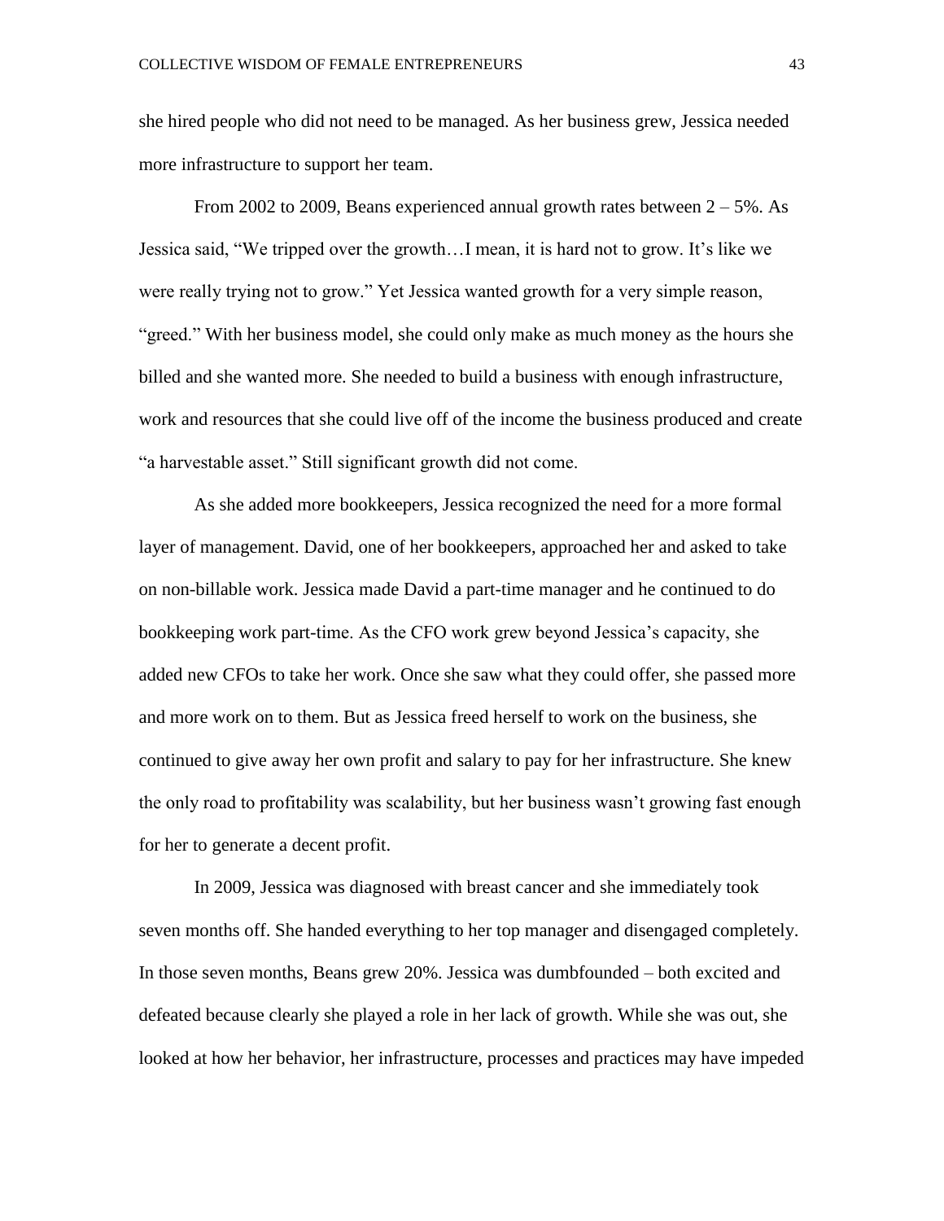she hired people who did not need to be managed. As her business grew, Jessica needed more infrastructure to support her team.

From 2002 to 2009, Beans experienced annual growth rates between 2 – 5%. As Jessica said, "We tripped over the growth…I mean, it is hard not to grow. It's like we were really trying not to grow." Yet Jessica wanted growth for a very simple reason, "greed." With her business model, she could only make as much money as the hours she billed and she wanted more. She needed to build a business with enough infrastructure, work and resources that she could live off of the income the business produced and create "a harvestable asset." Still significant growth did not come.

As she added more bookkeepers, Jessica recognized the need for a more formal layer of management. David, one of her bookkeepers, approached her and asked to take on non-billable work. Jessica made David a part-time manager and he continued to do bookkeeping work part-time. As the CFO work grew beyond Jessica's capacity, she added new CFOs to take her work. Once she saw what they could offer, she passed more and more work on to them. But as Jessica freed herself to work on the business, she continued to give away her own profit and salary to pay for her infrastructure. She knew the only road to profitability was scalability, but her business wasn't growing fast enough for her to generate a decent profit.

In 2009, Jessica was diagnosed with breast cancer and she immediately took seven months off. She handed everything to her top manager and disengaged completely. In those seven months, Beans grew 20%. Jessica was dumbfounded – both excited and defeated because clearly she played a role in her lack of growth. While she was out, she looked at how her behavior, her infrastructure, processes and practices may have impeded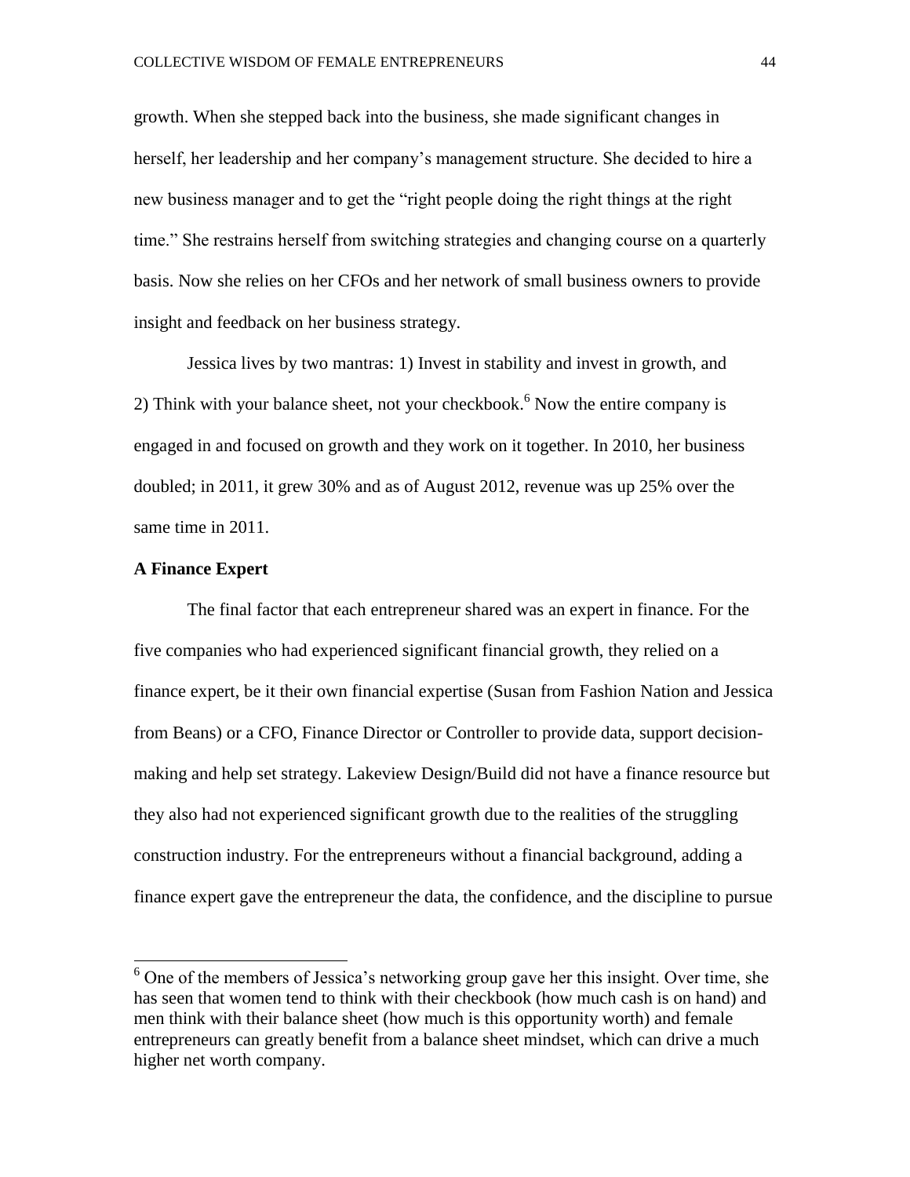growth. When she stepped back into the business, she made significant changes in herself, her leadership and her company's management structure. She decided to hire a new business manager and to get the "right people doing the right things at the right time." She restrains herself from switching strategies and changing course on a quarterly basis. Now she relies on her CFOs and her network of small business owners to provide insight and feedback on her business strategy.

Jessica lives by two mantras: 1) Invest in stability and invest in growth, and 2) Think with your balance sheet, not your checkbook.[6] Now the entire company is engaged in and focused on growth and they work on it together. In 2010, her business doubled; in 2011, it grew 30% and as of August 2012, revenue was up 25% over the same time in 2011.

**A Finance Expert**

The final factor that each entrepreneur shared was an expert in finance. For the five companies who had experienced significant financial growth, they relied on a finance expert, be it their own financial expertise (Susan from Fashion Nation and Jessica from Beans) or a CFO, Finance Director or Controller to provide data, support decision-making and help set strategy. Lakeview Design/Build did not have a finance resource but they also had not experienced significant growth due to the realities of the struggling construction industry. For the entrepreneurs without a financial background, adding a finance expert gave the entrepreneur the data, the confidence, and the discipline to pursue

[6] One of the members of Jessica's networking group gave her this insight. Over time, she has seen that women tend to think with their checkbook (how much cash is on hand) and men think with their balance sheet (how much is this opportunity worth) and female entrepreneurs can greatly benefit from a balance sheet mindset, which can drive a much higher net worth company.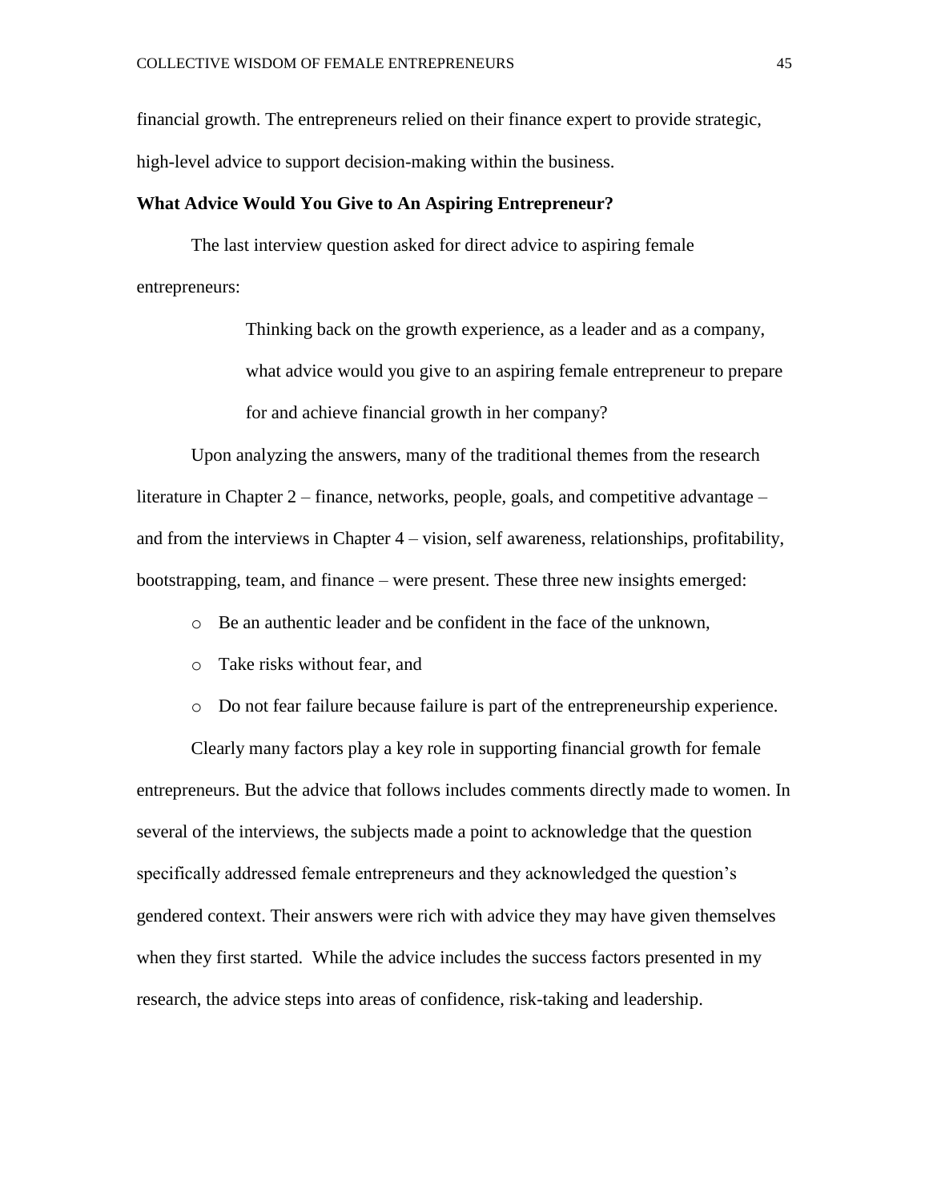financial growth. The entrepreneurs relied on their finance expert to provide strategic, high-level advice to support decision-making within the business.

### What Advice Would You Give to An Aspiring Entrepreneur?

The last interview question asked for direct advice to aspiring female entrepreneurs:

> Thinking back on the growth experience, as a leader and as a company, what advice would you give to an aspiring female entrepreneur to prepare for and achieve financial growth in her company?

Upon analyzing the answers, many of the traditional themes from the research literature in Chapter 2 – finance, networks, people, goals, and competitive advantage – and from the interviews in Chapter 4 – vision, self awareness, relationships, profitability, bootstrapping, team, and finance – were present. These three new insights emerged:

- Be an authentic leader and be confident in the face of the unknown,
- Take risks without fear, and
- Do not fear failure because failure is part of the entrepreneurship experience.

Clearly many factors play a key role in supporting financial growth for female entrepreneurs. But the advice that follows includes comments directly made to women. In several of the interviews, the subjects made a point to acknowledge that the question specifically addressed female entrepreneurs and they acknowledged the question's gendered context. Their answers were rich with advice they may have given themselves when they first started. While the advice includes the success factors presented in my research, the advice steps into areas of confidence, risk-taking and leadership.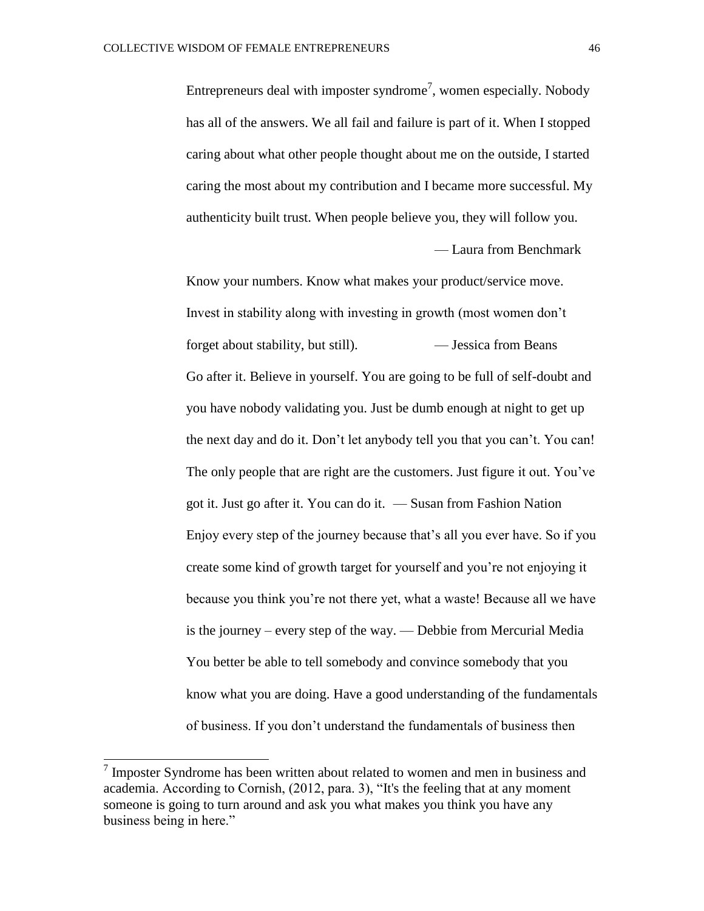Entrepreneurs deal with imposter syndrome[7], women especially. Nobody has all of the answers. We all fail and failure is part of it. When I stopped caring about what other people thought about me on the outside, I started caring the most about my contribution and I became more successful. My authenticity built trust. When people believe you, they will follow you.

— Laura from Benchmark

Know your numbers. Know what makes your product/service move. Invest in stability along with investing in growth (most women don't forget about stability, but still). — Jessica from Beans

Go after it. Believe in yourself. You are going to be full of self-doubt and you have nobody validating you. Just be dumb enough at night to get up the next day and do it. Don't let anybody tell you that you can't. You can! The only people that are right are the customers. Just figure it out. You've got it. Just go after it. You can do it. — Susan from Fashion Nation

Enjoy every step of the journey because that's all you ever have. So if you create some kind of growth target for yourself and you're not enjoying it because you think you're not there yet, what a waste! Because all we have is the journey – every step of the way. — Debbie from Mercurial Media

You better be able to tell somebody and convince somebody that you know what you are doing. Have a good understanding of the fundamentals of business. If you don't understand the fundamentals of business then

---

[7] Imposter Syndrome has been written about related to women and men in business and academia. According to Cornish, (2012, para. 3), "It's the feeling that at any moment someone is going to turn around and ask you what makes you think you have any business being in here."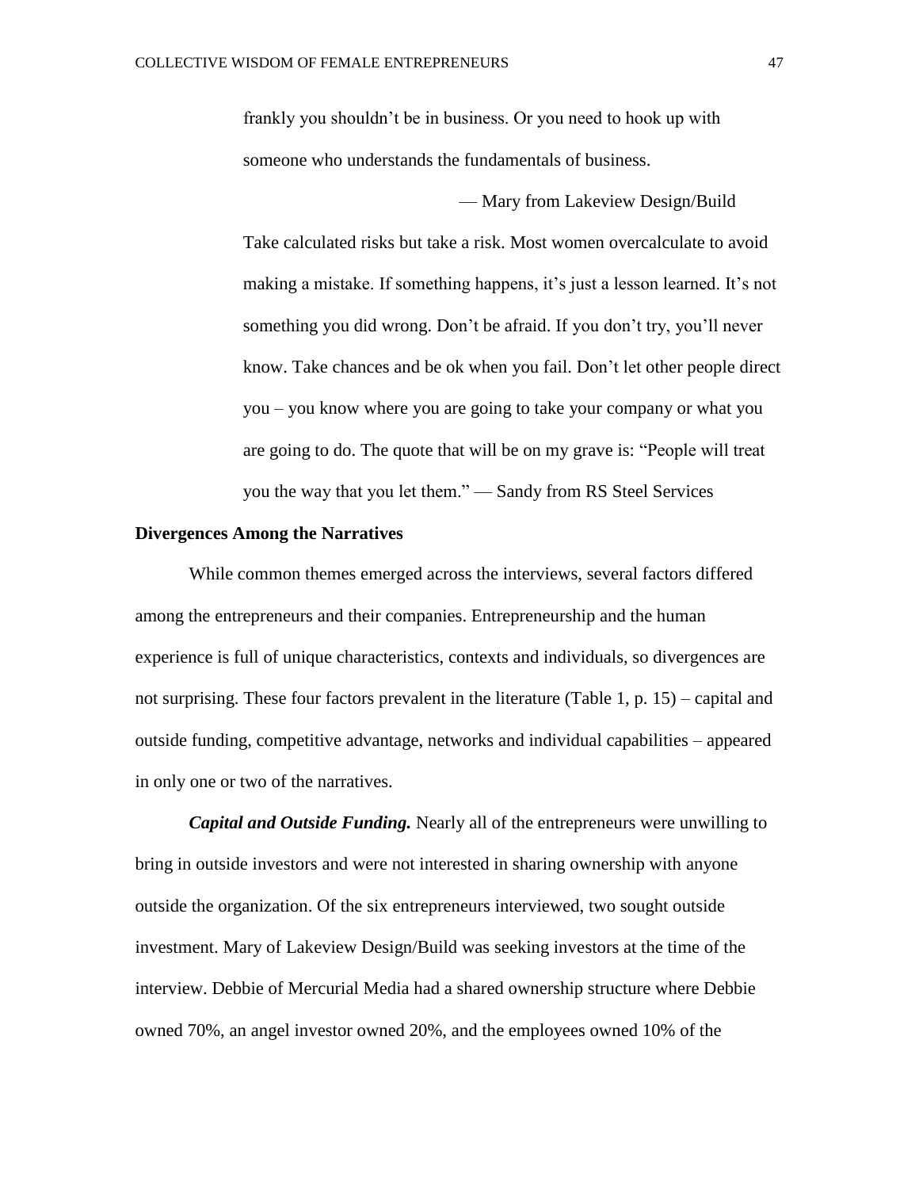> frankly you shouldn't be in business. Or you need to hook up with someone who understands the fundamentals of business.
>
> — Mary from Lakeview Design/Build

> Take calculated risks but take a risk. Most women overcalculate to avoid making a mistake. If something happens, it's just a lesson learned. It's not something you did wrong. Don't be afraid. If you don't try, you'll never know. Take chances and be ok when you fail. Don't let other people direct you – you know where you are going to take your company or what you are going to do. The quote that will be on my grave is: "People will treat you the way that you let them." — Sandy from RS Steel Services

## Divergences Among the Narratives

While common themes emerged across the interviews, several factors differed among the entrepreneurs and their companies. Entrepreneurship and the human experience is full of unique characteristics, contexts and individuals, so divergences are not surprising. These four factors prevalent in the literature (Table 1, p. 15) – capital and outside funding, competitive advantage, networks and individual capabilities – appeared in only one or two of the narratives.

***Capital and Outside Funding.*** Nearly all of the entrepreneurs were unwilling to bring in outside investors and were not interested in sharing ownership with anyone outside the organization. Of the six entrepreneurs interviewed, two sought outside investment. Mary of Lakeview Design/Build was seeking investors at the time of the interview. Debbie of Mercurial Media had a shared ownership structure where Debbie owned 70%, an angel investor owned 20%, and the employees owned 10% of the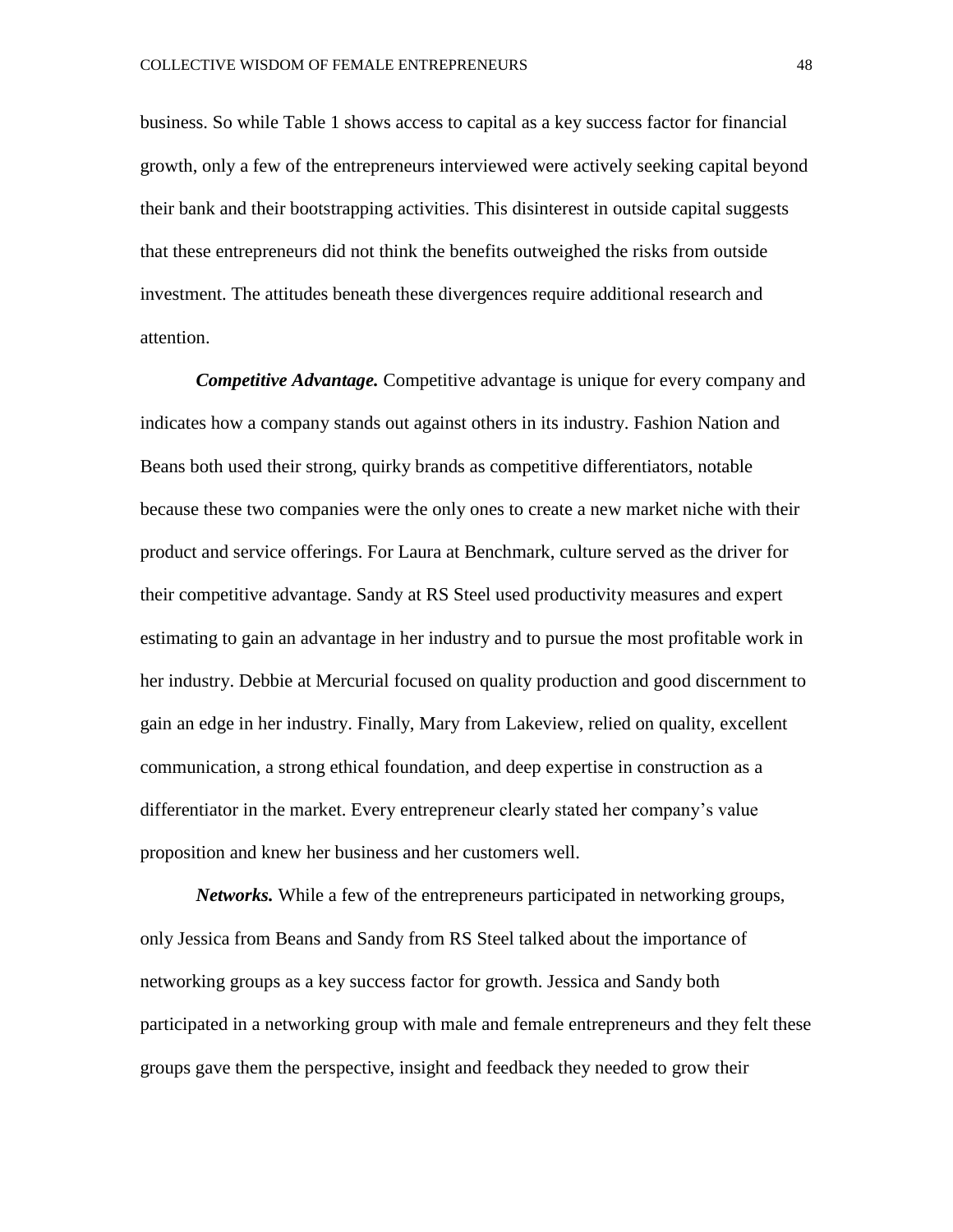business. So while Table 1 shows access to capital as a key success factor for financial growth, only a few of the entrepreneurs interviewed were actively seeking capital beyond their bank and their bootstrapping activities. This disinterest in outside capital suggests that these entrepreneurs did not think the benefits outweighed the risks from outside investment. The attitudes beneath these divergences require additional research and attention.

***Competitive Advantage.*** Competitive advantage is unique for every company and indicates how a company stands out against others in its industry. Fashion Nation and Beans both used their strong, quirky brands as competitive differentiators, notable because these two companies were the only ones to create a new market niche with their product and service offerings. For Laura at Benchmark, culture served as the driver for their competitive advantage. Sandy at RS Steel used productivity measures and expert estimating to gain an advantage in her industry and to pursue the most profitable work in her industry. Debbie at Mercurial focused on quality production and good discernment to gain an edge in her industry. Finally, Mary from Lakeview, relied on quality, excellent communication, a strong ethical foundation, and deep expertise in construction as a differentiator in the market. Every entrepreneur clearly stated her company's value proposition and knew her business and her customers well.

***Networks.*** While a few of the entrepreneurs participated in networking groups, only Jessica from Beans and Sandy from RS Steel talked about the importance of networking groups as a key success factor for growth. Jessica and Sandy both participated in a networking group with male and female entrepreneurs and they felt these groups gave them the perspective, insight and feedback they needed to grow their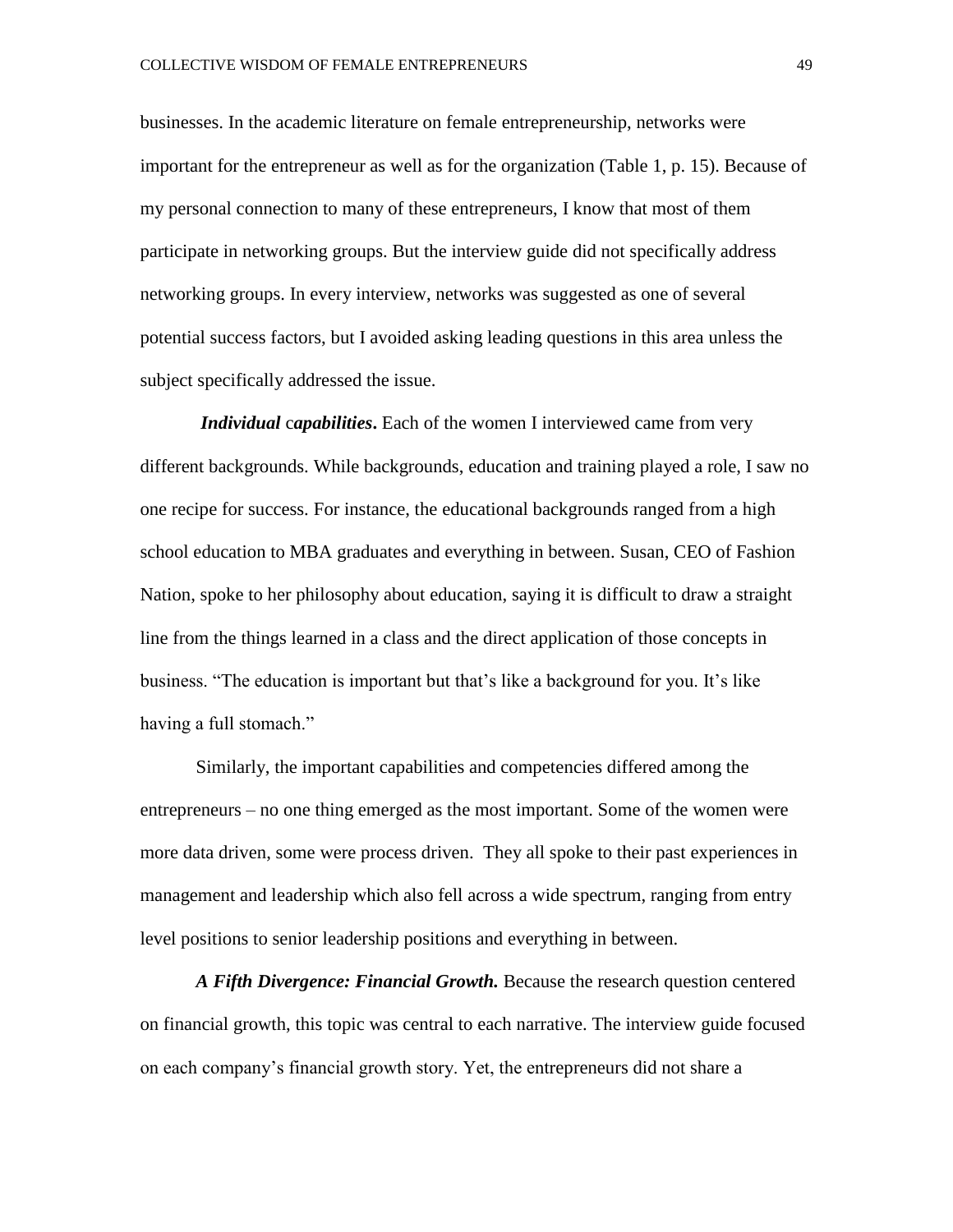businesses. In the academic literature on female entrepreneurship, networks were important for the entrepreneur as well as for the organization (Table 1, p. 15). Because of my personal connection to many of these entrepreneurs, I know that most of them participate in networking groups. But the interview guide did not specifically address networking groups. In every interview, networks was suggested as one of several potential success factors, but I avoided asking leading questions in this area unless the subject specifically addressed the issue.

***Individual capabilities*.** Each of the women I interviewed came from very different backgrounds. While backgrounds, education and training played a role, I saw no one recipe for success. For instance, the educational backgrounds ranged from a high school education to MBA graduates and everything in between. Susan, CEO of Fashion Nation, spoke to her philosophy about education, saying it is difficult to draw a straight line from the things learned in a class and the direct application of those concepts in business. "The education is important but that's like a background for you. It's like having a full stomach."

Similarly, the important capabilities and competencies differed among the entrepreneurs – no one thing emerged as the most important. Some of the women were more data driven, some were process driven. They all spoke to their past experiences in management and leadership which also fell across a wide spectrum, ranging from entry level positions to senior leadership positions and everything in between.

***A Fifth Divergence: Financial Growth.*** Because the research question centered on financial growth, this topic was central to each narrative. The interview guide focused on each company's financial growth story. Yet, the entrepreneurs did not share a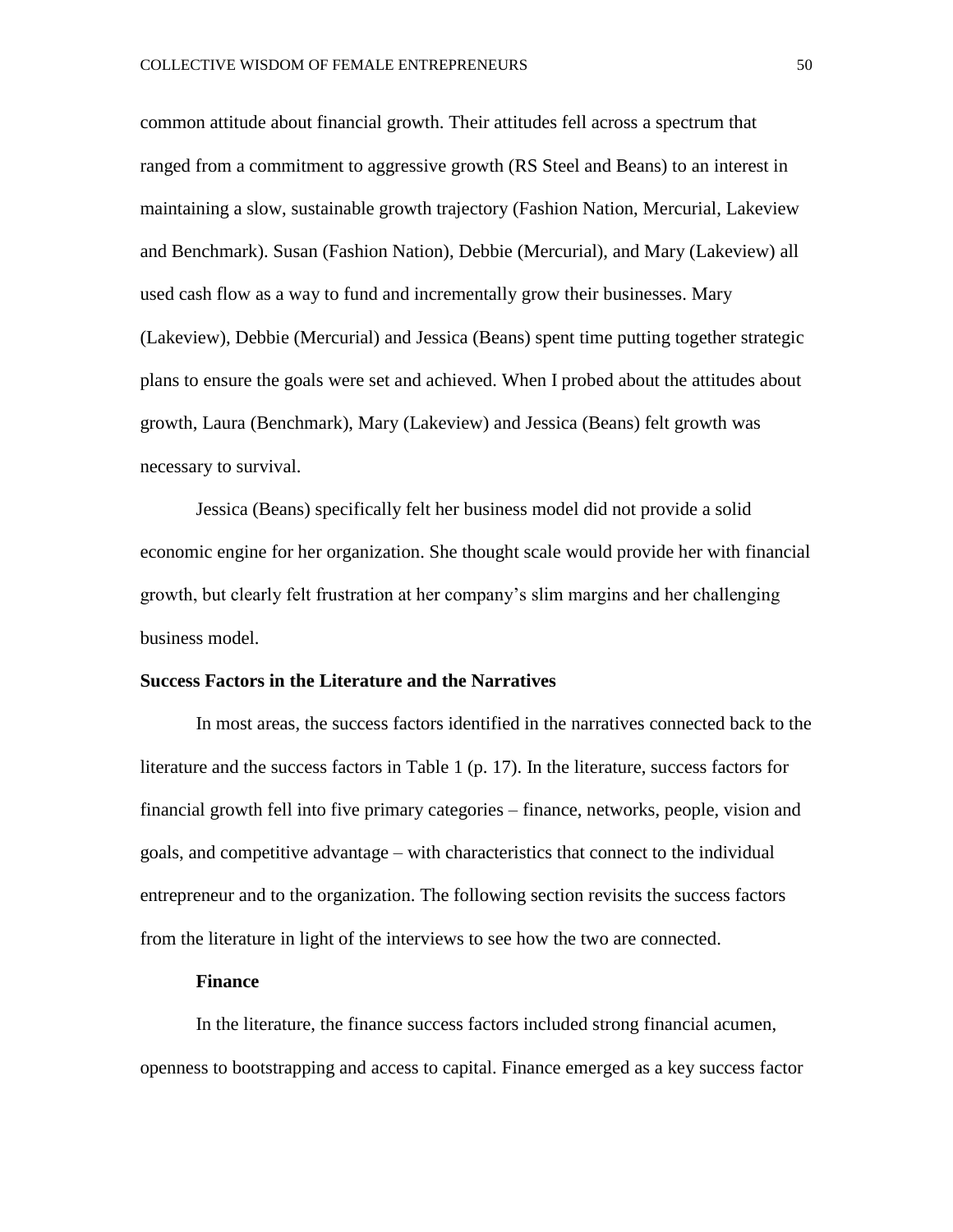common attitude about financial growth. Their attitudes fell across a spectrum that ranged from a commitment to aggressive growth (RS Steel and Beans) to an interest in maintaining a slow, sustainable growth trajectory (Fashion Nation, Mercurial, Lakeview and Benchmark). Susan (Fashion Nation), Debbie (Mercurial), and Mary (Lakeview) all used cash flow as a way to fund and incrementally grow their businesses. Mary (Lakeview), Debbie (Mercurial) and Jessica (Beans) spent time putting together strategic plans to ensure the goals were set and achieved. When I probed about the attitudes about growth, Laura (Benchmark), Mary (Lakeview) and Jessica (Beans) felt growth was necessary to survival.

Jessica (Beans) specifically felt her business model did not provide a solid economic engine for her organization. She thought scale would provide her with financial growth, but clearly felt frustration at her company's slim margins and her challenging business model.

## Success Factors in the Literature and the Narratives

In most areas, the success factors identified in the narratives connected back to the literature and the success factors in Table 1 (p. 17). In the literature, success factors for financial growth fell into five primary categories – finance, networks, people, vision and goals, and competitive advantage – with characteristics that connect to the individual entrepreneur and to the organization. The following section revisits the success factors from the literature in light of the interviews to see how the two are connected.

### Finance

In the literature, the finance success factors included strong financial acumen, openness to bootstrapping and access to capital. Finance emerged as a key success factor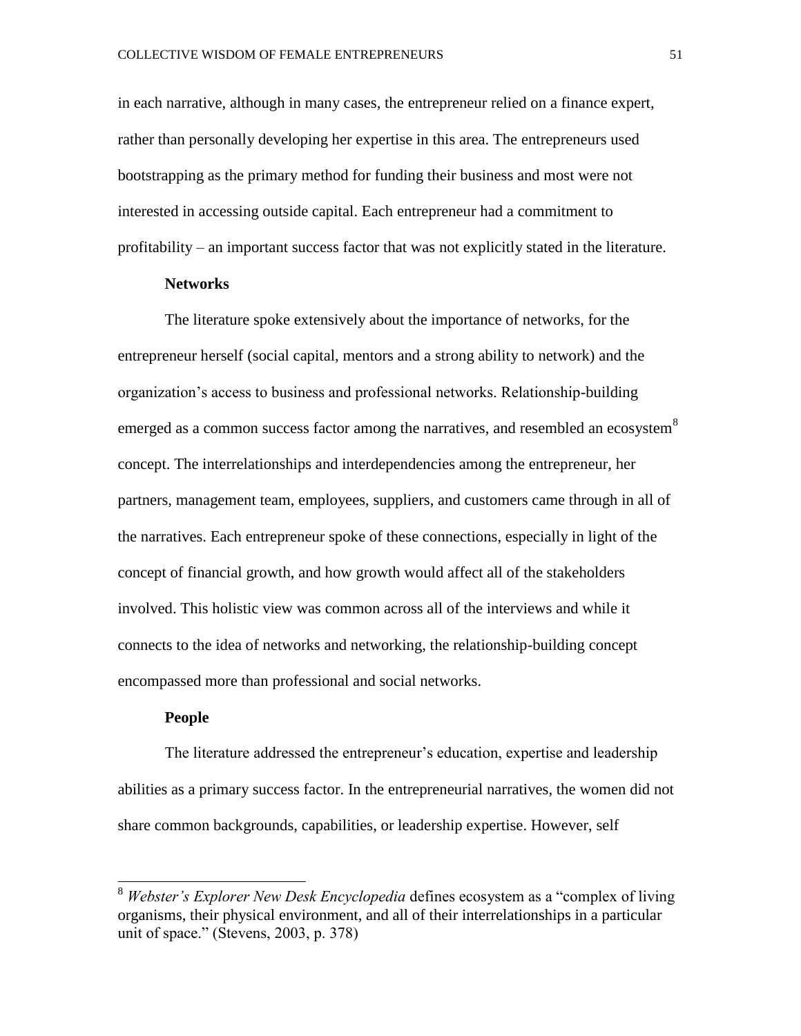in each narrative, although in many cases, the entrepreneur relied on a finance expert, rather than personally developing her expertise in this area. The entrepreneurs used bootstrapping as the primary method for funding their business and most were not interested in accessing outside capital. Each entrepreneur had a commitment to profitability – an important success factor that was not explicitly stated in the literature.

**Networks**

The literature spoke extensively about the importance of networks, for the entrepreneur herself (social capital, mentors and a strong ability to network) and the organization's access to business and professional networks. Relationship-building emerged as a common success factor among the narratives, and resembled an ecosystem[8] concept. The interrelationships and interdependencies among the entrepreneur, her partners, management team, employees, suppliers, and customers came through in all of the narratives. Each entrepreneur spoke of these connections, especially in light of the concept of financial growth, and how growth would affect all of the stakeholders involved. This holistic view was common across all of the interviews and while it connects to the idea of networks and networking, the relationship-building concept encompassed more than professional and social networks.

**People**

The literature addressed the entrepreneur's education, expertise and leadership abilities as a primary success factor. In the entrepreneurial narratives, the women did not share common backgrounds, capabilities, or leadership expertise. However, self

---

[8] *Webster's Explorer New Desk Encyclopedia* defines ecosystem as a "complex of living organisms, their physical environment, and all of their interrelationships in a particular unit of space." (Stevens, 2003, p. 378)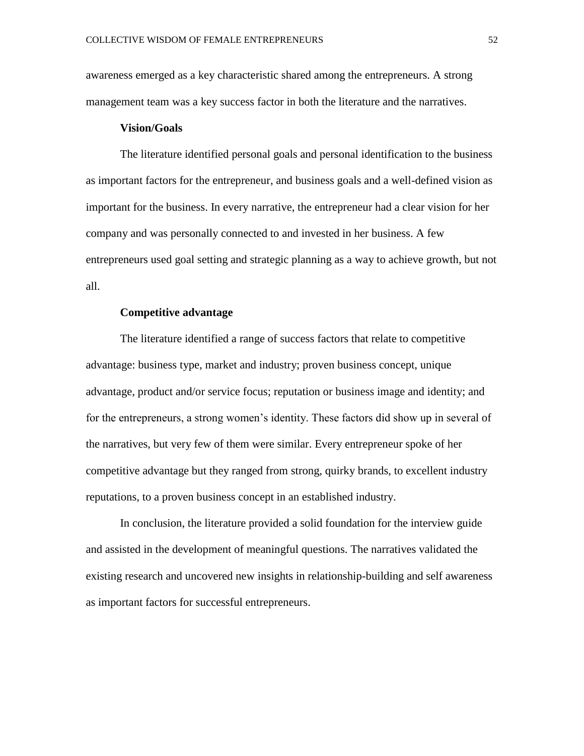awareness emerged as a key characteristic shared among the entrepreneurs. A strong management team was a key success factor in both the literature and the narratives.

**Vision/Goals**

The literature identified personal goals and personal identification to the business as important factors for the entrepreneur, and business goals and a well-defined vision as important for the business. In every narrative, the entrepreneur had a clear vision for her company and was personally connected to and invested in her business. A few entrepreneurs used goal setting and strategic planning as a way to achieve growth, but not all.

**Competitive advantage**

The literature identified a range of success factors that relate to competitive advantage: business type, market and industry; proven business concept, unique advantage, product and/or service focus; reputation or business image and identity; and for the entrepreneurs, a strong women's identity. These factors did show up in several of the narratives, but very few of them were similar. Every entrepreneur spoke of her competitive advantage but they ranged from strong, quirky brands, to excellent industry reputations, to a proven business concept in an established industry.

In conclusion, the literature provided a solid foundation for the interview guide and assisted in the development of meaningful questions. The narratives validated the existing research and uncovered new insights in relationship-building and self awareness as important factors for successful entrepreneurs.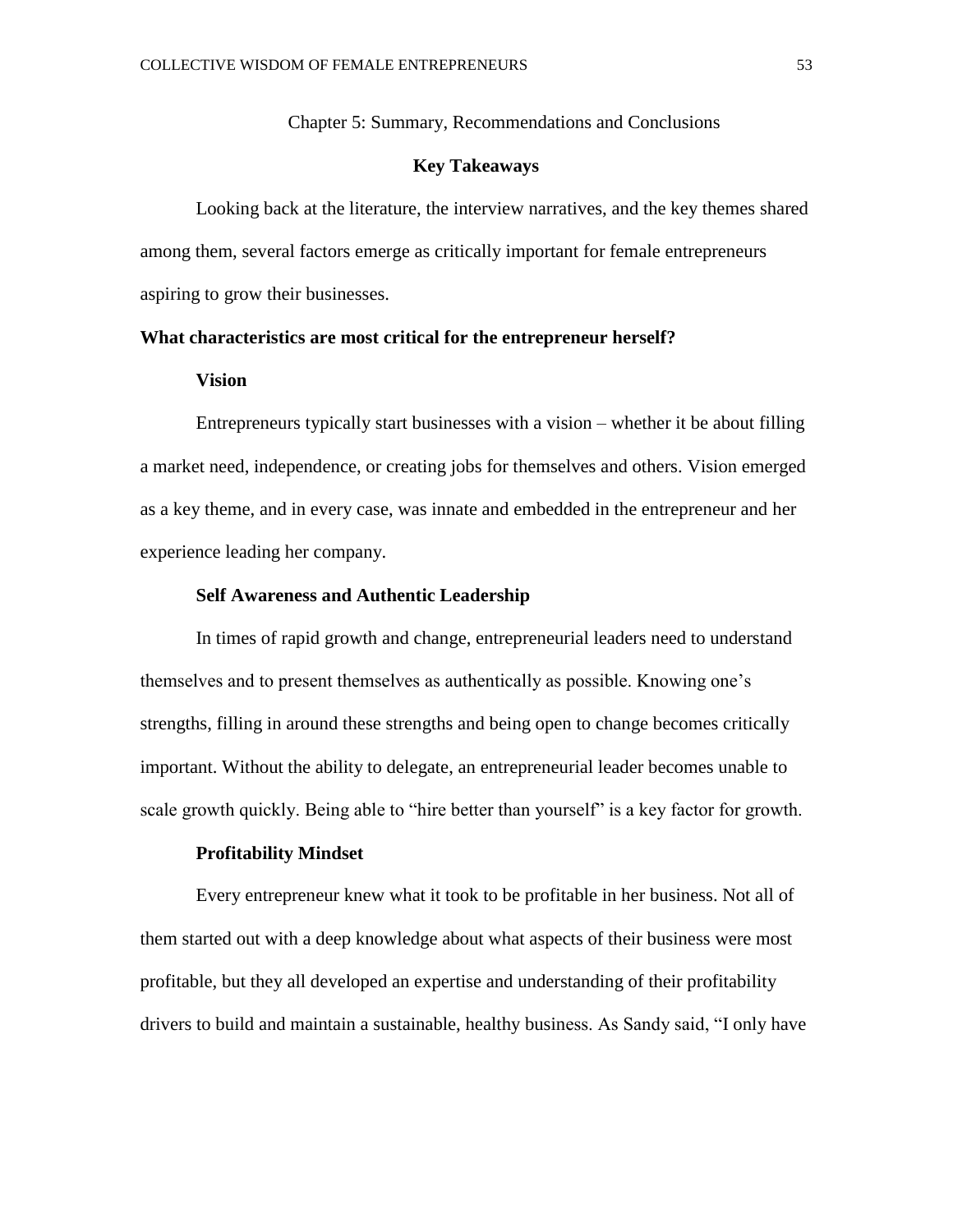# Chapter 5: Summary, Recommendations and Conclusions

## Key Takeaways

Looking back at the literature, the interview narratives, and the key themes shared among them, several factors emerge as critically important for female entrepreneurs aspiring to grow their businesses.

### What characteristics are most critical for the entrepreneur herself?

#### Vision

Entrepreneurs typically start businesses with a vision – whether it be about filling a market need, independence, or creating jobs for themselves and others. Vision emerged as a key theme, and in every case, was innate and embedded in the entrepreneur and her experience leading her company.

#### Self Awareness and Authentic Leadership

In times of rapid growth and change, entrepreneurial leaders need to understand themselves and to present themselves as authentically as possible. Knowing one's strengths, filling in around these strengths and being open to change becomes critically important. Without the ability to delegate, an entrepreneurial leader becomes unable to scale growth quickly. Being able to "hire better than yourself" is a key factor for growth.

#### Profitability Mindset

Every entrepreneur knew what it took to be profitable in her business. Not all of them started out with a deep knowledge about what aspects of their business were most profitable, but they all developed an expertise and understanding of their profitability drivers to build and maintain a sustainable, healthy business. As Sandy said, "I only have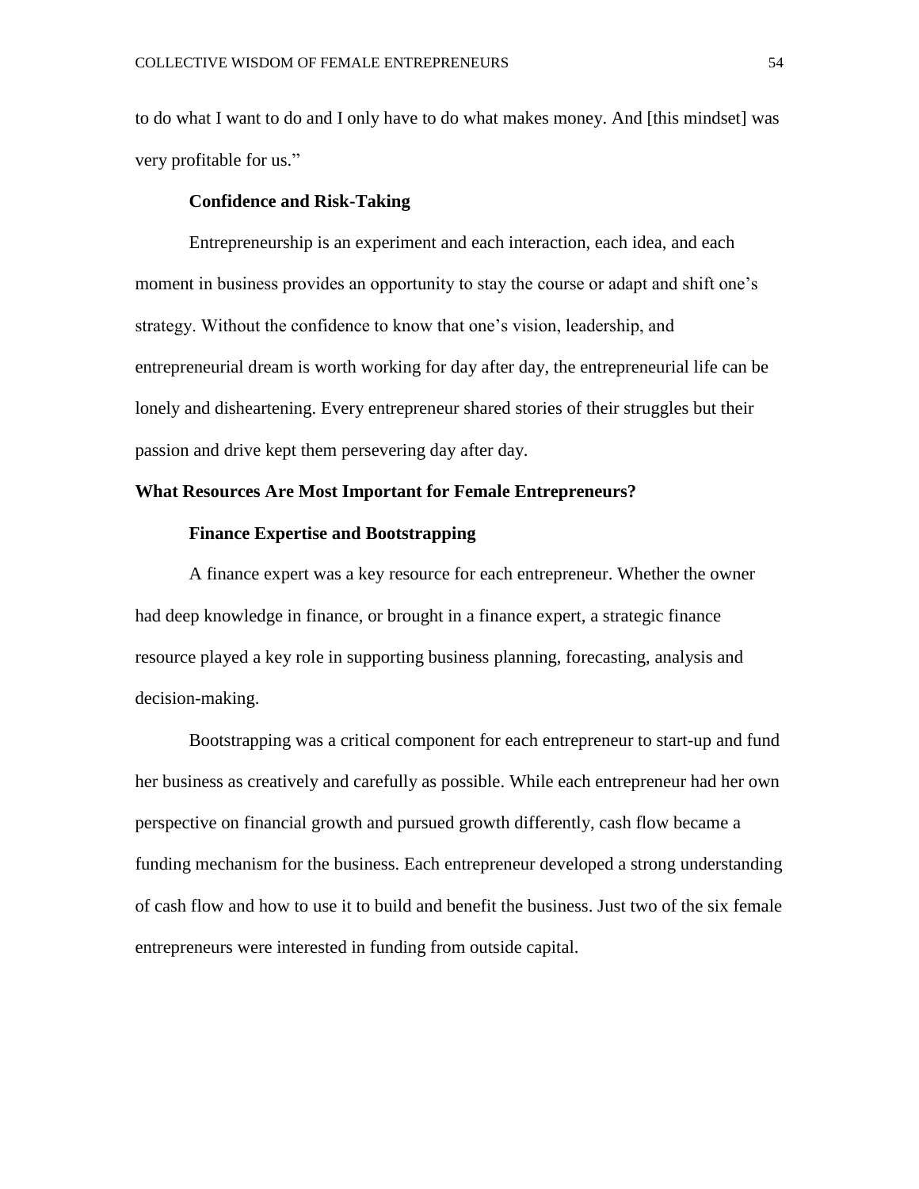to do what I want to do and I only have to do what makes money. And [this mindset] was very profitable for us."

### Confidence and Risk-Taking

Entrepreneurship is an experiment and each interaction, each idea, and each moment in business provides an opportunity to stay the course or adapt and shift one's strategy. Without the confidence to know that one's vision, leadership, and entrepreneurial dream is worth working for day after day, the entrepreneurial life can be lonely and disheartening. Every entrepreneur shared stories of their struggles but their passion and drive kept them persevering day after day.

## What Resources Are Most Important for Female Entrepreneurs?

### Finance Expertise and Bootstrapping

A finance expert was a key resource for each entrepreneur. Whether the owner had deep knowledge in finance, or brought in a finance expert, a strategic finance resource played a key role in supporting business planning, forecasting, analysis and decision-making.

Bootstrapping was a critical component for each entrepreneur to start-up and fund her business as creatively and carefully as possible. While each entrepreneur had her own perspective on financial growth and pursued growth differently, cash flow became a funding mechanism for the business. Each entrepreneur developed a strong understanding of cash flow and how to use it to build and benefit the business. Just two of the six female entrepreneurs were interested in funding from outside capital.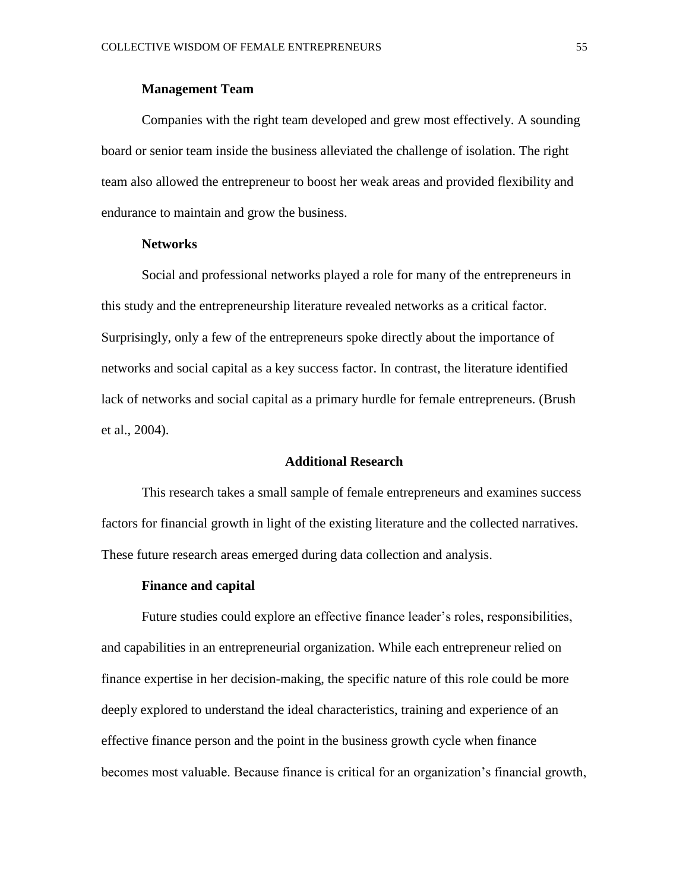### Management Team

Companies with the right team developed and grew most effectively. A sounding board or senior team inside the business alleviated the challenge of isolation. The right team also allowed the entrepreneur to boost her weak areas and provided flexibility and endurance to maintain and grow the business.

### Networks

Social and professional networks played a role for many of the entrepreneurs in this study and the entrepreneurship literature revealed networks as a critical factor. Surprisingly, only a few of the entrepreneurs spoke directly about the importance of networks and social capital as a key success factor. In contrast, the literature identified lack of networks and social capital as a primary hurdle for female entrepreneurs. (Brush et al., 2004).

## Additional Research

This research takes a small sample of female entrepreneurs and examines success factors for financial growth in light of the existing literature and the collected narratives. These future research areas emerged during data collection and analysis.

### Finance and capital

Future studies could explore an effective finance leader's roles, responsibilities, and capabilities in an entrepreneurial organization. While each entrepreneur relied on finance expertise in her decision-making, the specific nature of this role could be more deeply explored to understand the ideal characteristics, training and experience of an effective finance person and the point in the business growth cycle when finance becomes most valuable. Because finance is critical for an organization's financial growth,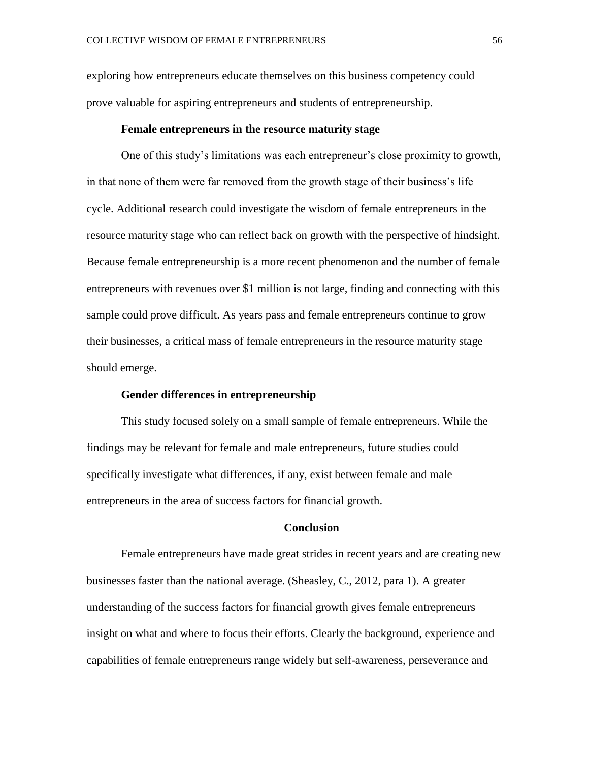exploring how entrepreneurs educate themselves on this business competency could prove valuable for aspiring entrepreneurs and students of entrepreneurship.

### Female entrepreneurs in the resource maturity stage

One of this study's limitations was each entrepreneur's close proximity to growth, in that none of them were far removed from the growth stage of their business's life cycle. Additional research could investigate the wisdom of female entrepreneurs in the resource maturity stage who can reflect back on growth with the perspective of hindsight. Because female entrepreneurship is a more recent phenomenon and the number of female entrepreneurs with revenues over $1 million is not large, finding and connecting with this sample could prove difficult. As years pass and female entrepreneurs continue to grow their businesses, a critical mass of female entrepreneurs in the resource maturity stage should emerge.

### Gender differences in entrepreneurship

This study focused solely on a small sample of female entrepreneurs. While the findings may be relevant for female and male entrepreneurs, future studies could specifically investigate what differences, if any, exist between female and male entrepreneurs in the area of success factors for financial growth.

## Conclusion

Female entrepreneurs have made great strides in recent years and are creating new businesses faster than the national average. (Sheasley, C., 2012, para 1). A greater understanding of the success factors for financial growth gives female entrepreneurs insight on what and where to focus their efforts. Clearly the background, experience and capabilities of female entrepreneurs range widely but self-awareness, perseverance and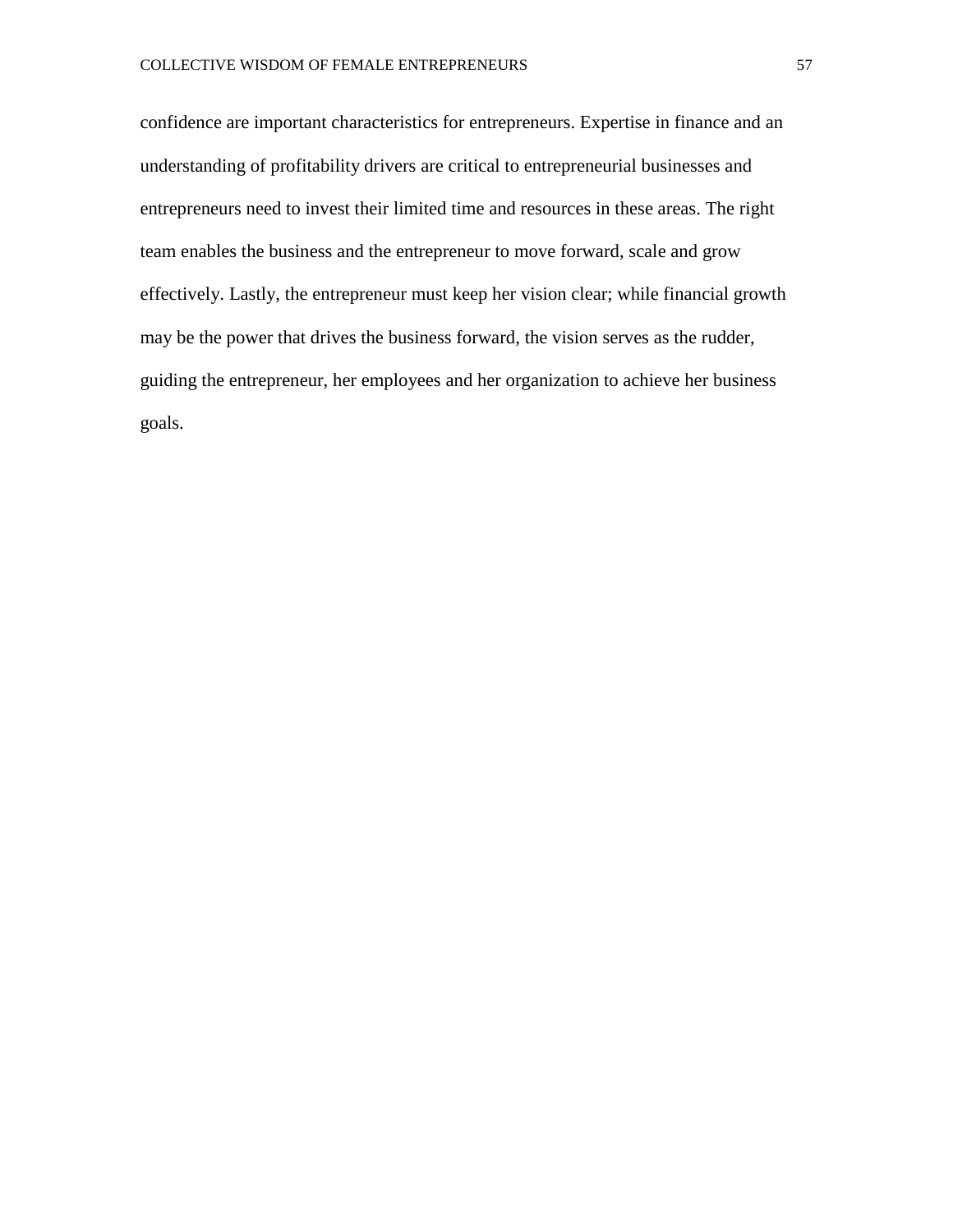confidence are important characteristics for entrepreneurs. Expertise in finance and an understanding of profitability drivers are critical to entrepreneurial businesses and entrepreneurs need to invest their limited time and resources in these areas. The right team enables the business and the entrepreneur to move forward, scale and grow effectively. Lastly, the entrepreneur must keep her vision clear; while financial growth may be the power that drives the business forward, the vision serves as the rudder, guiding the entrepreneur, her employees and her organization to achieve her business goals.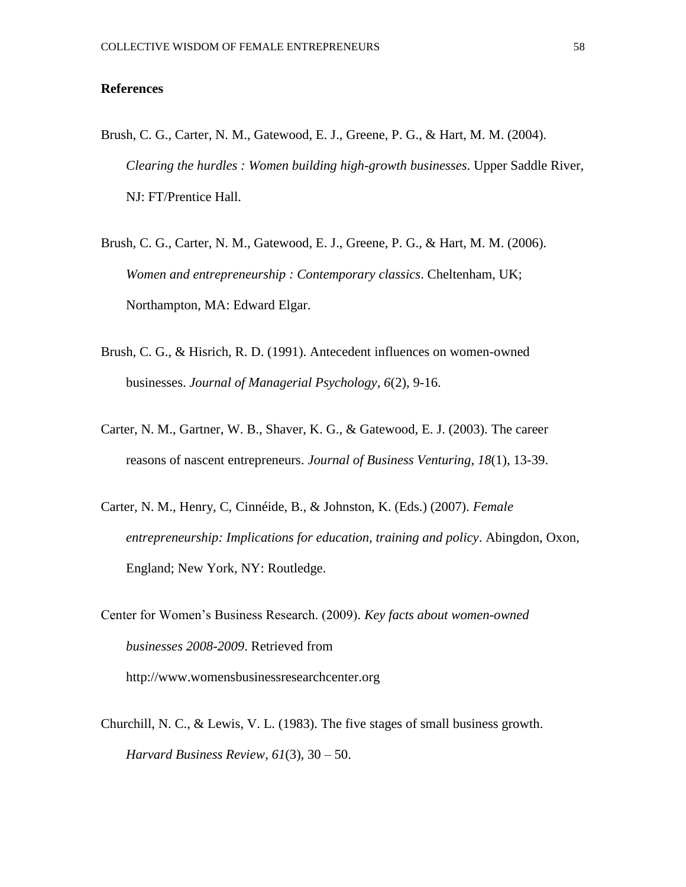## References

Brush, C. G., Carter, N. M., Gatewood, E. J., Greene, P. G., & Hart, M. M. (2004). *Clearing the hurdles : Women building high-growth businesses*. Upper Saddle River, NJ: FT/Prentice Hall.

Brush, C. G., Carter, N. M., Gatewood, E. J., Greene, P. G., & Hart, M. M. (2006). *Women and entrepreneurship : Contemporary classics*. Cheltenham, UK; Northampton, MA: Edward Elgar.

Brush, C. G., & Hisrich, R. D. (1991). Antecedent influences on women-owned businesses. *Journal of Managerial Psychology, 6*(2), 9-16.

Carter, N. M., Gartner, W. B., Shaver, K. G., & Gatewood, E. J. (2003). The career reasons of nascent entrepreneurs. *Journal of Business Venturing, 18*(1), 13-39.

Carter, N. M., Henry, C, Cinnéide, B., & Johnston, K. (Eds.) (2007). *Female entrepreneurship: Implications for education, training and policy*. Abingdon, Oxon, England; New York, NY: Routledge.

Center for Women's Business Research. (2009). *Key facts about women-owned businesses 2008-2009*. Retrieved from http://www.womensbusinessresearchcenter.org

Churchill, N. C., & Lewis, V. L. (1983). The five stages of small business growth. *Harvard Business Review*, *61*(3), 30 – 50.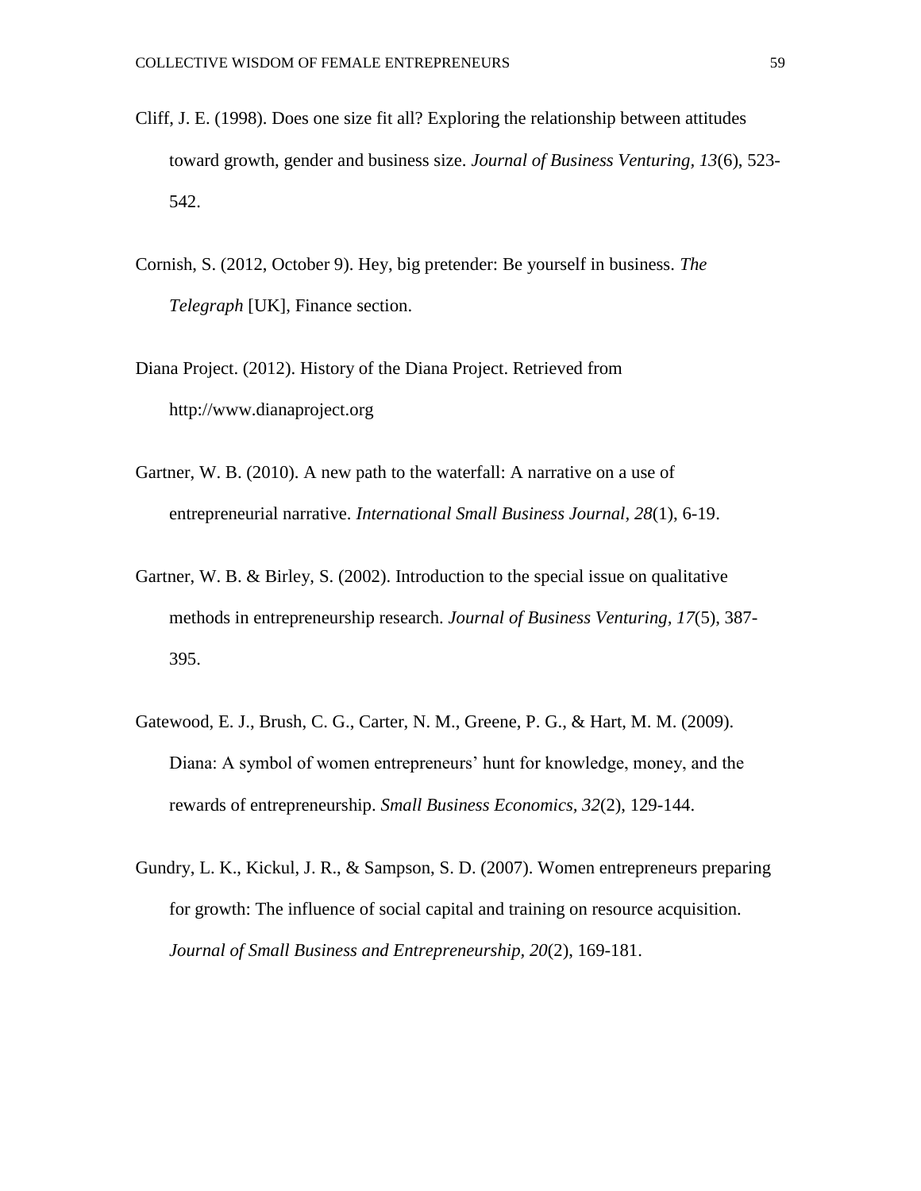Cliff, J. E. (1998). Does one size fit all? Exploring the relationship between attitudes toward growth, gender and business size. *Journal of Business Venturing, 13*(6), 523-542.

Cornish, S. (2012, October 9). Hey, big pretender: Be yourself in business. *The Telegraph* [UK], Finance section.

Diana Project. (2012). History of the Diana Project. Retrieved from http://www.dianaproject.org

Gartner, W. B. (2010). A new path to the waterfall: A narrative on a use of entrepreneurial narrative. *International Small Business Journal, 28*(1), 6-19.

Gartner, W. B. & Birley, S. (2002). Introduction to the special issue on qualitative methods in entrepreneurship research. *Journal of Business Venturing, 17*(5), 387-395.

Gatewood, E. J., Brush, C. G., Carter, N. M., Greene, P. G., & Hart, M. M. (2009). Diana: A symbol of women entrepreneurs' hunt for knowledge, money, and the rewards of entrepreneurship. *Small Business Economics, 32*(2), 129-144.

Gundry, L. K., Kickul, J. R., & Sampson, S. D. (2007). Women entrepreneurs preparing for growth: The influence of social capital and training on resource acquisition. *Journal of Small Business and Entrepreneurship, 20*(2), 169-181.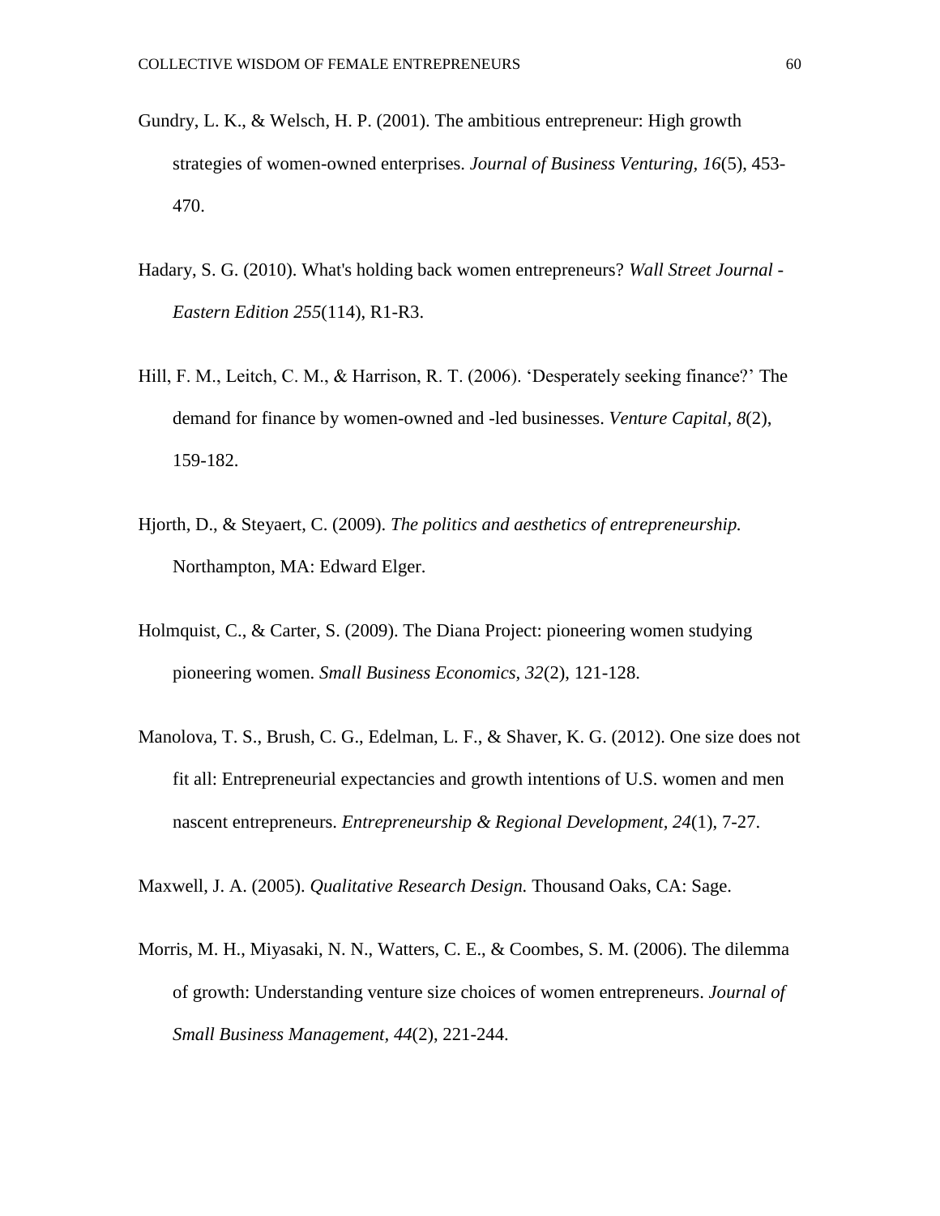Gundry, L. K., & Welsch, H. P. (2001). The ambitious entrepreneur: High growth strategies of women-owned enterprises. *Journal of Business Venturing, 16*(5), 453-470.

Hadary, S. G. (2010). What's holding back women entrepreneurs? *Wall Street Journal - Eastern Edition 255*(114), R1-R3.

Hill, F. M., Leitch, C. M., & Harrison, R. T. (2006). 'Desperately seeking finance?' The demand for finance by women-owned and -led businesses. *Venture Capital, 8*(2), 159-182.

Hjorth, D., & Steyaert, C. (2009). *The politics and aesthetics of entrepreneurship.* Northampton, MA: Edward Elger.

Holmquist, C., & Carter, S. (2009). The Diana Project: pioneering women studying pioneering women. *Small Business Economics, 32*(2), 121-128.

Manolova, T. S., Brush, C. G., Edelman, L. F., & Shaver, K. G. (2012). One size does not fit all: Entrepreneurial expectancies and growth intentions of U.S. women and men nascent entrepreneurs. *Entrepreneurship & Regional Development, 24*(1), 7-27.

Maxwell, J. A. (2005). *Qualitative Research Design.* Thousand Oaks, CA: Sage.

Morris, M. H., Miyasaki, N. N., Watters, C. E., & Coombes, S. M. (2006). The dilemma of growth: Understanding venture size choices of women entrepreneurs. *Journal of Small Business Management, 44*(2), 221-244.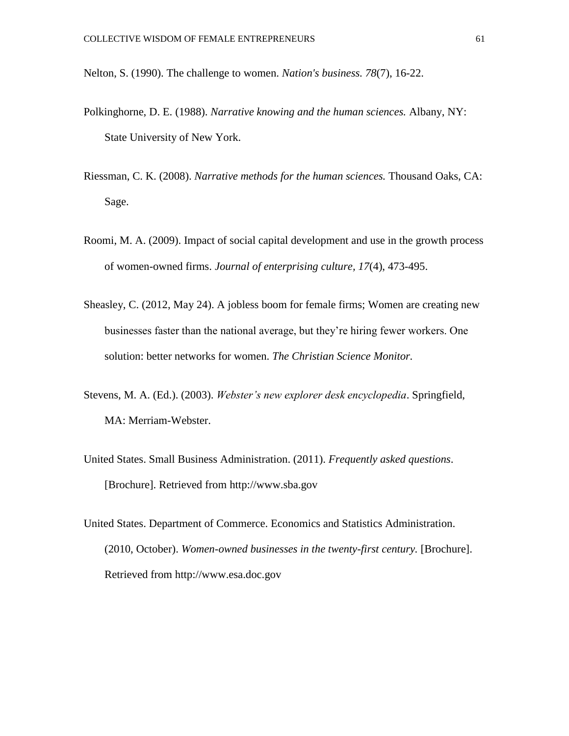Nelton, S. (1990). The challenge to women. *Nation's business. 78*(7), 16-22.

Polkinghorne, D. E. (1988). *Narrative knowing and the human sciences.* Albany, NY: State University of New York.

Riessman, C. K. (2008). *Narrative methods for the human sciences.* Thousand Oaks, CA: Sage.

Roomi, M. A. (2009). Impact of social capital development and use in the growth process of women-owned firms. *Journal of enterprising culture, 17*(4), 473-495.

Sheasley, C. (2012, May 24). A jobless boom for female firms; Women are creating new businesses faster than the national average, but they're hiring fewer workers. One solution: better networks for women. *The Christian Science Monitor.*

Stevens, M. A. (Ed.). (2003). *Webster's new explorer desk encyclopedia*. Springfield, MA: Merriam-Webster.

United States. Small Business Administration. (2011). *Frequently asked questions*. [Brochure]. Retrieved from http://www.sba.gov

United States. Department of Commerce. Economics and Statistics Administration. (2010, October). *Women-owned businesses in the twenty-first century.* [Brochure]. Retrieved from http://www.esa.doc.gov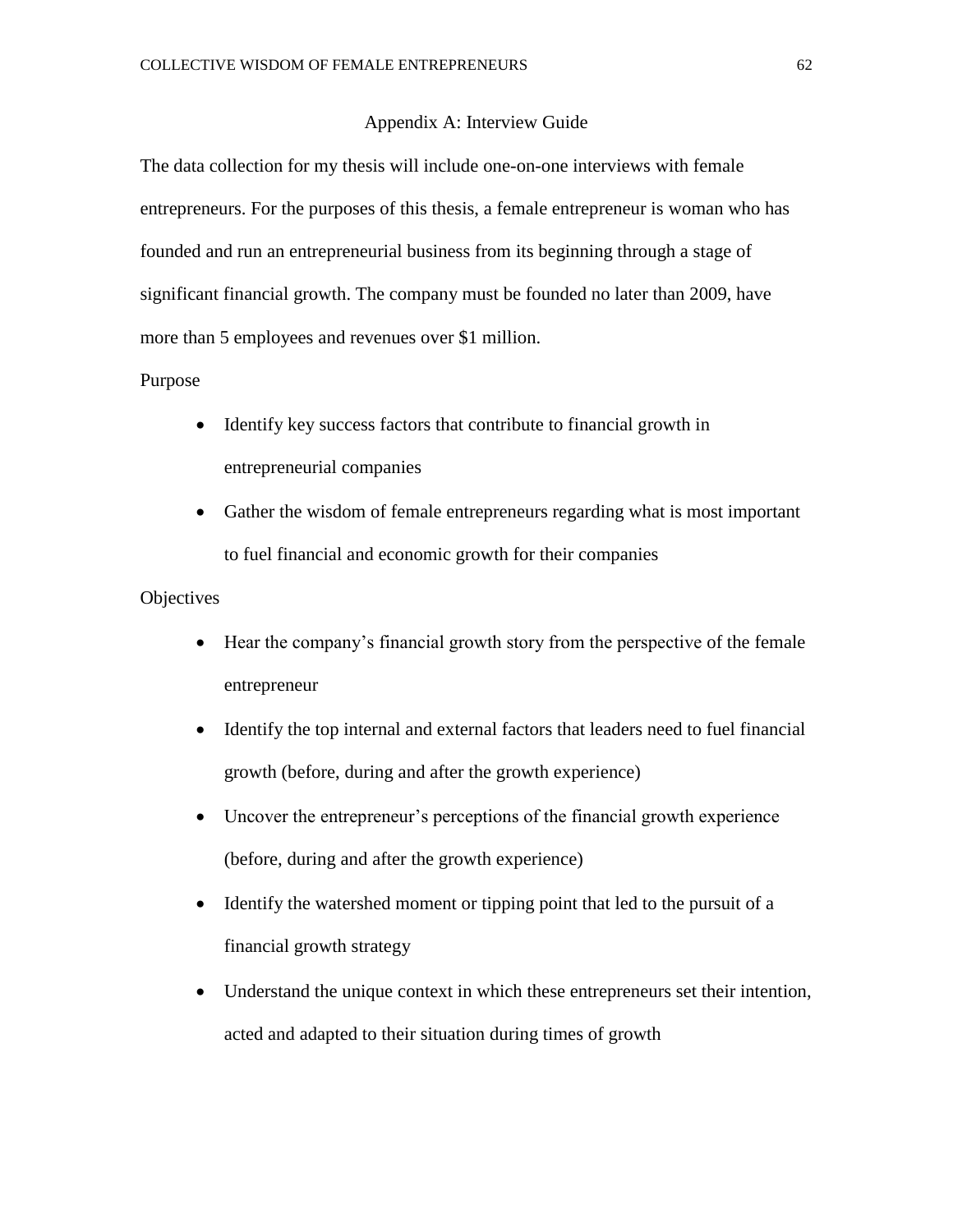# Appendix A: Interview Guide

The data collection for my thesis will include one-on-one interviews with female entrepreneurs. For the purposes of this thesis, a female entrepreneur is woman who has founded and run an entrepreneurial business from its beginning through a stage of significant financial growth. The company must be founded no later than 2009, have more than 5 employees and revenues over $1 million.

Purpose

- Identify key success factors that contribute to financial growth in entrepreneurial companies
- Gather the wisdom of female entrepreneurs regarding what is most important to fuel financial and economic growth for their companies

Objectives

- Hear the company's financial growth story from the perspective of the female entrepreneur
- Identify the top internal and external factors that leaders need to fuel financial growth (before, during and after the growth experience)
- Uncover the entrepreneur's perceptions of the financial growth experience (before, during and after the growth experience)
- Identify the watershed moment or tipping point that led to the pursuit of a financial growth strategy
- Understand the unique context in which these entrepreneurs set their intention, acted and adapted to their situation during times of growth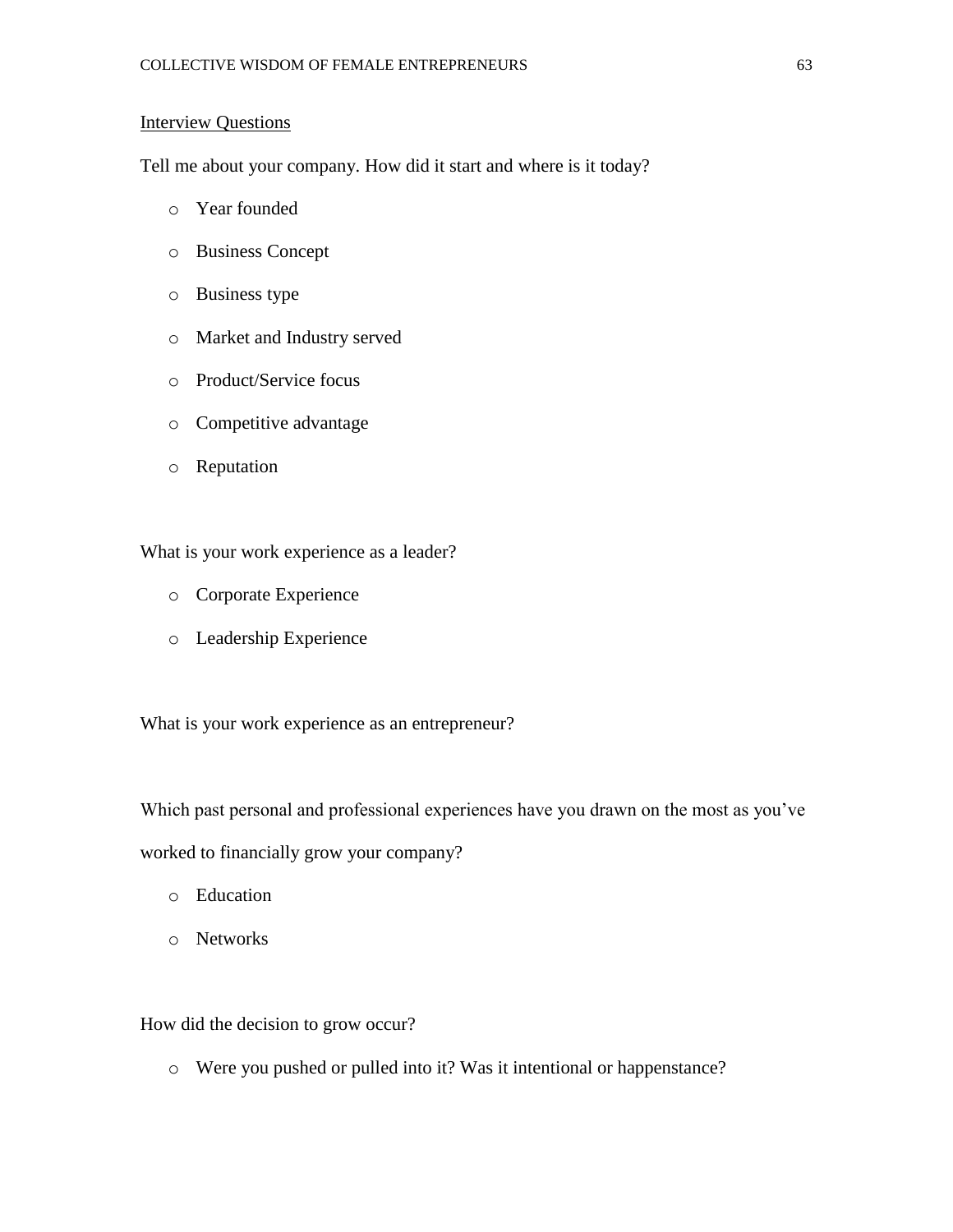Interview Questions

Tell me about your company. How did it start and where is it today?

- Year founded
- Business Concept
- Business type
- Market and Industry served
- Product/Service focus
- Competitive advantage
- Reputation

What is your work experience as a leader?

- Corporate Experience
- Leadership Experience

What is your work experience as an entrepreneur?

Which past personal and professional experiences have you drawn on the most as you've worked to financially grow your company?

- Education
- Networks

How did the decision to grow occur?

- Were you pushed or pulled into it? Was it intentional or happenstance?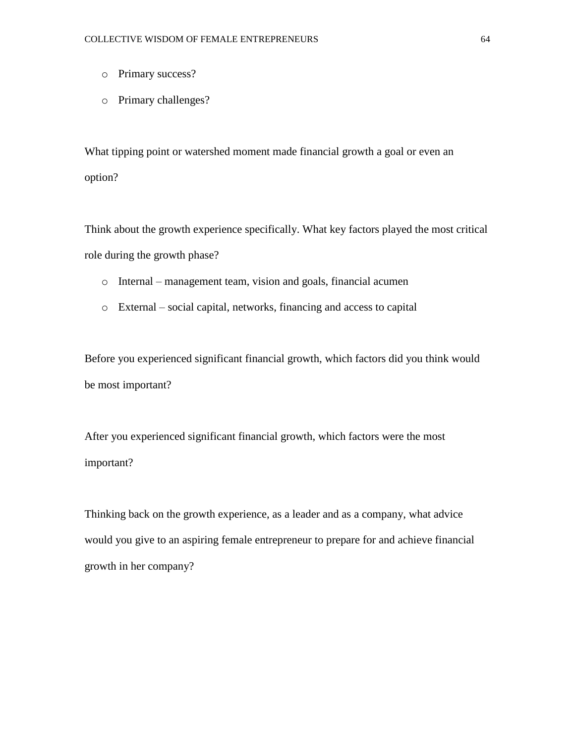- Primary success?
- Primary challenges?

What tipping point or watershed moment made financial growth a goal or even an option?

Think about the growth experience specifically. What key factors played the most critical role during the growth phase?

- Internal – management team, vision and goals, financial acumen
- External – social capital, networks, financing and access to capital

Before you experienced significant financial growth, which factors did you think would be most important?

After you experienced significant financial growth, which factors were the most important?

Thinking back on the growth experience, as a leader and as a company, what advice would you give to an aspiring female entrepreneur to prepare for and achieve financial growth in her company?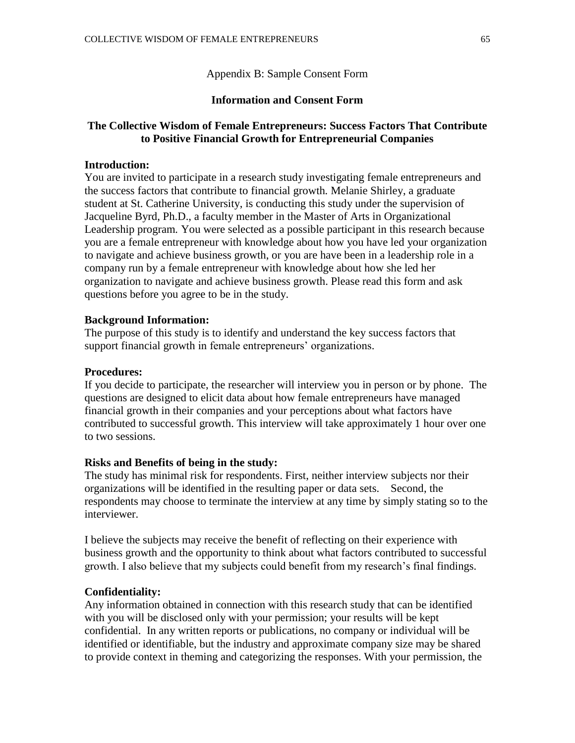Appendix B: Sample Consent Form

**Information and Consent Form**

**The Collective Wisdom of Female Entrepreneurs: Success Factors That Contribute to Positive Financial Growth for Entrepreneurial Companies**

**Introduction:**
You are invited to participate in a research study investigating female entrepreneurs and the success factors that contribute to financial growth. Melanie Shirley, a graduate student at St. Catherine University, is conducting this study under the supervision of Jacqueline Byrd, Ph.D., a faculty member in the Master of Arts in Organizational Leadership program. You were selected as a possible participant in this research because you are a female entrepreneur with knowledge about how you have led your organization to navigate and achieve business growth, or you are have been in a leadership role in a company run by a female entrepreneur with knowledge about how she led her organization to navigate and achieve business growth. Please read this form and ask questions before you agree to be in the study.

**Background Information:**
The purpose of this study is to identify and understand the key success factors that support financial growth in female entrepreneurs' organizations.

**Procedures:**
If you decide to participate, the researcher will interview you in person or by phone. The questions are designed to elicit data about how female entrepreneurs have managed financial growth in their companies and your perceptions about what factors have contributed to successful growth. This interview will take approximately 1 hour over one to two sessions.

**Risks and Benefits of being in the study:**
The study has minimal risk for respondents. First, neither interview subjects nor their organizations will be identified in the resulting paper or data sets. Second, the respondents may choose to terminate the interview at any time by simply stating so to the interviewer.

I believe the subjects may receive the benefit of reflecting on their experience with business growth and the opportunity to think about what factors contributed to successful growth. I also believe that my subjects could benefit from my research's final findings.

**Confidentiality:**
Any information obtained in connection with this research study that can be identified with you will be disclosed only with your permission; your results will be kept confidential. In any written reports or publications, no company or individual will be identified or identifiable, but the industry and approximate company size may be shared to provide context in theming and categorizing the responses. With your permission, the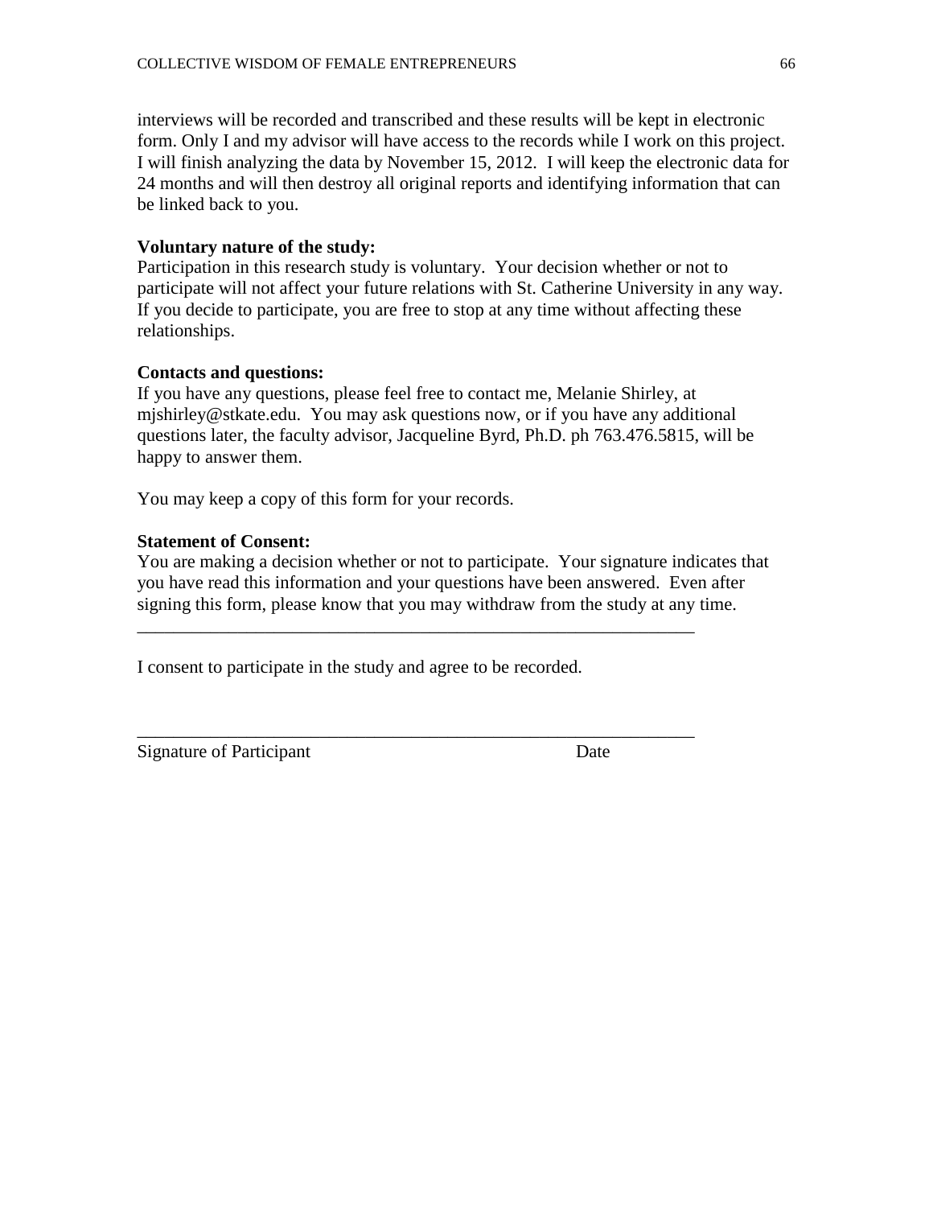interviews will be recorded and transcribed and these results will be kept in electronic form. Only I and my advisor will have access to the records while I work on this project. I will finish analyzing the data by November 15, 2012. I will keep the electronic data for 24 months and will then destroy all original reports and identifying information that can be linked back to you.

**Voluntary nature of the study:**
Participation in this research study is voluntary. Your decision whether or not to participate will not affect your future relations with St. Catherine University in any way. If you decide to participate, you are free to stop at any time without affecting these relationships.

**Contacts and questions:**
If you have any questions, please feel free to contact me, Melanie Shirley, at mjshirley@stkate.edu. You may ask questions now, or if you have any additional questions later, the faculty advisor, Jacqueline Byrd, Ph.D. ph 763.476.5815, will be happy to answer them.

You may keep a copy of this form for your records.

**Statement of Consent:**
You are making a decision whether or not to participate. Your signature indicates that you have read this information and your questions have been answered. Even after signing this form, please know that you may withdraw from the study at any time.

_______________________________________________________________

I consent to participate in the study and agree to be recorded.

_______________________________________________________________

Signature of Participant Date